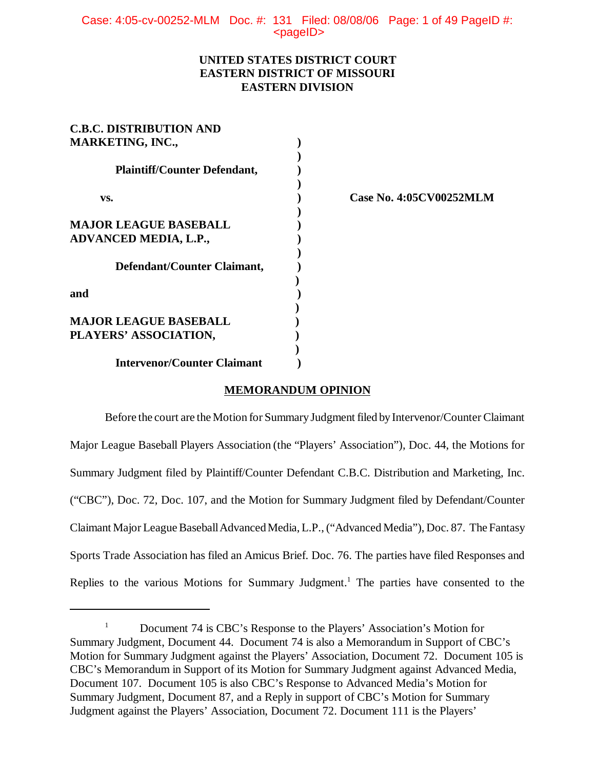**UNITED STATES DISTRICT COURT**
**EASTERN DISTRICT OF MISSOURI**
**EASTERN DIVISION**

| | | |
|---|---|---|
| **C.B.C. DISTRIBUTION AND MARKETING, INC.,** | ) | |
| **Plaintiff/Counter Defendant,** | ) | |
| **vs.** | ) | **Case No. 4:05CV00252MLM** |
| **MAJOR LEAGUE BASEBALL ADVANCED MEDIA, L.P.,** | ) | |
| **Defendant/Counter Claimant,** | ) | |
| **and** | ) | |
| **MAJOR LEAGUE BASEBALL PLAYERS' ASSOCIATION,** | ) | |
| **Intervenor/Counter Claimant** | ) | |

**MEMORANDUM OPINION**

Before the court are the Motion for Summary Judgment filed by Intervenor/Counter Claimant Major League Baseball Players Association (the "Players' Association"), Doc. 44, the Motions for Summary Judgment filed by Plaintiff/Counter Defendant C.B.C. Distribution and Marketing, Inc. ("CBC"), Doc. 72, Doc. 107, and the Motion for Summary Judgment filed by Defendant/Counter Claimant Major League Baseball Advanced Media, L.P., ("Advanced Media"), Doc. 87. The Fantasy Sports Trade Association has filed an Amicus Brief. Doc. 76. The parties have filed Responses and Replies to the various Motions for Summary Judgment.[1] The parties have consented to the

[1] Document 74 is CBC's Response to the Players' Association's Motion for Summary Judgment, Document 44. Document 74 is also a Memorandum in Support of CBC's Motion for Summary Judgment against the Players' Association, Document 72. Document 105 is CBC's Memorandum in Support of its Motion for Summary Judgment against Advanced Media, Document 107. Document 105 is also CBC's Response to Advanced Media's Motion for Summary Judgment, Document 87, and a Reply in support of CBC's Motion for Summary Judgment against the Players' Association, Document 72. Document 111 is the Players'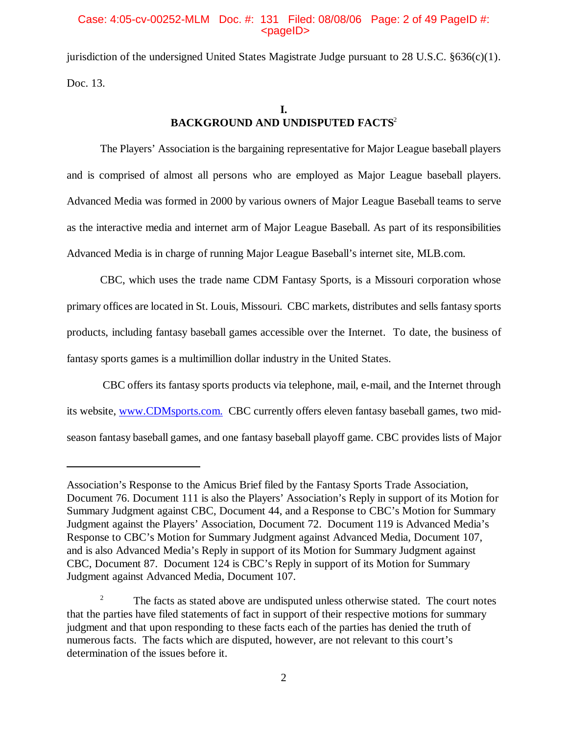jurisdiction of the undersigned United States Magistrate Judge pursuant to 28 U.S.C. §636(c)(1). Doc. 13.

## I.
## BACKGROUND AND UNDISPUTED FACTS[2]

The Players' Association is the bargaining representative for Major League baseball players and is comprised of almost all persons who are employed as Major League baseball players. Advanced Media was formed in 2000 by various owners of Major League Baseball teams to serve as the interactive media and internet arm of Major League Baseball. As part of its responsibilities Advanced Media is in charge of running Major League Baseball's internet site, MLB.com.

CBC, which uses the trade name CDM Fantasy Sports, is a Missouri corporation whose primary offices are located in St. Louis, Missouri. CBC markets, distributes and sells fantasy sports products, including fantasy baseball games accessible over the Internet. To date, the business of fantasy sports games is a multimillion dollar industry in the United States.

CBC offers its fantasy sports products via telephone, mail, e-mail, and the Internet through its website, www.CDMsports.com. CBC currently offers eleven fantasy baseball games, two mid-season fantasy baseball games, and one fantasy baseball playoff game. CBC provides lists of Major

---

Association's Response to the Amicus Brief filed by the Fantasy Sports Trade Association, Document 76. Document 111 is also the Players' Association's Reply in support of its Motion for Summary Judgment against CBC, Document 44, and a Response to CBC's Motion for Summary Judgment against the Players' Association, Document 72. Document 119 is Advanced Media's Response to CBC's Motion for Summary Judgment against Advanced Media, Document 107, and is also Advanced Media's Reply in support of its Motion for Summary Judgment against CBC, Document 87. Document 124 is CBC's Reply in support of its Motion for Summary Judgment against Advanced Media, Document 107.

[2] The facts as stated above are undisputed unless otherwise stated. The court notes that the parties have filed statements of fact in support of their respective motions for summary judgment and that upon responding to these facts each of the parties has denied the truth of numerous facts. The facts which are disputed, however, are not relevant to this court's determination of the issues before it.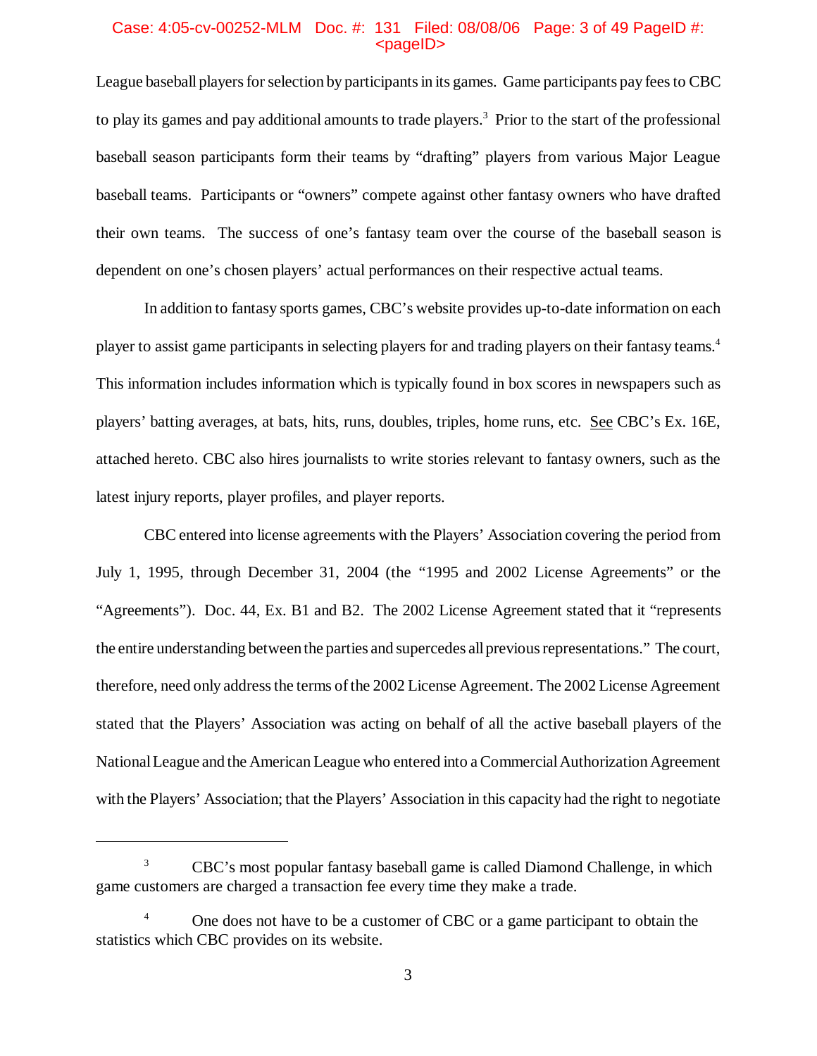League baseball players for selection by participants in its games. Game participants pay fees to CBC to play its games and pay additional amounts to trade players.[3] Prior to the start of the professional baseball season participants form their teams by "drafting" players from various Major League baseball teams. Participants or "owners" compete against other fantasy owners who have drafted their own teams. The success of one's fantasy team over the course of the baseball season is dependent on one's chosen players' actual performances on their respective actual teams.

In addition to fantasy sports games, CBC's website provides up-to-date information on each player to assist game participants in selecting players for and trading players on their fantasy teams.[4] This information includes information which is typically found in box scores in newspapers such as players' batting averages, at bats, hits, runs, doubles, triples, home runs, etc. See CBC's Ex. 16E, attached hereto. CBC also hires journalists to write stories relevant to fantasy owners, such as the latest injury reports, player profiles, and player reports.

CBC entered into license agreements with the Players' Association covering the period from July 1, 1995, through December 31, 2004 (the "1995 and 2002 License Agreements" or the "Agreements"). Doc. 44, Ex. B1 and B2. The 2002 License Agreement stated that it "represents the entire understanding between the parties and supercedes all previous representations." The court, therefore, need only address the terms of the 2002 License Agreement. The 2002 License Agreement stated that the Players' Association was acting on behalf of all the active baseball players of the National League and the American League who entered into a Commercial Authorization Agreement with the Players' Association; that the Players' Association in this capacity had the right to negotiate

---

[3] CBC's most popular fantasy baseball game is called Diamond Challenge, in which game customers are charged a transaction fee every time they make a trade.

[4] One does not have to be a customer of CBC or a game participant to obtain the statistics which CBC provides on its website.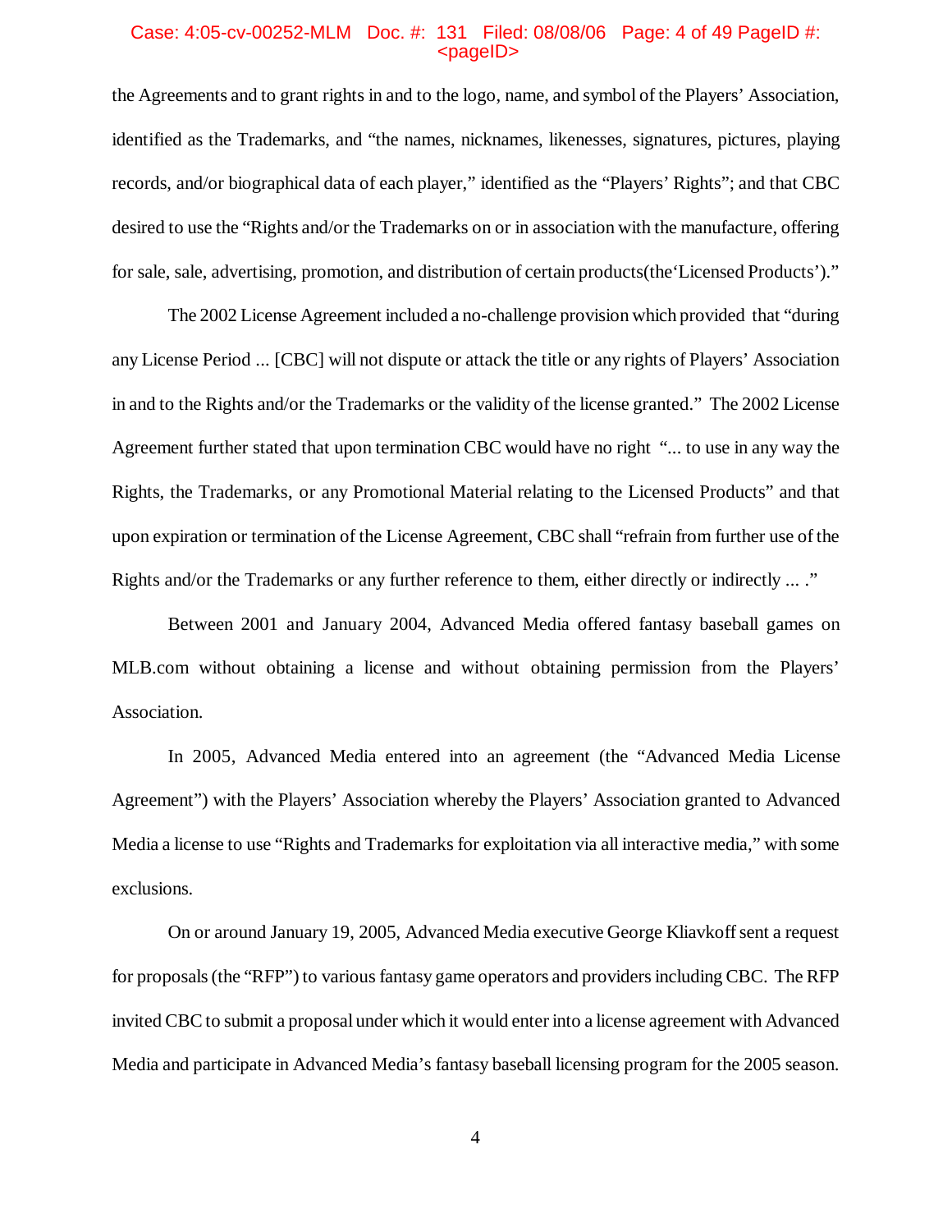the Agreements and to grant rights in and to the logo, name, and symbol of the Players' Association, identified as the Trademarks, and "the names, nicknames, likenesses, signatures, pictures, playing records, and/or biographical data of each player," identified as the "Players' Rights"; and that CBC desired to use the "Rights and/or the Trademarks on or in association with the manufacture, offering for sale, sale, advertising, promotion, and distribution of certain products(the'Licensed Products')."

The 2002 License Agreement included a no-challenge provision which provided that "during any License Period ... [CBC] will not dispute or attack the title or any rights of Players' Association in and to the Rights and/or the Trademarks or the validity of the license granted." The 2002 License Agreement further stated that upon termination CBC would have no right "... to use in any way the Rights, the Trademarks, or any Promotional Material relating to the Licensed Products" and that upon expiration or termination of the License Agreement, CBC shall "refrain from further use of the Rights and/or the Trademarks or any further reference to them, either directly or indirectly ... ."

Between 2001 and January 2004, Advanced Media offered fantasy baseball games on MLB.com without obtaining a license and without obtaining permission from the Players' Association.

In 2005, Advanced Media entered into an agreement (the "Advanced Media License Agreement") with the Players' Association whereby the Players' Association granted to Advanced Media a license to use "Rights and Trademarks for exploitation via all interactive media," with some exclusions.

On or around January 19, 2005, Advanced Media executive George Kliavkoff sent a request for proposals (the "RFP") to various fantasy game operators and providers including CBC. The RFP invited CBC to submit a proposal under which it would enter into a license agreement with Advanced Media and participate in Advanced Media's fantasy baseball licensing program for the 2005 season.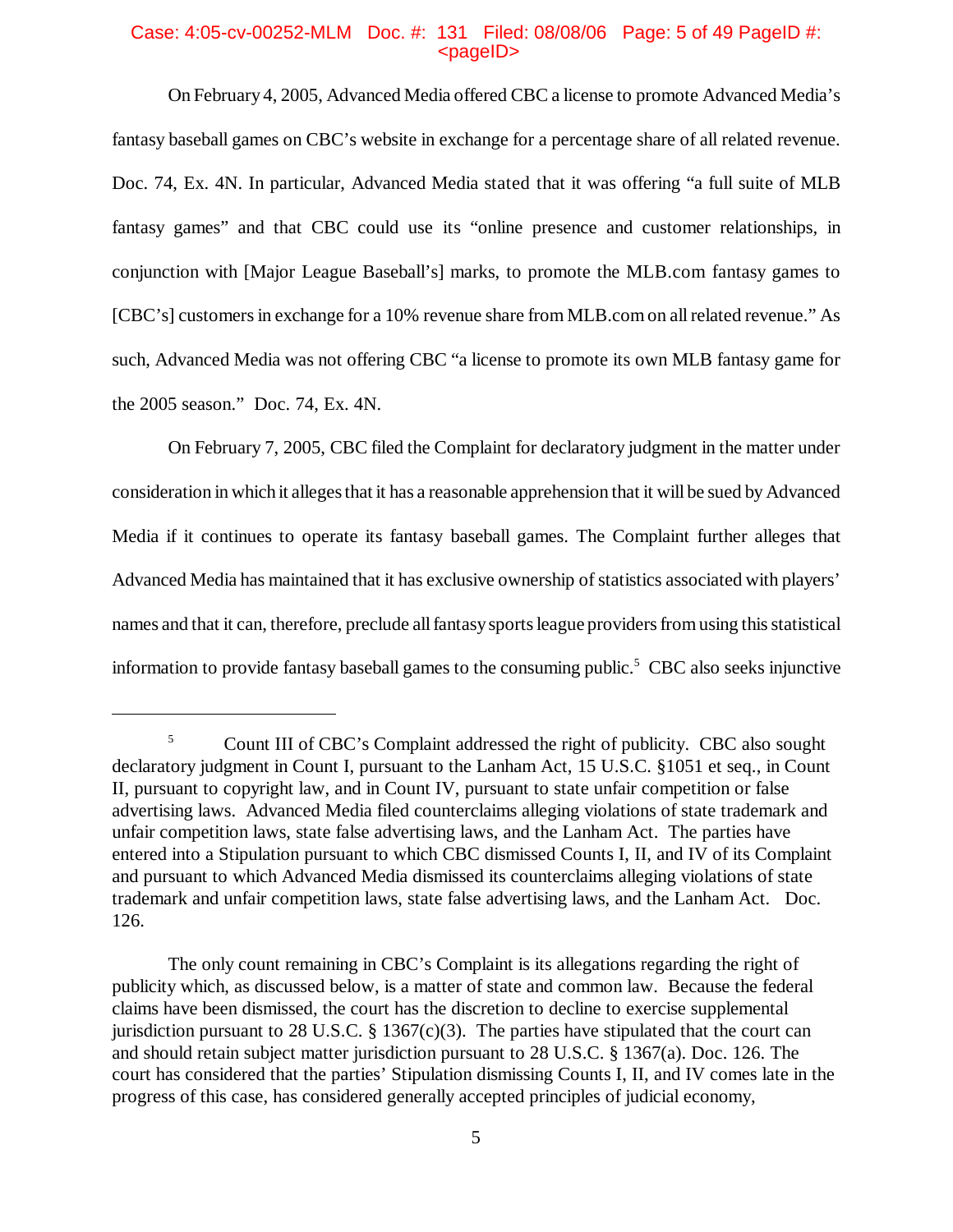On February 4, 2005, Advanced Media offered CBC a license to promote Advanced Media's fantasy baseball games on CBC's website in exchange for a percentage share of all related revenue. Doc. 74, Ex. 4N. In particular, Advanced Media stated that it was offering "a full suite of MLB fantasy games" and that CBC could use its "online presence and customer relationships, in conjunction with [Major League Baseball's] marks, to promote the MLB.com fantasy games to [CBC's] customers in exchange for a 10% revenue share from MLB.com on all related revenue." As such, Advanced Media was not offering CBC "a license to promote its own MLB fantasy game for the 2005 season." Doc. 74, Ex. 4N.

On February 7, 2005, CBC filed the Complaint for declaratory judgment in the matter under consideration in which it alleges that it has a reasonable apprehension that it will be sued by Advanced Media if it continues to operate its fantasy baseball games. The Complaint further alleges that Advanced Media has maintained that it has exclusive ownership of statistics associated with players' names and that it can, therefore, preclude all fantasy sports league providers from using this statistical information to provide fantasy baseball games to the consuming public.[5] CBC also seeks injunctive

---

[5] Count III of CBC's Complaint addressed the right of publicity. CBC also sought declaratory judgment in Count I, pursuant to the Lanham Act, 15 U.S.C. §1051 et seq., in Count II, pursuant to copyright law, and in Count IV, pursuant to state unfair competition or false advertising laws. Advanced Media filed counterclaims alleging violations of state trademark and unfair competition laws, state false advertising laws, and the Lanham Act. The parties have entered into a Stipulation pursuant to which CBC dismissed Counts I, II, and IV of its Complaint and pursuant to which Advanced Media dismissed its counterclaims alleging violations of state trademark and unfair competition laws, state false advertising laws, and the Lanham Act. Doc. 126.

The only count remaining in CBC's Complaint is its allegations regarding the right of publicity which, as discussed below, is a matter of state and common law. Because the federal claims have been dismissed, the court has the discretion to decline to exercise supplemental jurisdiction pursuant to 28 U.S.C. § 1367(c)(3). The parties have stipulated that the court can and should retain subject matter jurisdiction pursuant to 28 U.S.C. § 1367(a). Doc. 126. The court has considered that the parties' Stipulation dismissing Counts I, II, and IV comes late in the progress of this case, has considered generally accepted principles of judicial economy,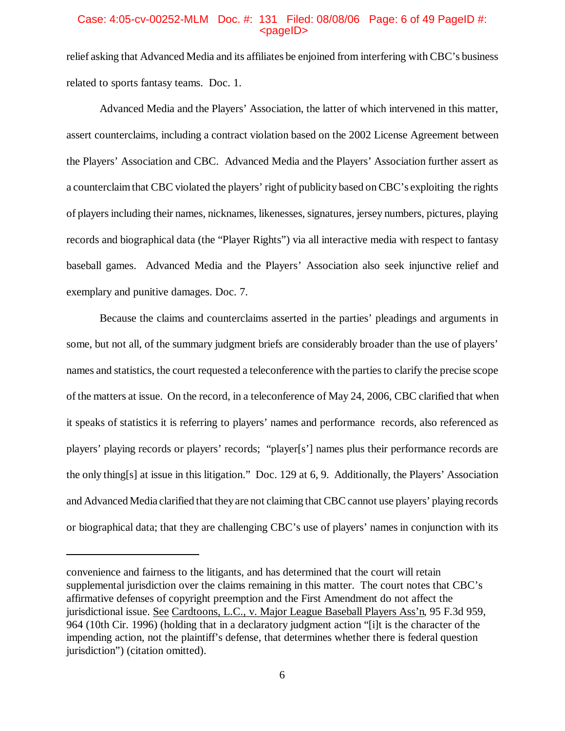relief asking that Advanced Media and its affiliates be enjoined from interfering with CBC's business related to sports fantasy teams. Doc. 1.

Advanced Media and the Players' Association, the latter of which intervened in this matter, assert counterclaims, including a contract violation based on the 2002 License Agreement between the Players' Association and CBC. Advanced Media and the Players' Association further assert as a counterclaim that CBC violated the players' right of publicity based on CBC's exploiting the rights of players including their names, nicknames, likenesses, signatures, jersey numbers, pictures, playing records and biographical data (the "Player Rights") via all interactive media with respect to fantasy baseball games. Advanced Media and the Players' Association also seek injunctive relief and exemplary and punitive damages. Doc. 7.

Because the claims and counterclaims asserted in the parties' pleadings and arguments in some, but not all, of the summary judgment briefs are considerably broader than the use of players' names and statistics, the court requested a teleconference with the parties to clarify the precise scope of the matters at issue. On the record, in a teleconference of May 24, 2006, CBC clarified that when it speaks of statistics it is referring to players' names and performance records, also referenced as players' playing records or players' records; "player[s'] names plus their performance records are the only thing[s] at issue in this litigation." Doc. 129 at 6, 9. Additionally, the Players' Association and Advanced Media clarified that they are not claiming that CBC cannot use players' playing records or biographical data; that they are challenging CBC's use of players' names in conjunction with its

---

convenience and fairness to the litigants, and has determined that the court will retain supplemental jurisdiction over the claims remaining in this matter. The court notes that CBC's affirmative defenses of copyright preemption and the First Amendment do not affect the jurisdictional issue. See Cardtoons, L.C., v. Major League Baseball Players Ass'n, 95 F.3d 959, 964 (10th Cir. 1996) (holding that in a declaratory judgment action "[i]t is the character of the impending action, not the plaintiff's defense, that determines whether there is federal question jurisdiction") (citation omitted).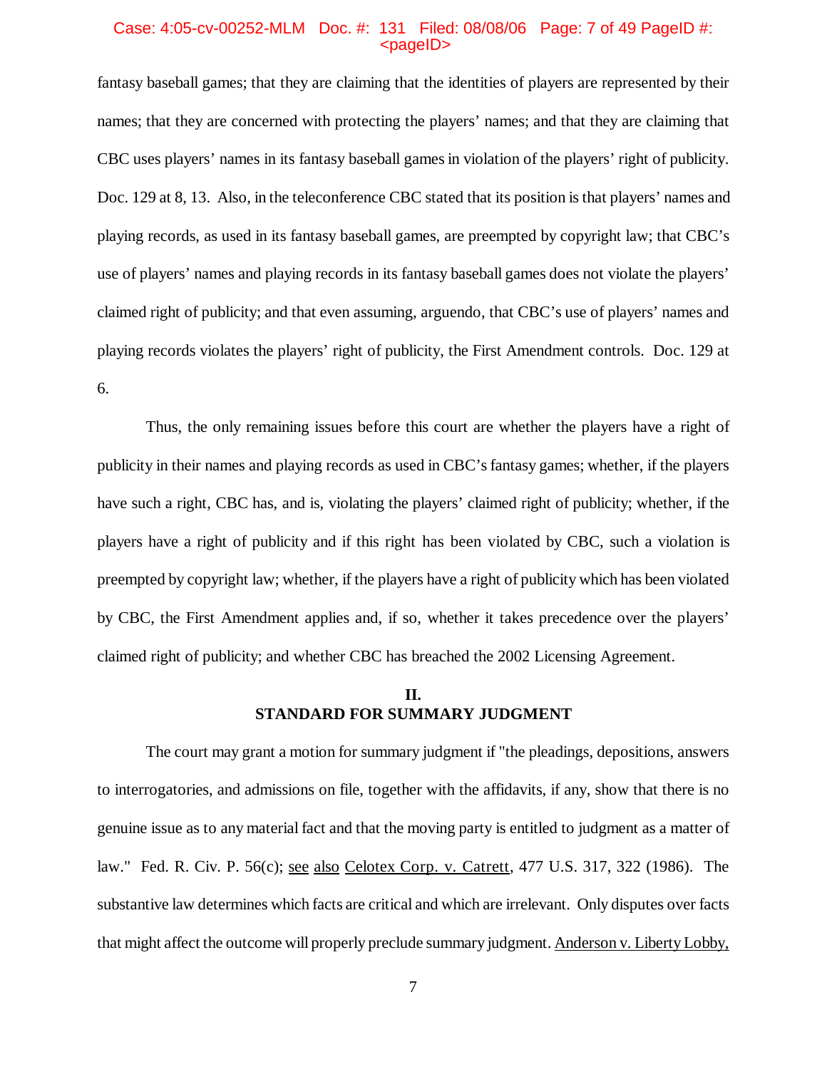fantasy baseball games; that they are claiming that the identities of players are represented by their names; that they are concerned with protecting the players' names; and that they are claiming that CBC uses players' names in its fantasy baseball games in violation of the players' right of publicity. Doc. 129 at 8, 13. Also, in the teleconference CBC stated that its position is that players' names and playing records, as used in its fantasy baseball games, are preempted by copyright law; that CBC's use of players' names and playing records in its fantasy baseball games does not violate the players' claimed right of publicity; and that even assuming, arguendo, that CBC's use of players' names and playing records violates the players' right of publicity, the First Amendment controls. Doc. 129 at 6.

Thus, the only remaining issues before this court are whether the players have a right of publicity in their names and playing records as used in CBC's fantasy games; whether, if the players have such a right, CBC has, and is, violating the players' claimed right of publicity; whether, if the players have a right of publicity and if this right has been violated by CBC, such a violation is preempted by copyright law; whether, if the players have a right of publicity which has been violated by CBC, the First Amendment applies and, if so, whether it takes precedence over the players' claimed right of publicity; and whether CBC has breached the 2002 Licensing Agreement.

## II.
## STANDARD FOR SUMMARY JUDGMENT

The court may grant a motion for summary judgment if "the pleadings, depositions, answers to interrogatories, and admissions on file, together with the affidavits, if any, show that there is no genuine issue as to any material fact and that the moving party is entitled to judgment as a matter of law." Fed. R. Civ. P. 56(c); see also Celotex Corp. v. Catrett, 477 U.S. 317, 322 (1986). The substantive law determines which facts are critical and which are irrelevant. Only disputes over facts that might affect the outcome will properly preclude summary judgment. Anderson v. Liberty Lobby,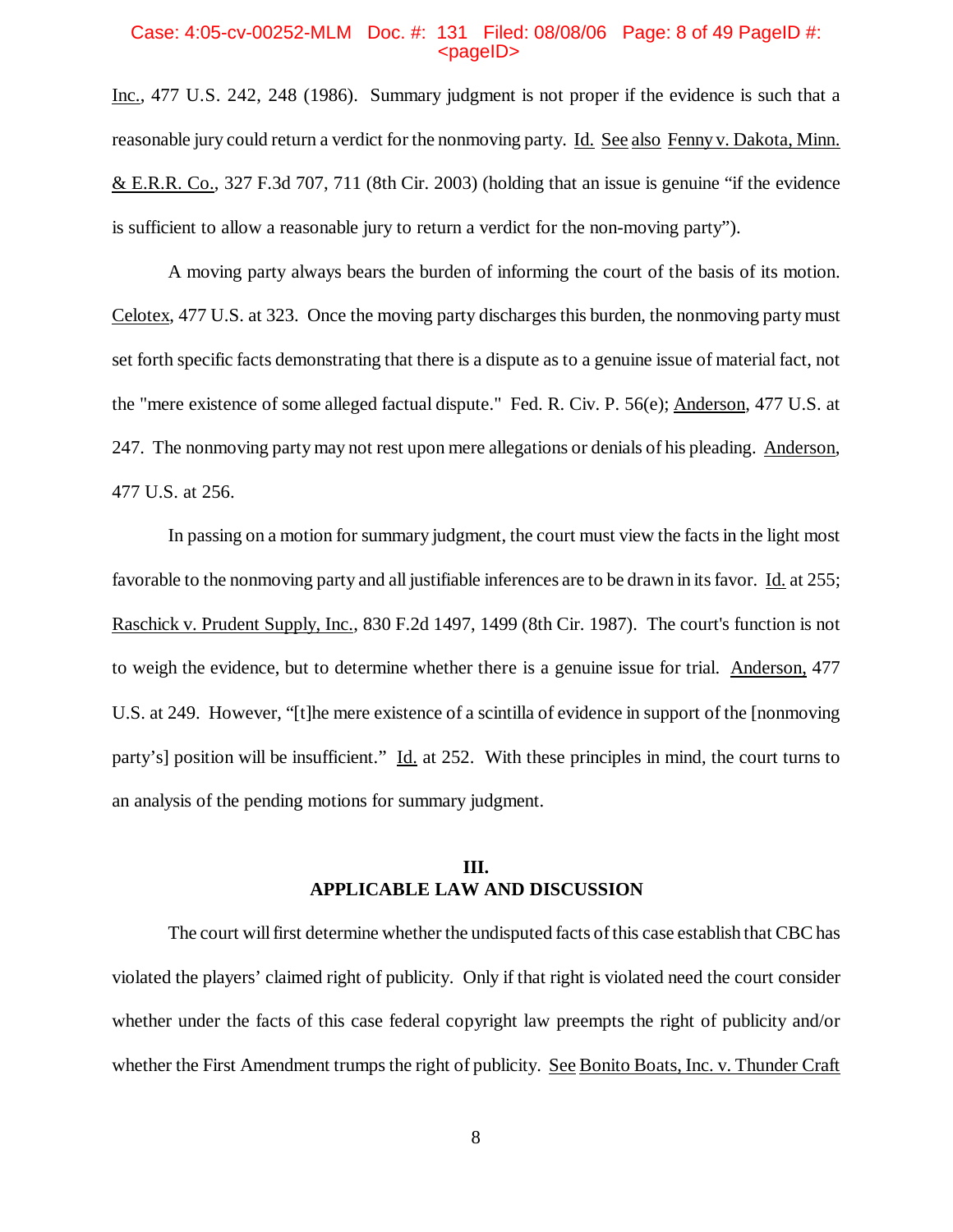Inc., 477 U.S. 242, 248 (1986). Summary judgment is not proper if the evidence is such that a reasonable jury could return a verdict for the nonmoving party. Id. See also Fenny v. Dakota, Minn. & E.R.R. Co., 327 F.3d 707, 711 (8th Cir. 2003) (holding that an issue is genuine "if the evidence is sufficient to allow a reasonable jury to return a verdict for the non-moving party").

A moving party always bears the burden of informing the court of the basis of its motion. Celotex, 477 U.S. at 323. Once the moving party discharges this burden, the nonmoving party must set forth specific facts demonstrating that there is a dispute as to a genuine issue of material fact, not the "mere existence of some alleged factual dispute." Fed. R. Civ. P. 56(e); Anderson, 477 U.S. at 247. The nonmoving party may not rest upon mere allegations or denials of his pleading. Anderson, 477 U.S. at 256.

In passing on a motion for summary judgment, the court must view the facts in the light most favorable to the nonmoving party and all justifiable inferences are to be drawn in its favor. Id. at 255; Raschick v. Prudent Supply, Inc., 830 F.2d 1497, 1499 (8th Cir. 1987). The court's function is not to weigh the evidence, but to determine whether there is a genuine issue for trial. Anderson, 477 U.S. at 249. However, "[t]he mere existence of a scintilla of evidence in support of the [nonmoving party's] position will be insufficient." Id. at 252. With these principles in mind, the court turns to an analysis of the pending motions for summary judgment.

## III.
## APPLICABLE LAW AND DISCUSSION

The court will first determine whether the undisputed facts of this case establish that CBC has violated the players' claimed right of publicity. Only if that right is violated need the court consider whether under the facts of this case federal copyright law preempts the right of publicity and/or whether the First Amendment trumps the right of publicity. See Bonito Boats, Inc. v. Thunder Craft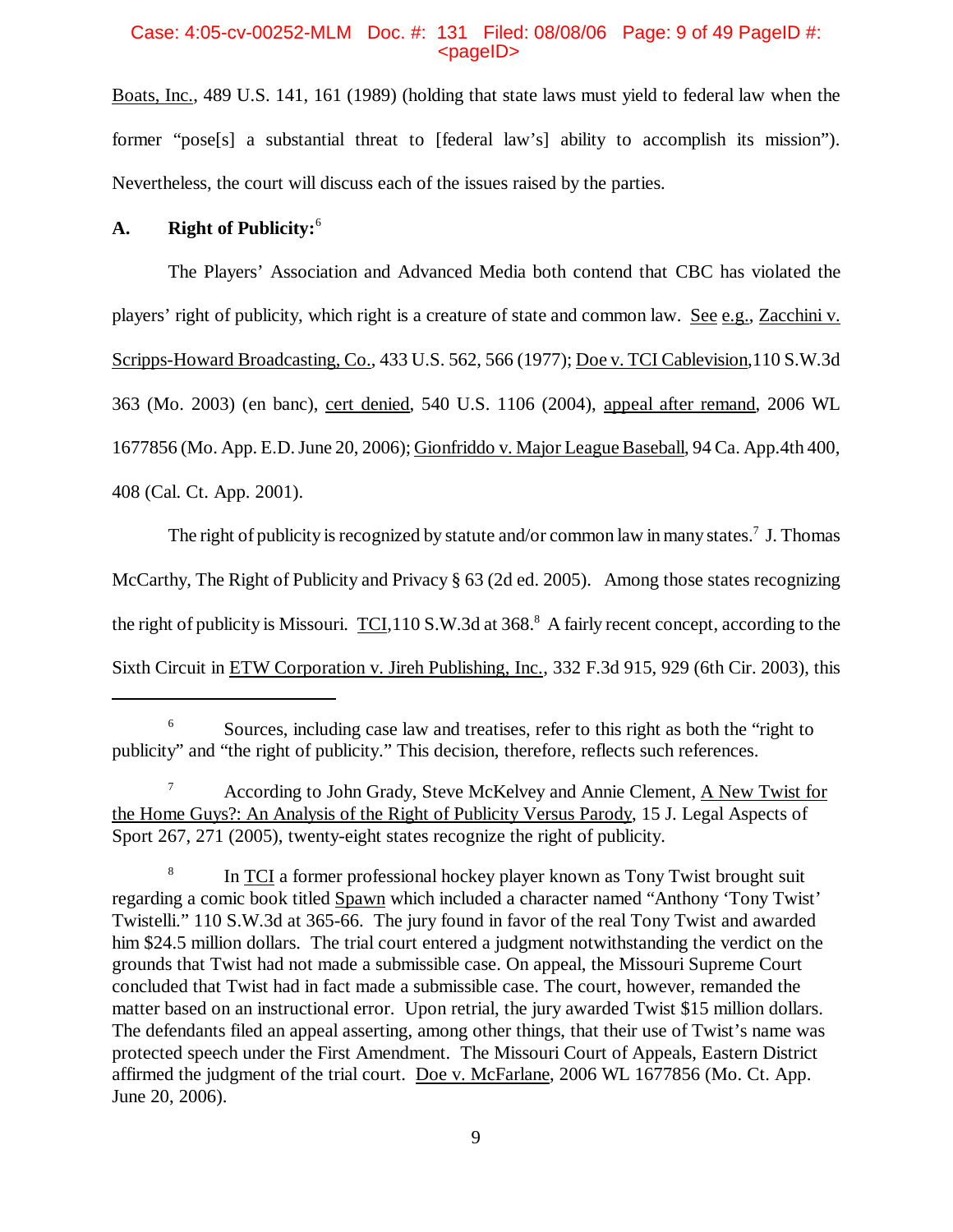Boats, Inc., 489 U.S. 141, 161 (1989) (holding that state laws must yield to federal law when the former "pose[s] a substantial threat to [federal law's] ability to accomplish its mission"). Nevertheless, the court will discuss each of the issues raised by the parties.

## A. Right of Publicity:[6]

The Players' Association and Advanced Media both contend that CBC has violated the players' right of publicity, which right is a creature of state and common law. See e.g., Zacchini v. Scripps-Howard Broadcasting, Co., 433 U.S. 562, 566 (1977); Doe v. TCI Cablevision,110 S.W.3d 363 (Mo. 2003) (en banc), cert denied, 540 U.S. 1106 (2004), appeal after remand, 2006 WL 1677856 (Mo. App. E.D. June 20, 2006); Gionfriddo v. Major League Baseball, 94 Ca. App.4th 400, 408 (Cal. Ct. App. 2001).

The right of publicity is recognized by statute and/or common law in many states.[7] J. Thomas McCarthy, The Right of Publicity and Privacy § 63 (2d ed. 2005). Among those states recognizing the right of publicity is Missouri. TCI,110 S.W.3d at 368.[8] A fairly recent concept, according to the Sixth Circuit in ETW Corporation v. Jireh Publishing, Inc., 332 F.3d 915, 929 (6th Cir. 2003), this

---

[6] Sources, including case law and treatises, refer to this right as both the "right to publicity" and "the right of publicity." This decision, therefore, reflects such references.

[7] According to John Grady, Steve McKelvey and Annie Clement, A New Twist for the Home Guys?: An Analysis of the Right of Publicity Versus Parody, 15 J. Legal Aspects of Sport 267, 271 (2005), twenty-eight states recognize the right of publicity.

[8] In TCI a former professional hockey player known as Tony Twist brought suit regarding a comic book titled Spawn which included a character named "Anthony 'Tony Twist' Twistelli." 110 S.W.3d at 365-66. The jury found in favor of the real Tony Twist and awarded him $24.5 million dollars. The trial court entered a judgment notwithstanding the verdict on the grounds that Twist had not made a submissible case. On appeal, the Missouri Supreme Court concluded that Twist had in fact made a submissible case. The court, however, remanded the matter based on an instructional error. Upon retrial, the jury awarded Twist $15 million dollars. The defendants filed an appeal asserting, among other things, that their use of Twist's name was protected speech under the First Amendment. The Missouri Court of Appeals, Eastern District affirmed the judgment of the trial court. Doe v. McFarlane, 2006 WL 1677856 (Mo. Ct. App. June 20, 2006).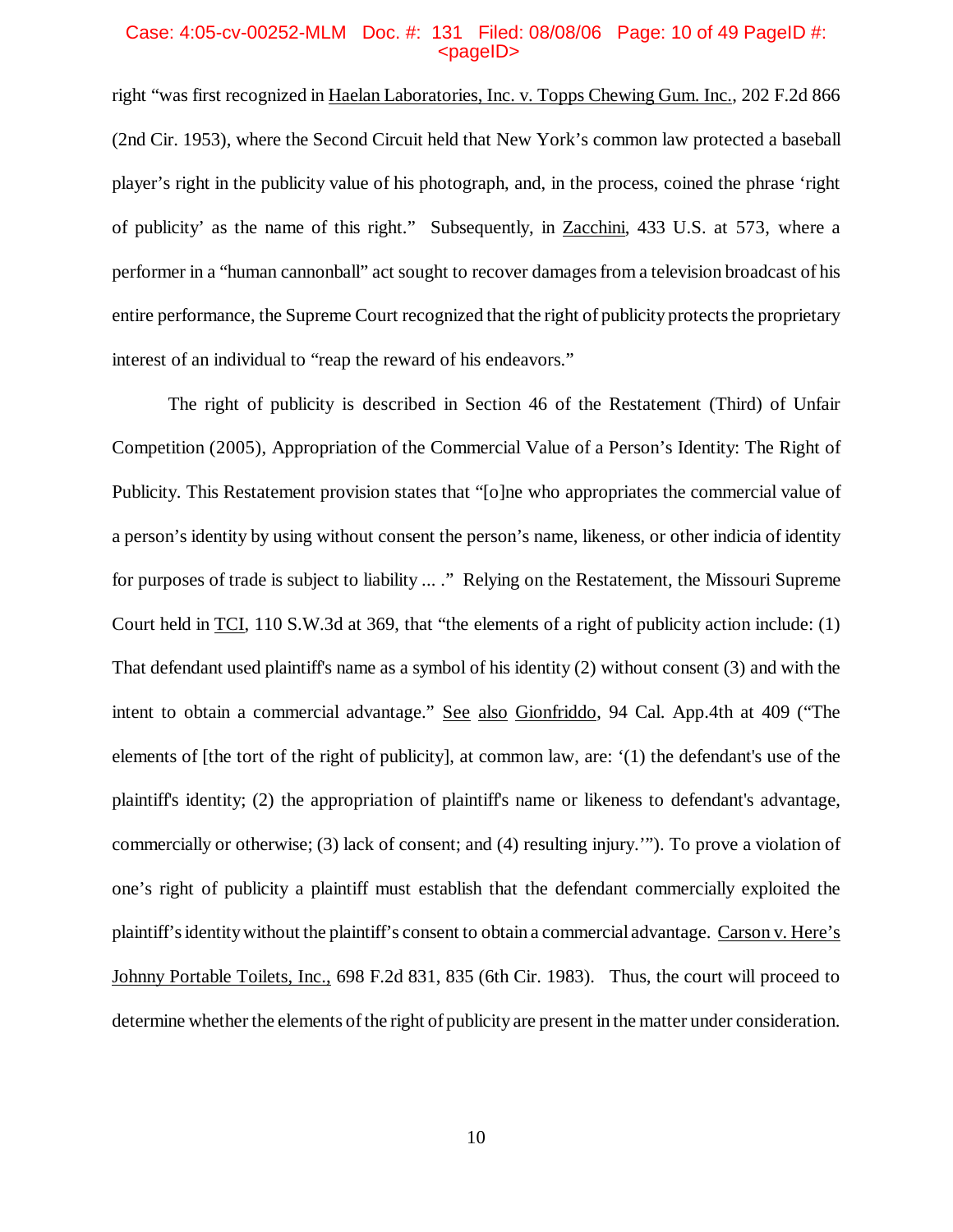right "was first recognized in Haelan Laboratories, Inc. v. Topps Chewing Gum. Inc., 202 F.2d 866 (2nd Cir. 1953), where the Second Circuit held that New York's common law protected a baseball player's right in the publicity value of his photograph, and, in the process, coined the phrase 'right of publicity' as the name of this right." Subsequently, in Zacchini, 433 U.S. at 573, where a performer in a "human cannonball" act sought to recover damages from a television broadcast of his entire performance, the Supreme Court recognized that the right of publicity protects the proprietary interest of an individual to "reap the reward of his endeavors."

The right of publicity is described in Section 46 of the Restatement (Third) of Unfair Competition (2005), Appropriation of the Commercial Value of a Person's Identity: The Right of Publicity. This Restatement provision states that "[o]ne who appropriates the commercial value of a person's identity by using without consent the person's name, likeness, or other indicia of identity for purposes of trade is subject to liability ... ." Relying on the Restatement, the Missouri Supreme Court held in TCI, 110 S.W.3d at 369, that "the elements of a right of publicity action include: (1) That defendant used plaintiff's name as a symbol of his identity (2) without consent (3) and with the intent to obtain a commercial advantage." See also Gionfriddo, 94 Cal. App.4th at 409 ("The elements of [the tort of the right of publicity], at common law, are: '(1) the defendant's use of the plaintiff's identity; (2) the appropriation of plaintiff's name or likeness to defendant's advantage, commercially or otherwise; (3) lack of consent; and (4) resulting injury.'"). To prove a violation of one's right of publicity a plaintiff must establish that the defendant commercially exploited the plaintiff's identity without the plaintiff's consent to obtain a commercial advantage. Carson v. Here's Johnny Portable Toilets, Inc., 698 F.2d 831, 835 (6th Cir. 1983). Thus, the court will proceed to determine whether the elements of the right of publicity are present in the matter under consideration.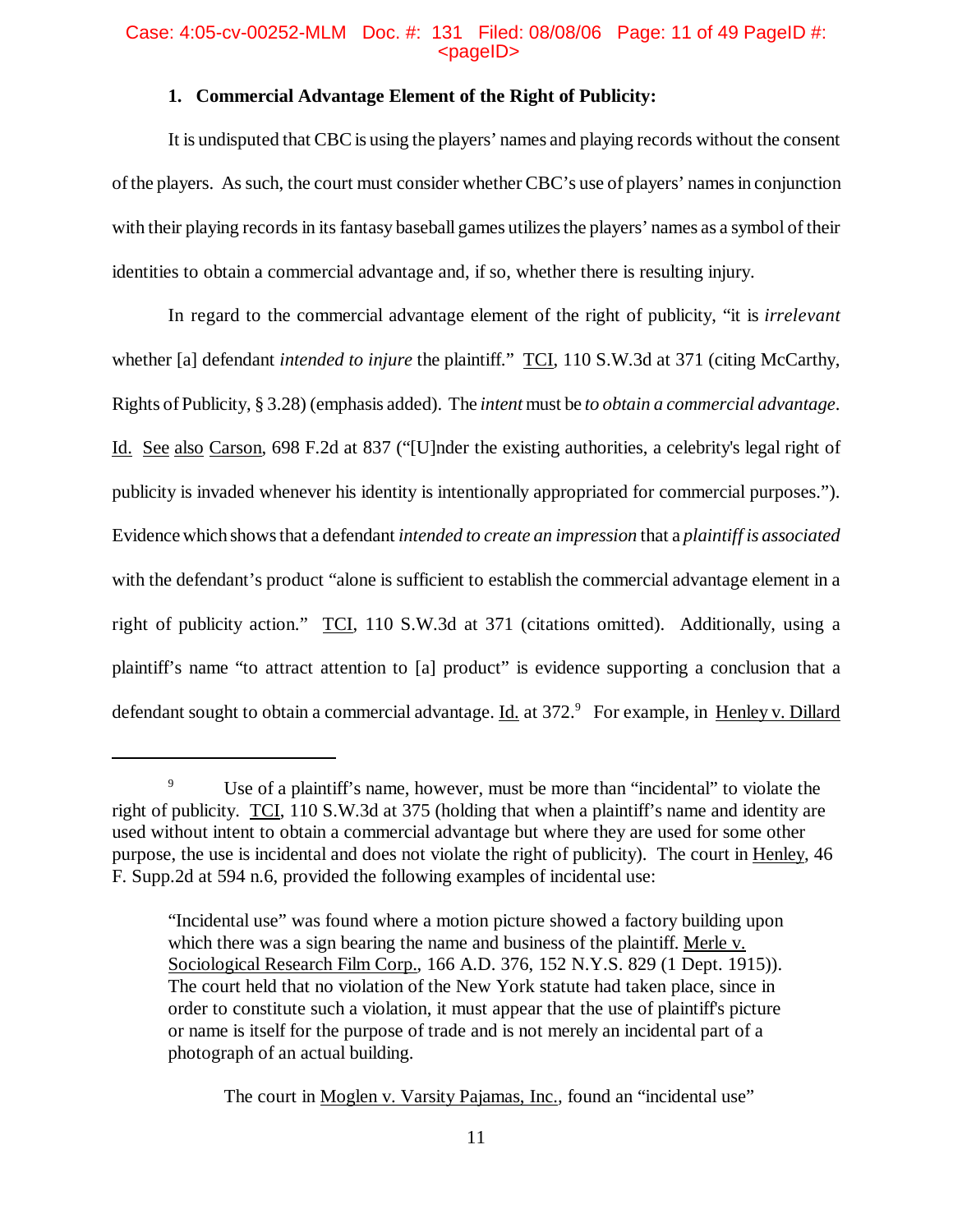**1. Commercial Advantage Element of the Right of Publicity:**

It is undisputed that CBC is using the players' names and playing records without the consent of the players. As such, the court must consider whether CBC's use of players' names in conjunction with their playing records in its fantasy baseball games utilizes the players' names as a symbol of their identities to obtain a commercial advantage and, if so, whether there is resulting injury.

In regard to the commercial advantage element of the right of publicity, "it is *irrelevant* whether [a] defendant *intended to injure* the plaintiff." TCI, 110 S.W.3d at 371 (citing McCarthy, Rights of Publicity, § 3.28) (emphasis added). The *intent* must be *to obtain a commercial advantage*. Id. See also Carson, 698 F.2d at 837 ("[U]nder the existing authorities, a celebrity's legal right of publicity is invaded whenever his identity is intentionally appropriated for commercial purposes."). Evidence which shows that a defendant *intended to create an impression* that a *plaintiff is associated* with the defendant's product "alone is sufficient to establish the commercial advantage element in a right of publicity action." TCI, 110 S.W.3d at 371 (citations omitted). Additionally, using a plaintiff's name "to attract attention to [a] product" is evidence supporting a conclusion that a defendant sought to obtain a commercial advantage. Id. at 372.[9] For example, in Henley v. Dillard

[9] Use of a plaintiff's name, however, must be more than "incidental" to violate the right of publicity. TCI, 110 S.W.3d at 375 (holding that when a plaintiff's name and identity are used without intent to obtain a commercial advantage but where they are used for some other purpose, the use is incidental and does not violate the right of publicity). The court in Henley, 46 F. Supp.2d at 594 n.6, provided the following examples of incidental use:

> "Incidental use" was found where a motion picture showed a factory building upon which there was a sign bearing the name and business of the plaintiff. Merle v. Sociological Research Film Corp., 166 A.D. 376, 152 N.Y.S. 829 (1 Dept. 1915)). The court held that no violation of the New York statute had taken place, since in order to constitute such a violation, it must appear that the use of plaintiff's picture or name is itself for the purpose of trade and is not merely an incidental part of a photograph of an actual building.

The court in Moglen v. Varsity Pajamas, Inc., found an "incidental use"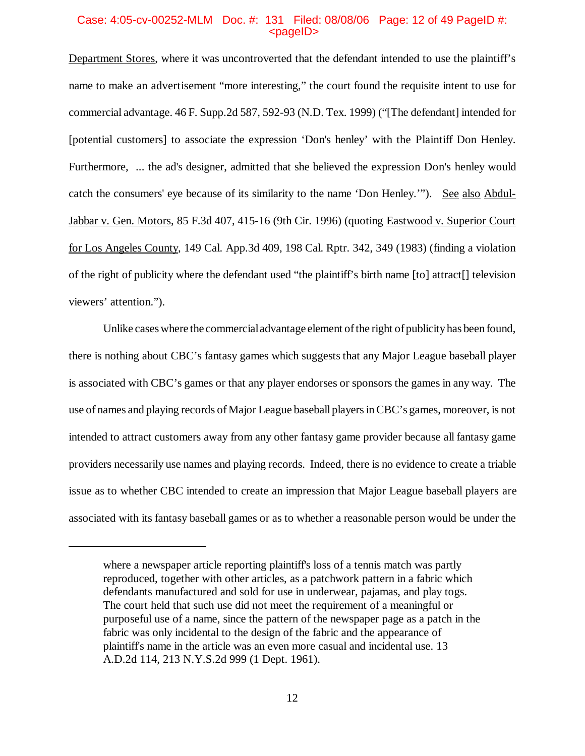Department Stores, where it was uncontroverted that the defendant intended to use the plaintiff's name to make an advertisement "more interesting," the court found the requisite intent to use for commercial advantage. 46 F. Supp.2d 587, 592-93 (N.D. Tex. 1999) ("[The defendant] intended for [potential customers] to associate the expression 'Don's henley' with the Plaintiff Don Henley. Furthermore, ... the ad's designer, admitted that she believed the expression Don's henley would catch the consumers' eye because of its similarity to the name 'Don Henley.'"). See also Abdul-Jabbar v. Gen. Motors, 85 F.3d 407, 415-16 (9th Cir. 1996) (quoting Eastwood v. Superior Court for Los Angeles County, 149 Cal. App.3d 409, 198 Cal. Rptr. 342, 349 (1983) (finding a violation of the right of publicity where the defendant used "the plaintiff's birth name [to] attract[] television viewers' attention.").

Unlike cases where the commercial advantage element of the right of publicity has been found, there is nothing about CBC's fantasy games which suggests that any Major League baseball player is associated with CBC's games or that any player endorses or sponsors the games in any way. The use of names and playing records of Major League baseball players in CBC's games, moreover, is not intended to attract customers away from any other fantasy game provider because all fantasy game providers necessarily use names and playing records. Indeed, there is no evidence to create a triable issue as to whether CBC intended to create an impression that Major League baseball players are associated with its fantasy baseball games or as to whether a reasonable person would be under the

---

where a newspaper article reporting plaintiff's loss of a tennis match was partly reproduced, together with other articles, as a patchwork pattern in a fabric which defendants manufactured and sold for use in underwear, pajamas, and play togs. The court held that such use did not meet the requirement of a meaningful or purposeful use of a name, since the pattern of the newspaper page as a patch in the fabric was only incidental to the design of the fabric and the appearance of plaintiff's name in the article was an even more casual and incidental use. 13 A.D.2d 114, 213 N.Y.S.2d 999 (1 Dept. 1961).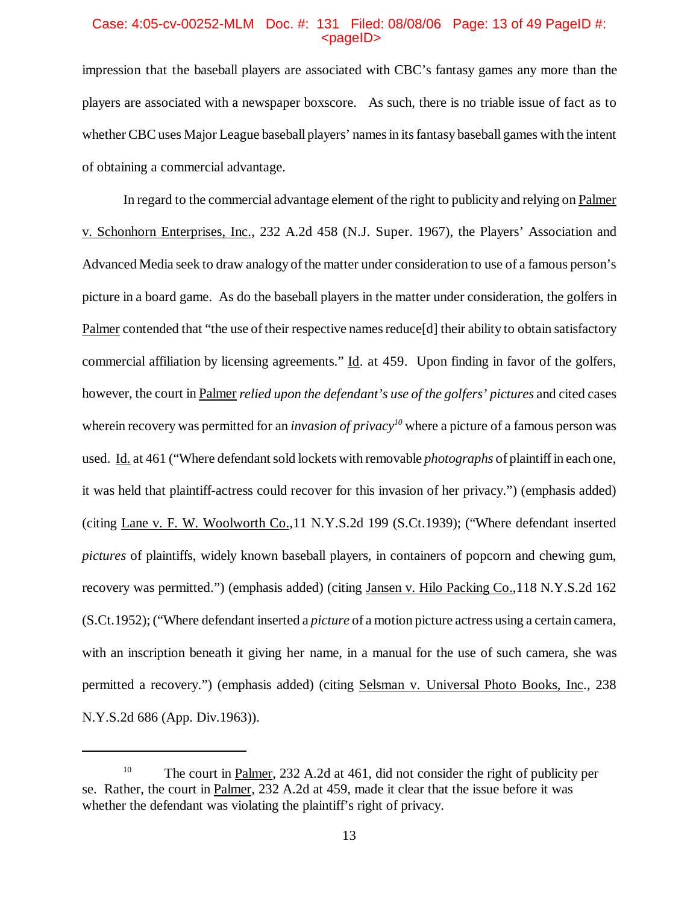impression that the baseball players are associated with CBC's fantasy games any more than the players are associated with a newspaper boxscore. As such, there is no triable issue of fact as to whether CBC uses Major League baseball players' names in its fantasy baseball games with the intent of obtaining a commercial advantage.

In regard to the commercial advantage element of the right to publicity and relying on Palmer v. Schonhorn Enterprises, Inc., 232 A.2d 458 (N.J. Super. 1967), the Players' Association and Advanced Media seek to draw analogy of the matter under consideration to use of a famous person's picture in a board game. As do the baseball players in the matter under consideration, the golfers in Palmer contended that "the use of their respective names reduce[d] their ability to obtain satisfactory commercial affiliation by licensing agreements." Id. at 459. Upon finding in favor of the golfers, however, the court in Palmer *relied upon the defendant's use of the golfers' pictures* and cited cases wherein recovery was permitted for an *invasion of privacy*[10] where a picture of a famous person was used. Id. at 461 ("Where defendant sold lockets with removable *photographs* of plaintiff in each one, it was held that plaintiff-actress could recover for this invasion of her privacy.") (emphasis added) (citing Lane v. F. W. Woolworth Co.,11 N.Y.S.2d 199 (S.Ct.1939); ("Where defendant inserted *pictures* of plaintiffs, widely known baseball players, in containers of popcorn and chewing gum, recovery was permitted.") (emphasis added) (citing Jansen v. Hilo Packing Co.,118 N.Y.S.2d 162 (S.Ct.1952); ("Where defendant inserted a *picture* of a motion picture actress using a certain camera, with an inscription beneath it giving her name, in a manual for the use of such camera, she was permitted a recovery.") (emphasis added) (citing Selsman v. Universal Photo Books, Inc., 238 N.Y.S.2d 686 (App. Div.1963)).

---

[10] The court in Palmer, 232 A.2d at 461, did not consider the right of publicity per se. Rather, the court in Palmer, 232 A.2d at 459, made it clear that the issue before it was whether the defendant was violating the plaintiff's right of privacy.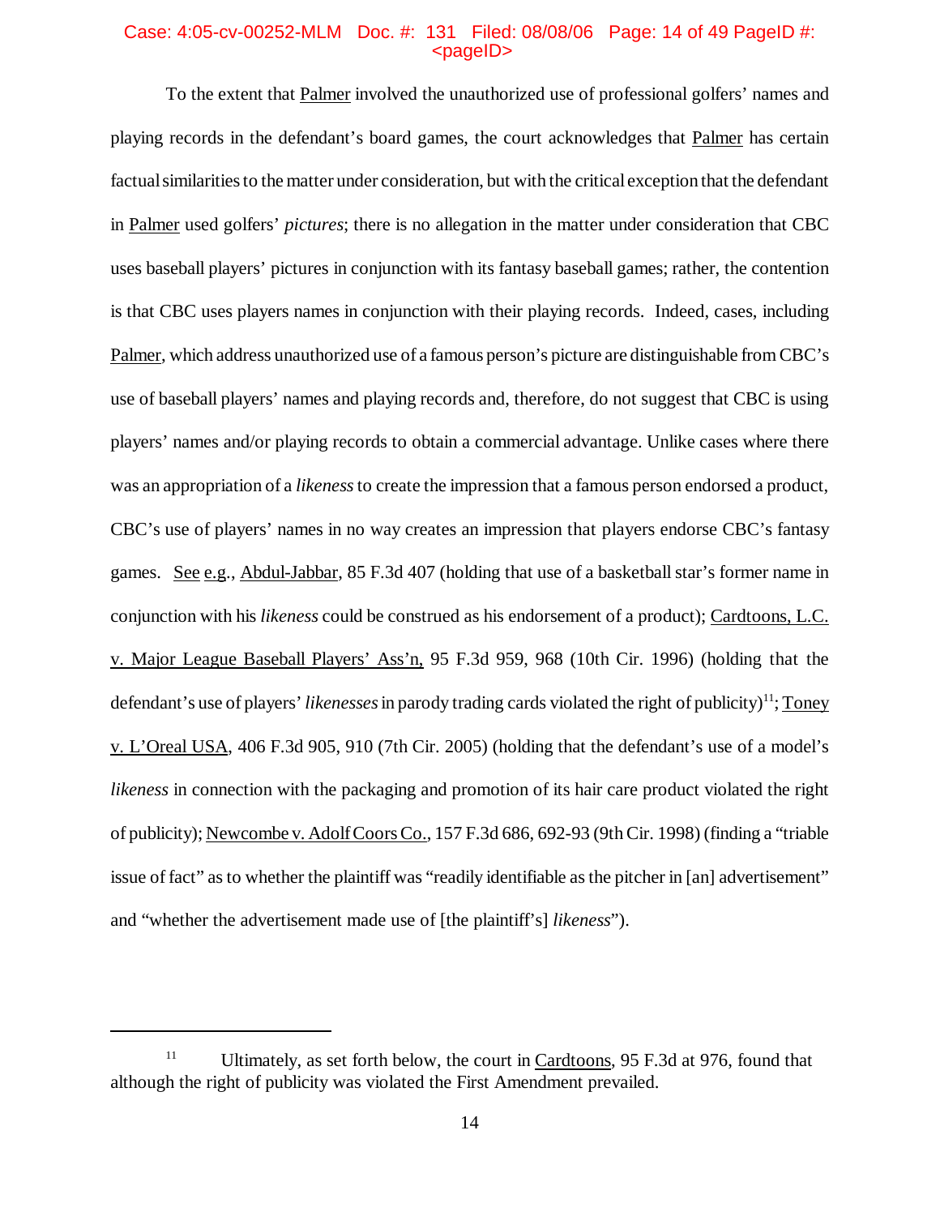To the extent that Palmer involved the unauthorized use of professional golfers' names and playing records in the defendant's board games, the court acknowledges that Palmer has certain factual similarities to the matter under consideration, but with the critical exception that the defendant in Palmer used golfers' *pictures*; there is no allegation in the matter under consideration that CBC uses baseball players' pictures in conjunction with its fantasy baseball games; rather, the contention is that CBC uses players names in conjunction with their playing records. Indeed, cases, including Palmer, which address unauthorized use of a famous person's picture are distinguishable from CBC's use of baseball players' names and playing records and, therefore, do not suggest that CBC is using players' names and/or playing records to obtain a commercial advantage. Unlike cases where there was an appropriation of a *likeness* to create the impression that a famous person endorsed a product, CBC's use of players' names in no way creates an impression that players endorse CBC's fantasy games. See e.g., Abdul-Jabbar, 85 F.3d 407 (holding that use of a basketball star's former name in conjunction with his *likeness* could be construed as his endorsement of a product); Cardtoons, L.C. v. Major League Baseball Players' Ass'n, 95 F.3d 959, 968 (10th Cir. 1996) (holding that the defendant's use of players' *likenesses* in parody trading cards violated the right of publicity)[11]; Toney v. L'Oreal USA, 406 F.3d 905, 910 (7th Cir. 2005) (holding that the defendant's use of a model's *likeness* in connection with the packaging and promotion of its hair care product violated the right of publicity); Newcombe v. Adolf Coors Co., 157 F.3d 686, 692-93 (9th Cir. 1998) (finding a "triable issue of fact" as to whether the plaintiff was "readily identifiable as the pitcher in [an] advertisement" and "whether the advertisement made use of [the plaintiff's] *likeness*").

---

[11] Ultimately, as set forth below, the court in Cardtoons, 95 F.3d at 976, found that although the right of publicity was violated the First Amendment prevailed.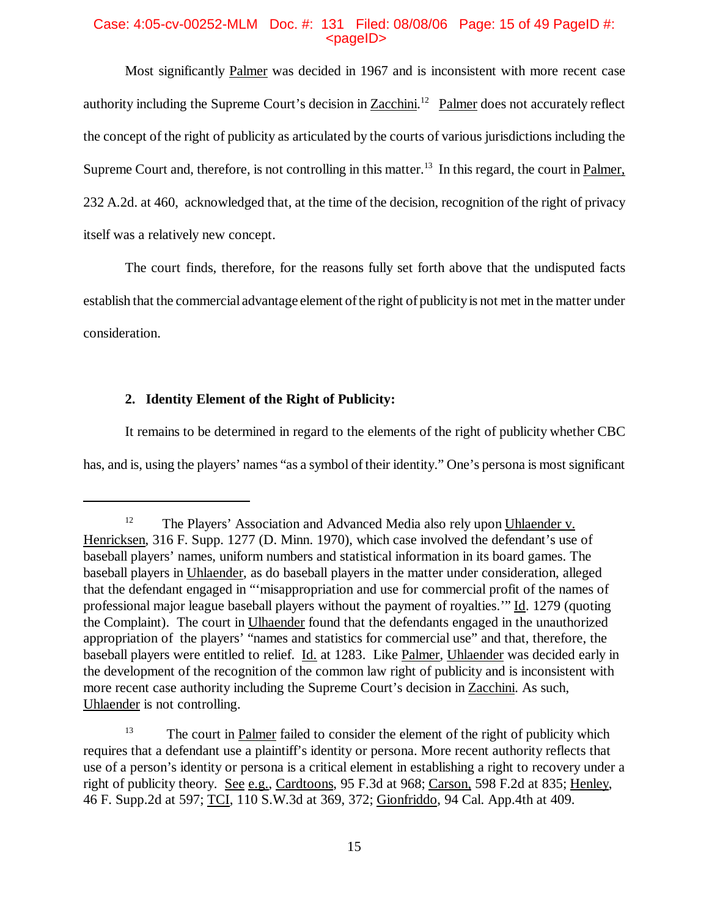Most significantly Palmer was decided in 1967 and is inconsistent with more recent case authority including the Supreme Court's decision in Zacchini.[12] Palmer does not accurately reflect the concept of the right of publicity as articulated by the courts of various jurisdictions including the Supreme Court and, therefore, is not controlling in this matter.[13] In this regard, the court in Palmer, 232 A.2d. at 460, acknowledged that, at the time of the decision, recognition of the right of privacy itself was a relatively new concept.

The court finds, therefore, for the reasons fully set forth above that the undisputed facts establish that the commercial advantage element of the right of publicity is not met in the matter under consideration.

**2. Identity Element of the Right of Publicity:**

It remains to be determined in regard to the elements of the right of publicity whether CBC has, and is, using the players' names "as a symbol of their identity." One's persona is most significant

---

[12] The Players' Association and Advanced Media also rely upon Uhlaender v. Henricksen, 316 F. Supp. 1277 (D. Minn. 1970), which case involved the defendant's use of baseball players' names, uniform numbers and statistical information in its board games. The baseball players in Uhlaender, as do baseball players in the matter under consideration, alleged that the defendant engaged in "'misappropriation and use for commercial profit of the names of professional major league baseball players without the payment of royalties.'" Id. 1279 (quoting the Complaint). The court in Ulhaender found that the defendants engaged in the unauthorized appropriation of the players' "names and statistics for commercial use" and that, therefore, the baseball players were entitled to relief. Id. at 1283. Like Palmer, Uhlaender was decided early in the development of the recognition of the common law right of publicity and is inconsistent with more recent case authority including the Supreme Court's decision in Zacchini. As such, Uhlaender is not controlling.

[13] The court in Palmer failed to consider the element of the right of publicity which requires that a defendant use a plaintiff's identity or persona. More recent authority reflects that use of a person's identity or persona is a critical element in establishing a right to recovery under a right of publicity theory. See e.g., Cardtoons, 95 F.3d at 968; Carson, 598 F.2d at 835; Henley, 46 F. Supp.2d at 597; TCI, 110 S.W.3d at 369, 372; Gionfriddo, 94 Cal. App.4th at 409.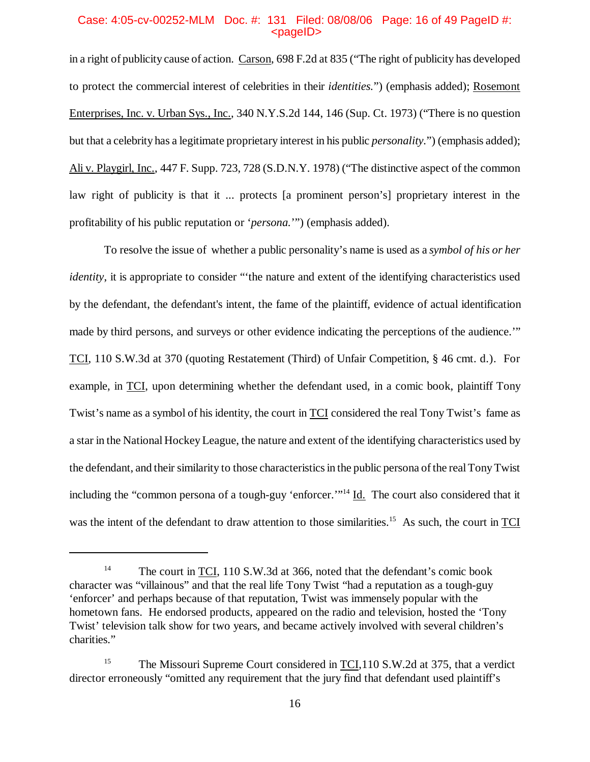in a right of publicity cause of action. Carson, 698 F.2d at 835 ("The right of publicity has developed to protect the commercial interest of celebrities in their *identities.*") (emphasis added); Rosemont Enterprises, Inc. v. Urban Sys., Inc., 340 N.Y.S.2d 144, 146 (Sup. Ct. 1973) ("There is no question but that a celebrity has a legitimate proprietary interest in his public *personality.*") (emphasis added); Ali v. Playgirl, Inc., 447 F. Supp. 723, 728 (S.D.N.Y. 1978) ("The distinctive aspect of the common law right of publicity is that it ... protects [a prominent person's] proprietary interest in the profitability of his public reputation or '*persona.*'") (emphasis added).

To resolve the issue of whether a public personality's name is used as a *symbol of his or her identity*, it is appropriate to consider "'the nature and extent of the identifying characteristics used by the defendant, the defendant's intent, the fame of the plaintiff, evidence of actual identification made by third persons, and surveys or other evidence indicating the perceptions of the audience.'" TCI, 110 S.W.3d at 370 (quoting Restatement (Third) of Unfair Competition, § 46 cmt. d.). For example, in TCI, upon determining whether the defendant used, in a comic book, plaintiff Tony Twist's name as a symbol of his identity, the court in TCI considered the real Tony Twist's fame as a star in the National Hockey League, the nature and extent of the identifying characteristics used by the defendant, and their similarity to those characteristics in the public persona of the real Tony Twist including the "common persona of a tough-guy 'enforcer.'"[14] Id. The court also considered that it was the intent of the defendant to draw attention to those similarities.[15] As such, the court in TCI

---

[14] The court in TCI, 110 S.W.3d at 366, noted that the defendant's comic book character was "villainous" and that the real life Tony Twist "had a reputation as a tough-guy 'enforcer' and perhaps because of that reputation, Twist was immensely popular with the hometown fans. He endorsed products, appeared on the radio and television, hosted the 'Tony Twist' television talk show for two years, and became actively involved with several children's charities."

[15] The Missouri Supreme Court considered in TCI,110 S.W.2d at 375, that a verdict director erroneously "omitted any requirement that the jury find that defendant used plaintiff's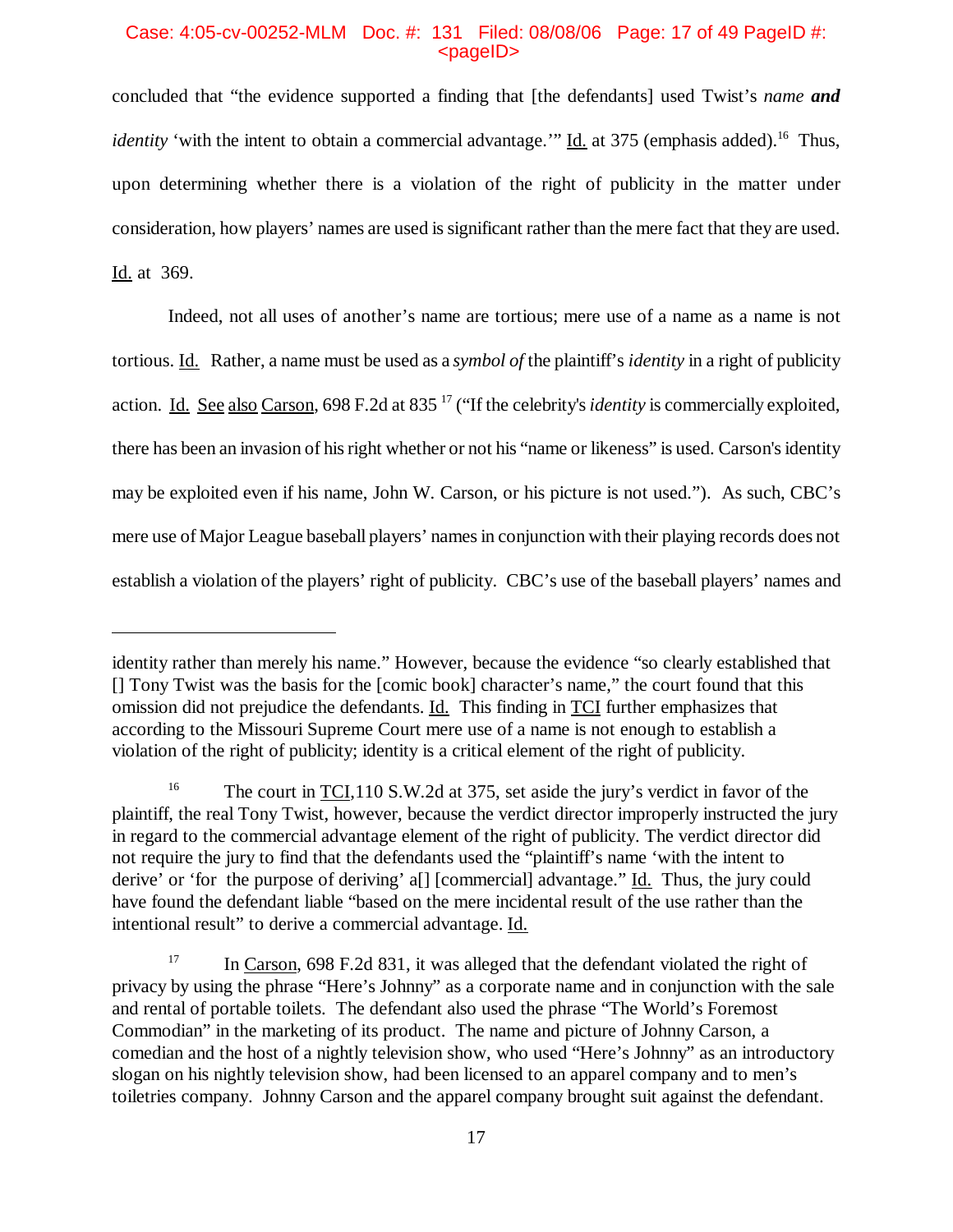concluded that "the evidence supported a finding that [the defendants] used Twist's *name **and** identity* 'with the intent to obtain a commercial advantage.'" Id. at 375 (emphasis added).[16] Thus, upon determining whether there is a violation of the right of publicity in the matter under consideration, how players' names are used is significant rather than the mere fact that they are used. Id. at 369.

Indeed, not all uses of another's name are tortious; mere use of a name as a name is not tortious. Id. Rather, a name must be used as a *symbol of* the plaintiff's *identity* in a right of publicity action. Id. See also Carson, 698 F.2d at 835 [17] ("If the celebrity's *identity* is commercially exploited, there has been an invasion of his right whether or not his "name or likeness" is used. Carson's identity may be exploited even if his name, John W. Carson, or his picture is not used."). As such, CBC's mere use of Major League baseball players' names in conjunction with their playing records does not establish a violation of the players' right of publicity. CBC's use of the baseball players' names and

---

identity rather than merely his name." However, because the evidence "so clearly established that [] Tony Twist was the basis for the [comic book] character's name," the court found that this omission did not prejudice the defendants. Id. This finding in TCI further emphasizes that according to the Missouri Supreme Court mere use of a name is not enough to establish a violation of the right of publicity; identity is a critical element of the right of publicity.

[16] The court in TCI,110 S.W.2d at 375, set aside the jury's verdict in favor of the plaintiff, the real Tony Twist, however, because the verdict director improperly instructed the jury in regard to the commercial advantage element of the right of publicity. The verdict director did not require the jury to find that the defendants used the "plaintiff's name 'with the intent to derive' or 'for the purpose of deriving' a[] [commercial] advantage." Id. Thus, the jury could have found the defendant liable "based on the mere incidental result of the use rather than the intentional result" to derive a commercial advantage. Id.

[17] In Carson, 698 F.2d 831, it was alleged that the defendant violated the right of privacy by using the phrase "Here's Johnny" as a corporate name and in conjunction with the sale and rental of portable toilets. The defendant also used the phrase "The World's Foremost Commodian" in the marketing of its product. The name and picture of Johnny Carson, a comedian and the host of a nightly television show, who used "Here's Johnny" as an introductory slogan on his nightly television show, had been licensed to an apparel company and to men's toiletries company. Johnny Carson and the apparel company brought suit against the defendant.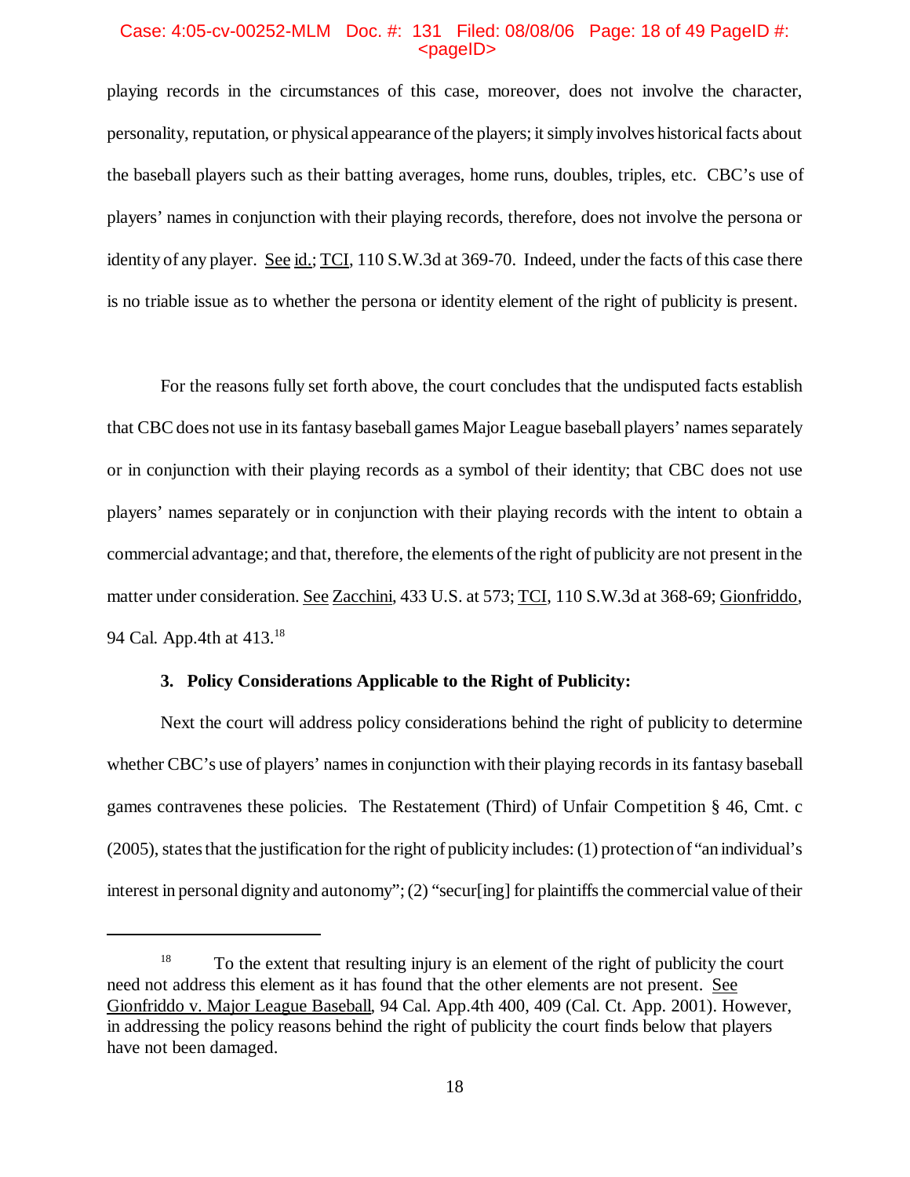playing records in the circumstances of this case, moreover, does not involve the character, personality, reputation, or physical appearance of the players; it simply involves historical facts about the baseball players such as their batting averages, home runs, doubles, triples, etc. CBC's use of players' names in conjunction with their playing records, therefore, does not involve the persona or identity of any player. See id.; TCI, 110 S.W.3d at 369-70. Indeed, under the facts of this case there is no triable issue as to whether the persona or identity element of the right of publicity is present.

For the reasons fully set forth above, the court concludes that the undisputed facts establish that CBC does not use in its fantasy baseball games Major League baseball players' names separately or in conjunction with their playing records as a symbol of their identity; that CBC does not use players' names separately or in conjunction with their playing records with the intent to obtain a commercial advantage; and that, therefore, the elements of the right of publicity are not present in the matter under consideration. See Zacchini, 433 U.S. at 573; TCI, 110 S.W.3d at 368-69; Gionfriddo, 94 Cal. App.4th at 413.[18]

**3. Policy Considerations Applicable to the Right of Publicity:**

Next the court will address policy considerations behind the right of publicity to determine whether CBC's use of players' names in conjunction with their playing records in its fantasy baseball games contravenes these policies. The Restatement (Third) of Unfair Competition § 46, Cmt. c (2005), states that the justification for the right of publicity includes: (1) protection of "an individual's interest in personal dignity and autonomy"; (2) "secur[ing] for plaintiffs the commercial value of their

---

[18] To the extent that resulting injury is an element of the right of publicity the court need not address this element as it has found that the other elements are not present. See Gionfriddo v. Major League Baseball, 94 Cal. App.4th 400, 409 (Cal. Ct. App. 2001). However, in addressing the policy reasons behind the right of publicity the court finds below that players have not been damaged.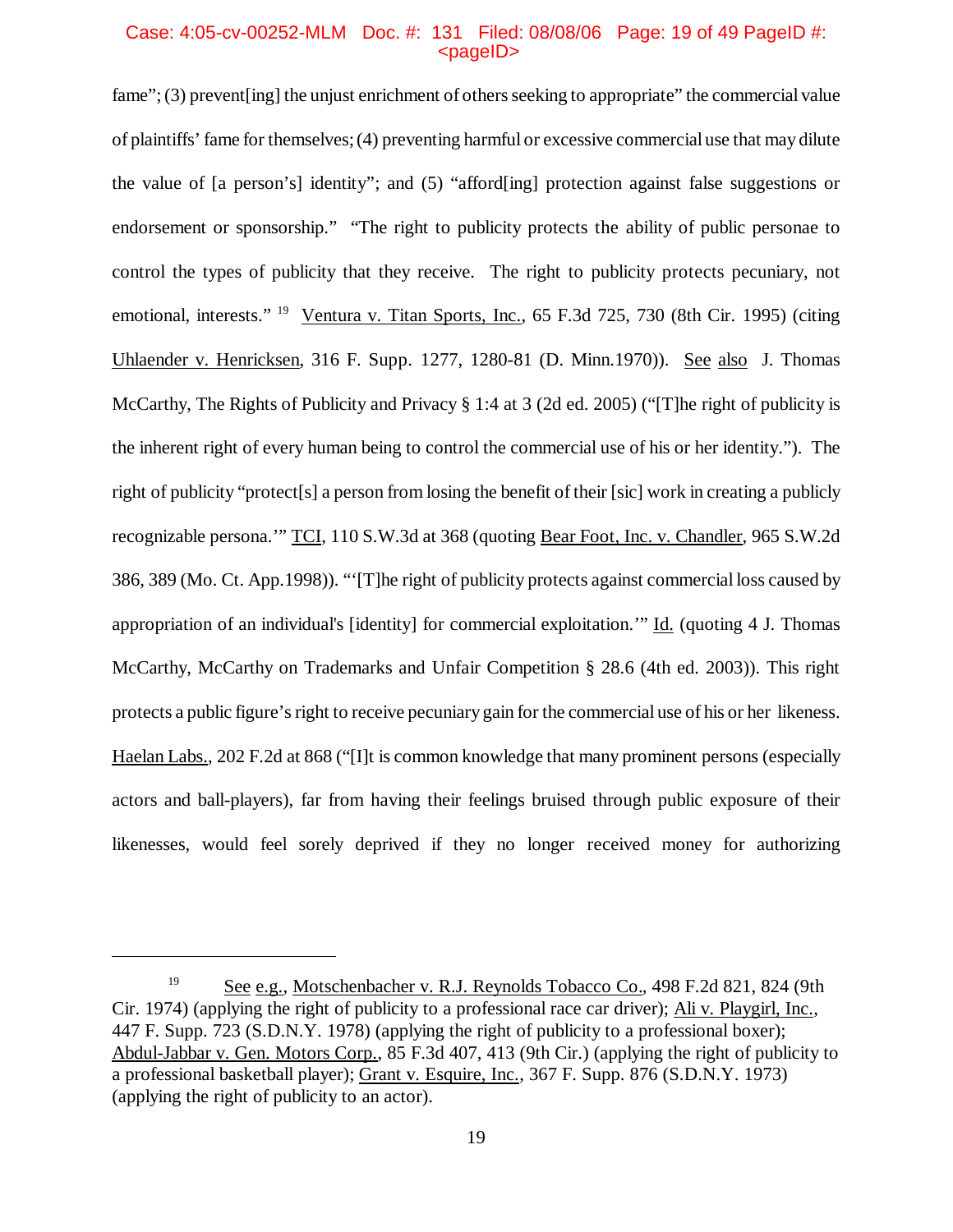fame"; (3) prevent[ing] the unjust enrichment of others seeking to appropriate" the commercial value of plaintiffs' fame for themselves; (4) preventing harmful or excessive commercial use that may dilute the value of [a person's] identity"; and (5) "afford[ing] protection against false suggestions or endorsement or sponsorship." "The right to publicity protects the ability of public personae to control the types of publicity that they receive. The right to publicity protects pecuniary, not emotional, interests." [19] Ventura v. Titan Sports, Inc., 65 F.3d 725, 730 (8th Cir. 1995) (citing Uhlaender v. Henricksen, 316 F. Supp. 1277, 1280-81 (D. Minn.1970)). See also J. Thomas McCarthy, The Rights of Publicity and Privacy § 1:4 at 3 (2d ed. 2005) ("[T]he right of publicity is the inherent right of every human being to control the commercial use of his or her identity."). The right of publicity "protect[s] a person from losing the benefit of their [sic] work in creating a publicly recognizable persona.'" TCI, 110 S.W.3d at 368 (quoting Bear Foot, Inc. v. Chandler, 965 S.W.2d 386, 389 (Mo. Ct. App.1998)). "'[T]he right of publicity protects against commercial loss caused by appropriation of an individual's [identity] for commercial exploitation.'" Id. (quoting 4 J. Thomas McCarthy, McCarthy on Trademarks and Unfair Competition § 28.6 (4th ed. 2003)). This right protects a public figure's right to receive pecuniary gain for the commercial use of his or her likeness. Haelan Labs., 202 F.2d at 868 ("[I]t is common knowledge that many prominent persons (especially actors and ball-players), far from having their feelings bruised through public exposure of their likenesses, would feel sorely deprived if they no longer received money for authorizing

---

[19] See e.g., Motschenbacher v. R.J. Reynolds Tobacco Co., 498 F.2d 821, 824 (9th Cir. 1974) (applying the right of publicity to a professional race car driver); Ali v. Playgirl, Inc., 447 F. Supp. 723 (S.D.N.Y. 1978) (applying the right of publicity to a professional boxer); Abdul-Jabbar v. Gen. Motors Corp., 85 F.3d 407, 413 (9th Cir.) (applying the right of publicity to a professional basketball player); Grant v. Esquire, Inc., 367 F. Supp. 876 (S.D.N.Y. 1973) (applying the right of publicity to an actor).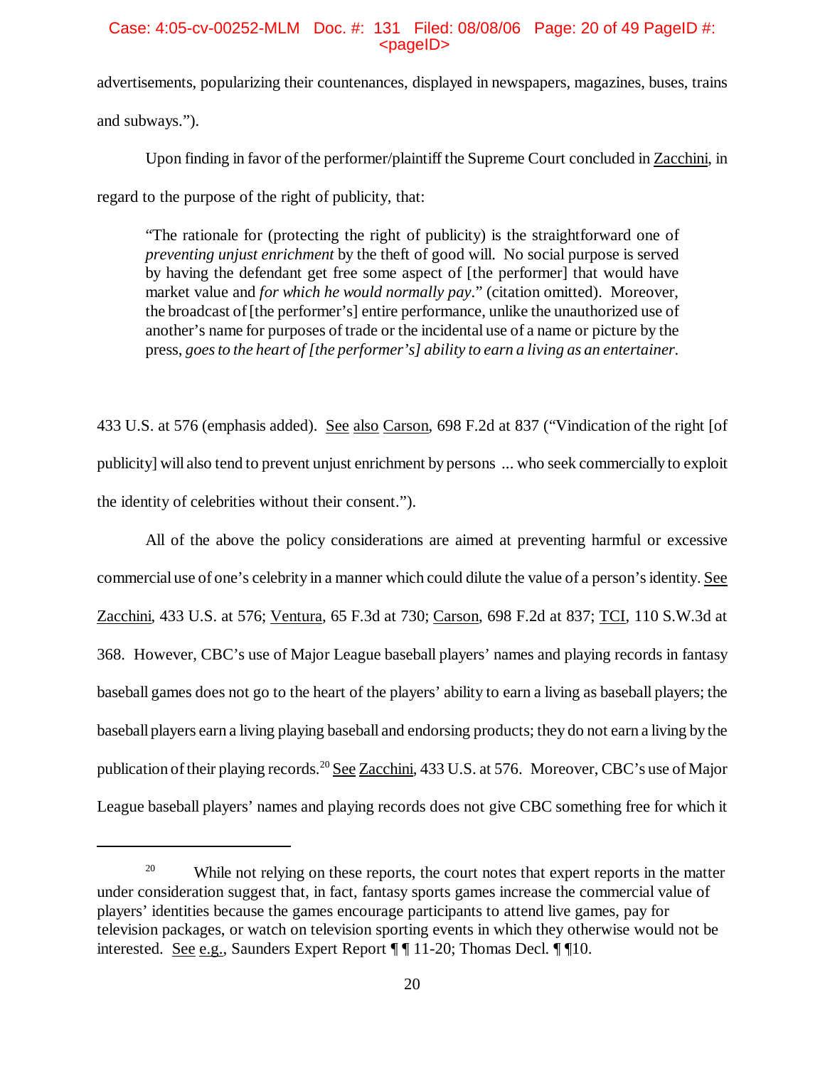advertisements, popularizing their countenances, displayed in newspapers, magazines, buses, trains and subways.").

Upon finding in favor of the performer/plaintiff the Supreme Court concluded in Zacchini, in regard to the purpose of the right of publicity, that:

> "The rationale for (protecting the right of publicity) is the straightforward one of *preventing unjust enrichment* by the theft of good will. No social purpose is served by having the defendant get free some aspect of [the performer] that would have market value and *for which he would normally pay*." (citation omitted). Moreover, the broadcast of [the performer's] entire performance, unlike the unauthorized use of another's name for purposes of trade or the incidental use of a name or picture by the press, *goes to the heart of [the performer's] ability to earn a living as an entertainer*.

433 U.S. at 576 (emphasis added). See also Carson, 698 F.2d at 837 ("Vindication of the right [of publicity] will also tend to prevent unjust enrichment by persons ... who seek commercially to exploit the identity of celebrities without their consent.").

All of the above the policy considerations are aimed at preventing harmful or excessive commercial use of one's celebrity in a manner which could dilute the value of a person's identity. See Zacchini, 433 U.S. at 576; Ventura, 65 F.3d at 730; Carson, 698 F.2d at 837; TCI, 110 S.W.3d at 368. However, CBC's use of Major League baseball players' names and playing records in fantasy baseball games does not go to the heart of the players' ability to earn a living as baseball players; the baseball players earn a living playing baseball and endorsing products; they do not earn a living by the publication of their playing records.[20] See Zacchini, 433 U.S. at 576. Moreover, CBC's use of Major League baseball players' names and playing records does not give CBC something free for which it

---

[20] While not relying on these reports, the court notes that expert reports in the matter under consideration suggest that, in fact, fantasy sports games increase the commercial value of players' identities because the games encourage participants to attend live games, pay for television packages, or watch on television sporting events in which they otherwise would not be interested. See e.g., Saunders Expert Report ¶ ¶ 11-20; Thomas Decl. ¶ ¶10.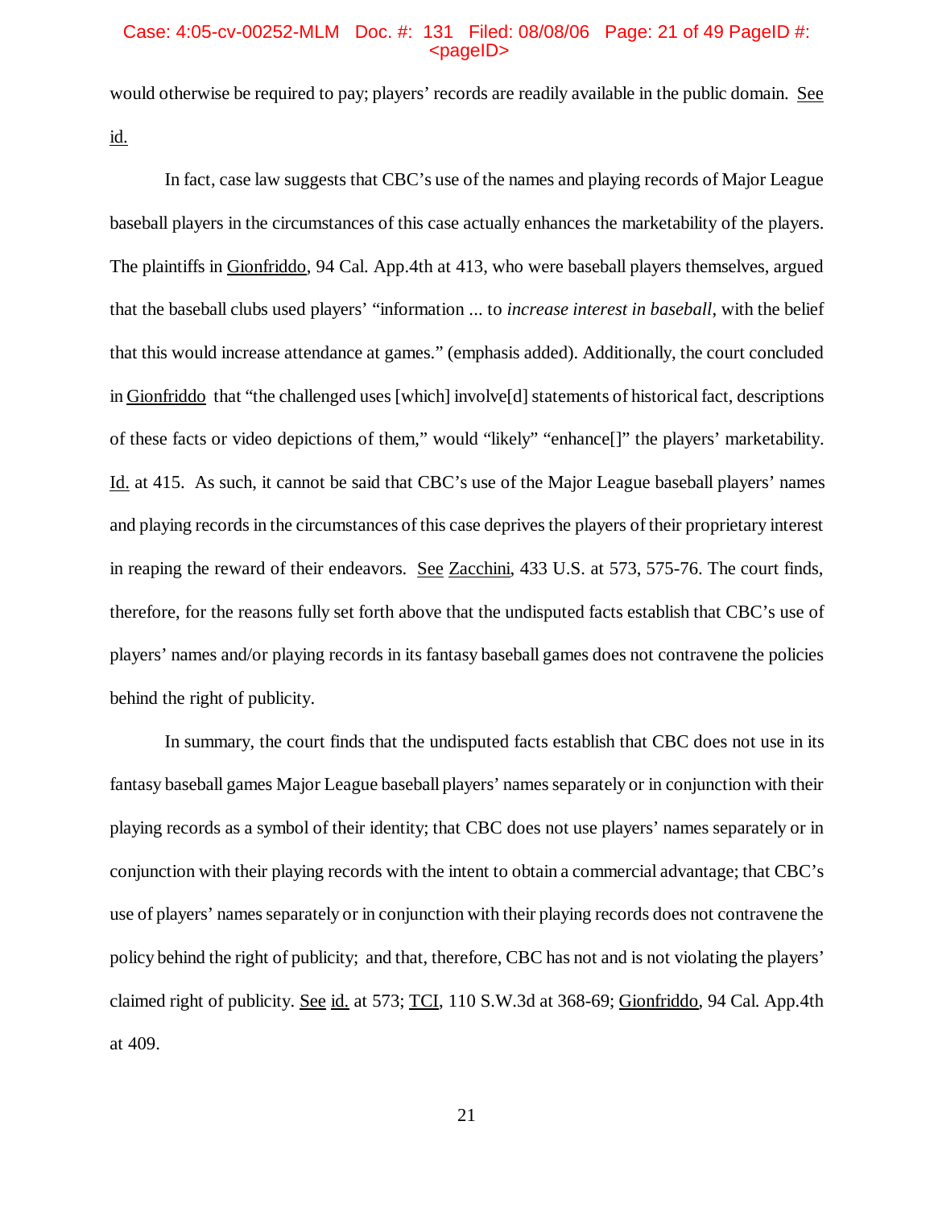would otherwise be required to pay; players' records are readily available in the public domain. See id.

In fact, case law suggests that CBC's use of the names and playing records of Major League baseball players in the circumstances of this case actually enhances the marketability of the players. The plaintiffs in Gionfriddo, 94 Cal. App.4th at 413, who were baseball players themselves, argued that the baseball clubs used players' "information ... to *increase interest in baseball*, with the belief that this would increase attendance at games." (emphasis added). Additionally, the court concluded in Gionfriddo that "the challenged uses [which] involve[d] statements of historical fact, descriptions of these facts or video depictions of them," would "likely" "enhance[]" the players' marketability. Id. at 415. As such, it cannot be said that CBC's use of the Major League baseball players' names and playing records in the circumstances of this case deprives the players of their proprietary interest in reaping the reward of their endeavors. See Zacchini, 433 U.S. at 573, 575-76. The court finds, therefore, for the reasons fully set forth above that the undisputed facts establish that CBC's use of players' names and/or playing records in its fantasy baseball games does not contravene the policies behind the right of publicity.

In summary, the court finds that the undisputed facts establish that CBC does not use in its fantasy baseball games Major League baseball players' names separately or in conjunction with their playing records as a symbol of their identity; that CBC does not use players' names separately or in conjunction with their playing records with the intent to obtain a commercial advantage; that CBC's use of players' names separately or in conjunction with their playing records does not contravene the policy behind the right of publicity; and that, therefore, CBC has not and is not violating the players' claimed right of publicity. See id. at 573; TCI, 110 S.W.3d at 368-69; Gionfriddo, 94 Cal. App.4th at 409.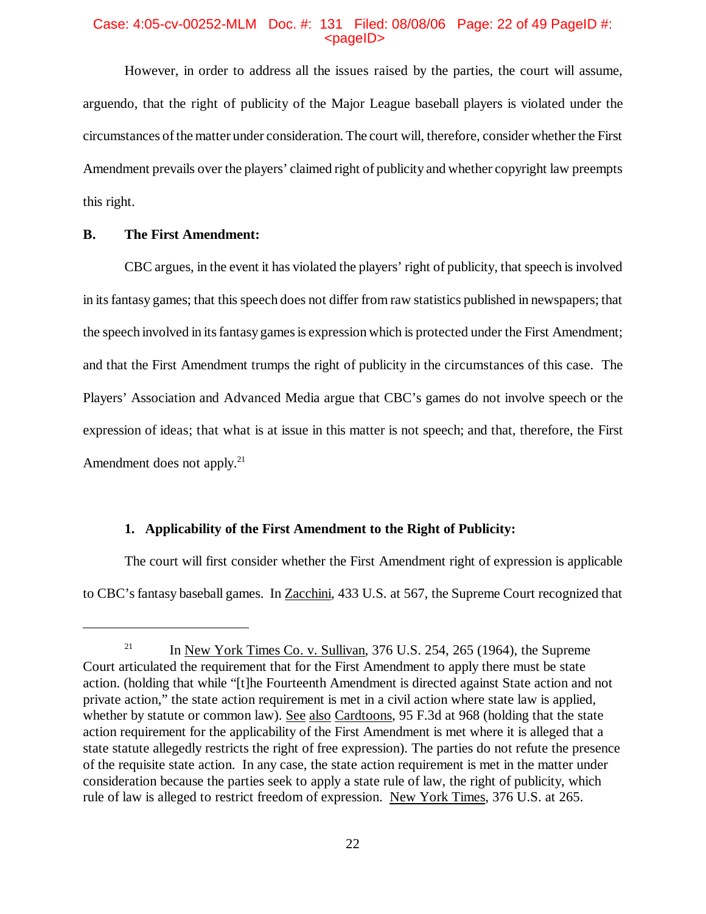However, in order to address all the issues raised by the parties, the court will assume, arguendo, that the right of publicity of the Major League baseball players is violated under the circumstances of the matter under consideration. The court will, therefore, consider whether the First Amendment prevails over the players' claimed right of publicity and whether copyright law preempts this right.

**B. The First Amendment:**

CBC argues, in the event it has violated the players' right of publicity, that speech is involved in its fantasy games; that this speech does not differ from raw statistics published in newspapers; that the speech involved in its fantasy games is expression which is protected under the First Amendment; and that the First Amendment trumps the right of publicity in the circumstances of this case. The Players' Association and Advanced Media argue that CBC's games do not involve speech or the expression of ideas; that what is at issue in this matter is not speech; and that, therefore, the First Amendment does not apply.[21]

**1. Applicability of the First Amendment to the Right of Publicity:**

The court will first consider whether the First Amendment right of expression is applicable to CBC's fantasy baseball games. In Zacchini, 433 U.S. at 567, the Supreme Court recognized that

---

[21] In New York Times Co. v. Sullivan, 376 U.S. 254, 265 (1964), the Supreme Court articulated the requirement that for the First Amendment to apply there must be state action. (holding that while "[t]he Fourteenth Amendment is directed against State action and not private action," the state action requirement is met in a civil action where state law is applied, whether by statute or common law). See also Cardtoons, 95 F.3d at 968 (holding that the state action requirement for the applicability of the First Amendment is met where it is alleged that a state statute allegedly restricts the right of free expression). The parties do not refute the presence of the requisite state action. In any case, the state action requirement is met in the matter under consideration because the parties seek to apply a state rule of law, the right of publicity, which rule of law is alleged to restrict freedom of expression. New York Times, 376 U.S. at 265.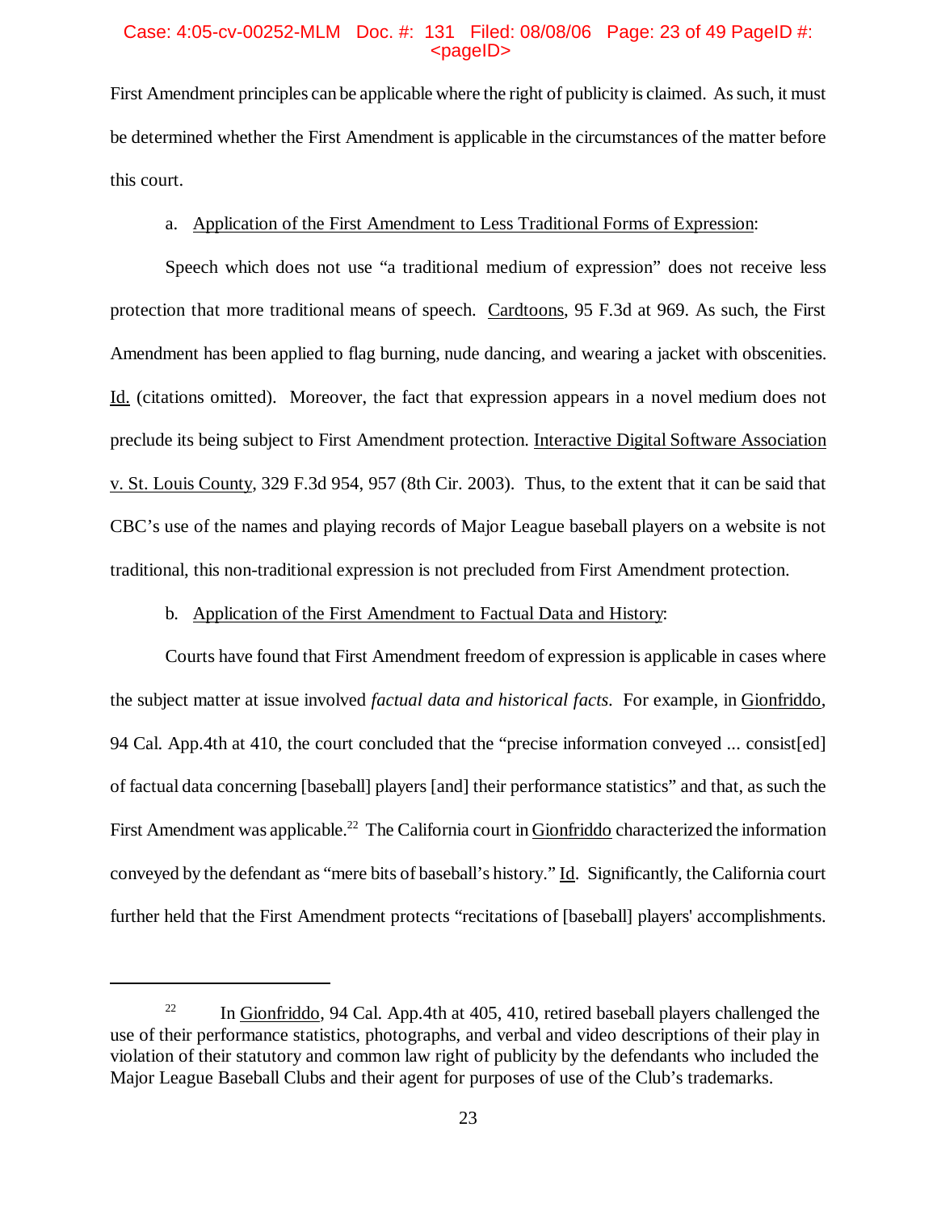First Amendment principles can be applicable where the right of publicity is claimed. As such, it must be determined whether the First Amendment is applicable in the circumstances of the matter before this court.

a. Application of the First Amendment to Less Traditional Forms of Expression:

Speech which does not use "a traditional medium of expression" does not receive less protection that more traditional means of speech. Cardtoons, 95 F.3d at 969. As such, the First Amendment has been applied to flag burning, nude dancing, and wearing a jacket with obscenities. Id. (citations omitted). Moreover, the fact that expression appears in a novel medium does not preclude its being subject to First Amendment protection. Interactive Digital Software Association v. St. Louis County, 329 F.3d 954, 957 (8th Cir. 2003). Thus, to the extent that it can be said that CBC's use of the names and playing records of Major League baseball players on a website is not traditional, this non-traditional expression is not precluded from First Amendment protection.

b. Application of the First Amendment to Factual Data and History:

Courts have found that First Amendment freedom of expression is applicable in cases where the subject matter at issue involved *factual data and historical facts*. For example, in Gionfriddo, 94 Cal. App.4th at 410, the court concluded that the "precise information conveyed ... consist[ed] of factual data concerning [baseball] players [and] their performance statistics" and that, as such the First Amendment was applicable.[22] The California court in Gionfriddo characterized the information conveyed by the defendant as "mere bits of baseball's history." Id. Significantly, the California court further held that the First Amendment protects "recitations of [baseball] players' accomplishments.

---

[22] In Gionfriddo, 94 Cal. App.4th at 405, 410, retired baseball players challenged the use of their performance statistics, photographs, and verbal and video descriptions of their play in violation of their statutory and common law right of publicity by the defendants who included the Major League Baseball Clubs and their agent for purposes of use of the Club's trademarks.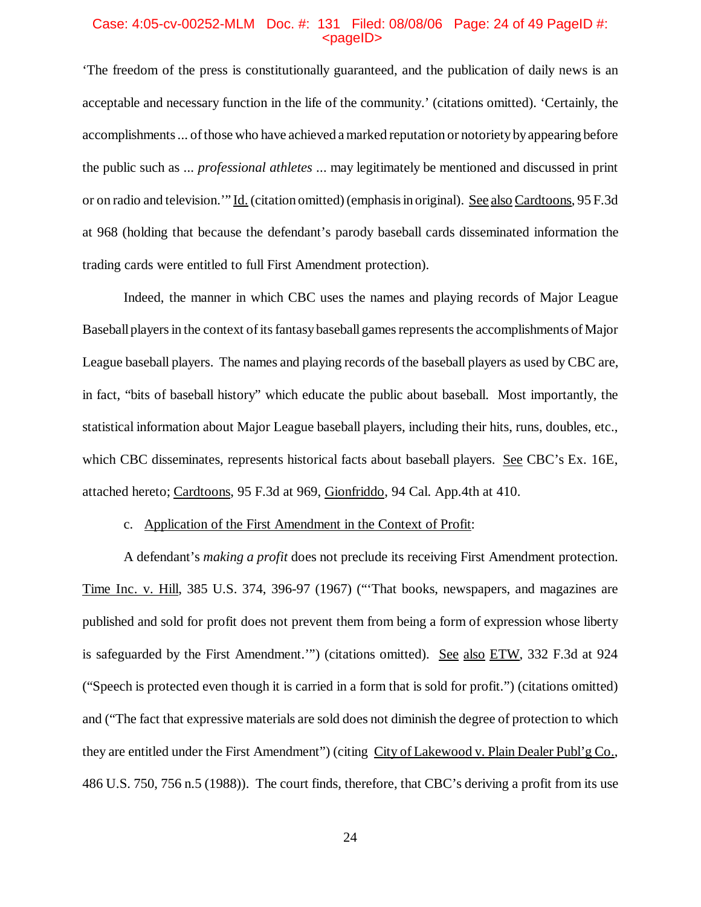'The freedom of the press is constitutionally guaranteed, and the publication of daily news is an acceptable and necessary function in the life of the community.' (citations omitted). 'Certainly, the accomplishments ... of those who have achieved a marked reputation or notoriety by appearing before the public such as ... *professional athletes* ... may legitimately be mentioned and discussed in print or on radio and television.'" Id. (citation omitted) (emphasis in original). See also Cardtoons, 95 F.3d at 968 (holding that because the defendant's parody baseball cards disseminated information the trading cards were entitled to full First Amendment protection).

Indeed, the manner in which CBC uses the names and playing records of Major League Baseball players in the context of its fantasy baseball games represents the accomplishments of Major League baseball players. The names and playing records of the baseball players as used by CBC are, in fact, "bits of baseball history" which educate the public about baseball. Most importantly, the statistical information about Major League baseball players, including their hits, runs, doubles, etc., which CBC disseminates, represents historical facts about baseball players. See CBC's Ex. 16E, attached hereto; Cardtoons, 95 F.3d at 969, Gionfriddo, 94 Cal. App.4th at 410.

c. Application of the First Amendment in the Context of Profit:

A defendant's *making a profit* does not preclude its receiving First Amendment protection. Time Inc. v. Hill, 385 U.S. 374, 396-97 (1967) ("'That books, newspapers, and magazines are published and sold for profit does not prevent them from being a form of expression whose liberty is safeguarded by the First Amendment.'") (citations omitted). See also ETW, 332 F.3d at 924 ("Speech is protected even though it is carried in a form that is sold for profit.") (citations omitted) and ("The fact that expressive materials are sold does not diminish the degree of protection to which they are entitled under the First Amendment") (citing City of Lakewood v. Plain Dealer Publ'g Co., 486 U.S. 750, 756 n.5 (1988)). The court finds, therefore, that CBC's deriving a profit from its use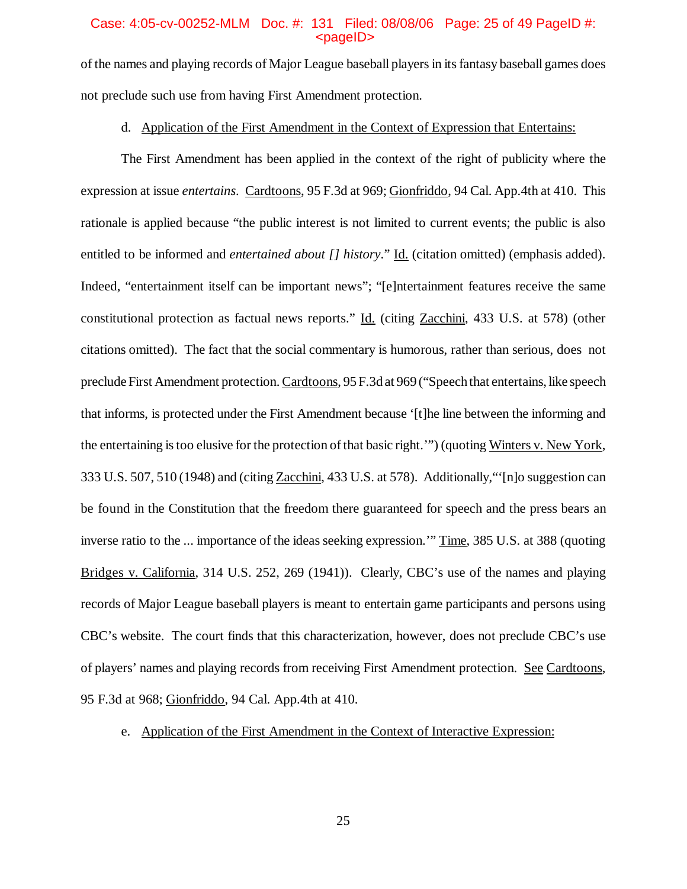of the names and playing records of Major League baseball players in its fantasy baseball games does not preclude such use from having First Amendment protection.

d. Application of the First Amendment in the Context of Expression that Entertains:

The First Amendment has been applied in the context of the right of publicity where the expression at issue *entertains*. Cardtoons, 95 F.3d at 969; Gionfriddo, 94 Cal. App.4th at 410. This rationale is applied because "the public interest is not limited to current events; the public is also entitled to be informed and *entertained about [] history*." Id. (citation omitted) (emphasis added). Indeed, "entertainment itself can be important news"; "[e]ntertainment features receive the same constitutional protection as factual news reports." Id. (citing Zacchini, 433 U.S. at 578) (other citations omitted). The fact that the social commentary is humorous, rather than serious, does not preclude First Amendment protection. Cardtoons, 95 F.3d at 969 ("Speech that entertains, like speech that informs, is protected under the First Amendment because '[t]he line between the informing and the entertaining is too elusive for the protection of that basic right.'") (quoting Winters v. New York, 333 U.S. 507, 510 (1948) and (citing Zacchini, 433 U.S. at 578). Additionally,"'[n]o suggestion can be found in the Constitution that the freedom there guaranteed for speech and the press bears an inverse ratio to the ... importance of the ideas seeking expression.'" Time, 385 U.S. at 388 (quoting Bridges v. California, 314 U.S. 252, 269 (1941)). Clearly, CBC's use of the names and playing records of Major League baseball players is meant to entertain game participants and persons using CBC's website. The court finds that this characterization, however, does not preclude CBC's use of players' names and playing records from receiving First Amendment protection. See Cardtoons, 95 F.3d at 968; Gionfriddo, 94 Cal. App.4th at 410.

e. Application of the First Amendment in the Context of Interactive Expression: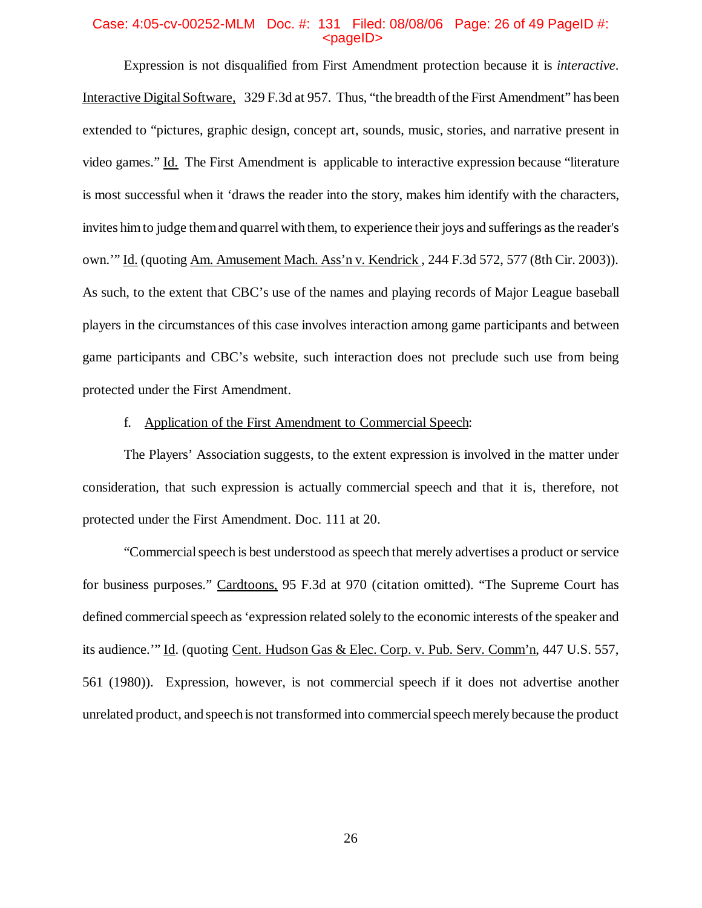Expression is not disqualified from First Amendment protection because it is *interactive*. Interactive Digital Software, 329 F.3d at 957. Thus, "the breadth of the First Amendment" has been extended to "pictures, graphic design, concept art, sounds, music, stories, and narrative present in video games." Id. The First Amendment is applicable to interactive expression because "literature is most successful when it 'draws the reader into the story, makes him identify with the characters, invites him to judge them and quarrel with them, to experience their joys and sufferings as the reader's own.'" Id. (quoting Am. Amusement Mach. Ass'n v. Kendrick , 244 F.3d 572, 577 (8th Cir. 2003)). As such, to the extent that CBC's use of the names and playing records of Major League baseball players in the circumstances of this case involves interaction among game participants and between game participants and CBC's website, such interaction does not preclude such use from being protected under the First Amendment.

f. Application of the First Amendment to Commercial Speech:

The Players' Association suggests, to the extent expression is involved in the matter under consideration, that such expression is actually commercial speech and that it is, therefore, not protected under the First Amendment. Doc. 111 at 20.

"Commercial speech is best understood as speech that merely advertises a product or service for business purposes." Cardtoons, 95 F.3d at 970 (citation omitted). "The Supreme Court has defined commercial speech as 'expression related solely to the economic interests of the speaker and its audience.'" Id. (quoting Cent. Hudson Gas & Elec. Corp. v. Pub. Serv. Comm'n, 447 U.S. 557, 561 (1980)). Expression, however, is not commercial speech if it does not advertise another unrelated product, and speech is not transformed into commercial speech merely because the product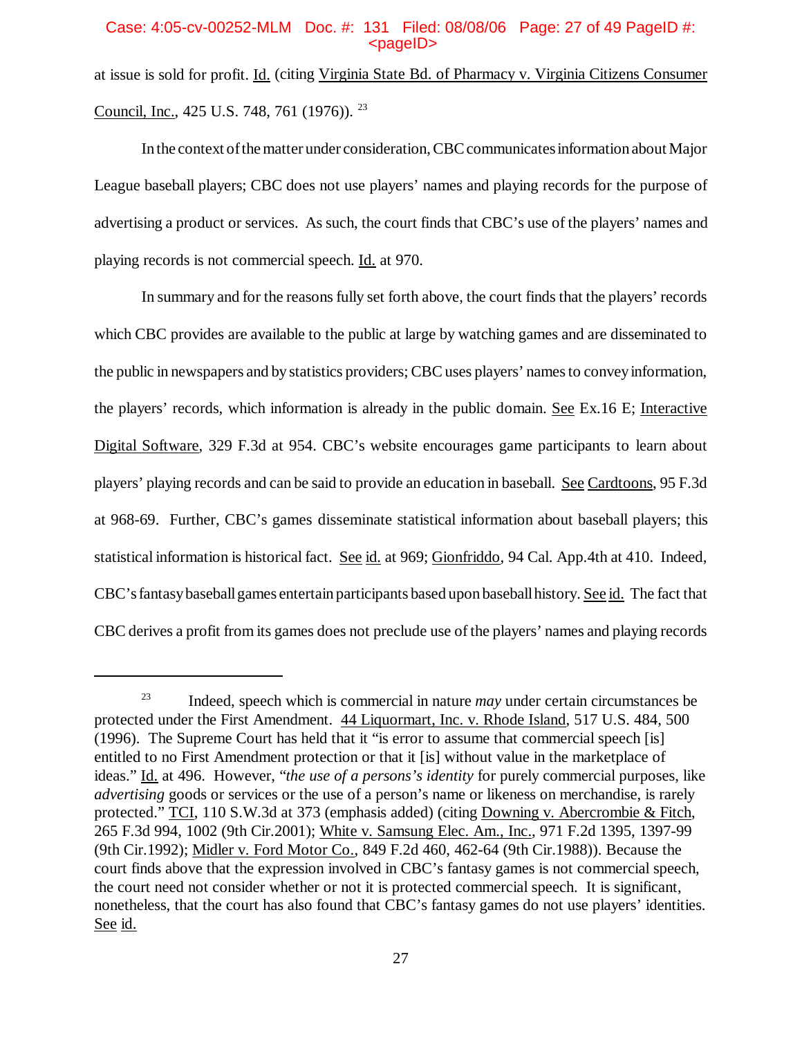at issue is sold for profit. Id. (citing Virginia State Bd. of Pharmacy v. Virginia Citizens Consumer Council, Inc., 425 U.S. 748, 761 (1976)).[23]

In the context of the matter under consideration, CBC communicates information about Major League baseball players; CBC does not use players' names and playing records for the purpose of advertising a product or services. As such, the court finds that CBC's use of the players' names and playing records is not commercial speech. Id. at 970.

In summary and for the reasons fully set forth above, the court finds that the players' records which CBC provides are available to the public at large by watching games and are disseminated to the public in newspapers and by statistics providers; CBC uses players' names to convey information, the players' records, which information is already in the public domain. See Ex.16 E; Interactive Digital Software, 329 F.3d at 954. CBC's website encourages game participants to learn about players' playing records and can be said to provide an education in baseball. See Cardtoons, 95 F.3d at 968-69. Further, CBC's games disseminate statistical information about baseball players; this statistical information is historical fact. See id. at 969; Gionfriddo, 94 Cal. App.4th at 410. Indeed, CBC's fantasy baseball games entertain participants based upon baseball history. See id. The fact that CBC derives a profit from its games does not preclude use of the players' names and playing records

---

[23] Indeed, speech which is commercial in nature *may* under certain circumstances be protected under the First Amendment. 44 Liquormart, Inc. v. Rhode Island, 517 U.S. 484, 500 (1996). The Supreme Court has held that it "is error to assume that commercial speech [is] entitled to no First Amendment protection or that it [is] without value in the marketplace of ideas." Id. at 496. However, "*the use of a persons's identity* for purely commercial purposes, like *advertising* goods or services or the use of a person's name or likeness on merchandise, is rarely protected." TCI, 110 S.W.3d at 373 (emphasis added) (citing Downing v. Abercrombie & Fitch, 265 F.3d 994, 1002 (9th Cir.2001); White v. Samsung Elec. Am., Inc., 971 F.2d 1395, 1397-99 (9th Cir.1992); Midler v. Ford Motor Co., 849 F.2d 460, 462-64 (9th Cir.1988)). Because the court finds above that the expression involved in CBC's fantasy games is not commercial speech, the court need not consider whether or not it is protected commercial speech. It is significant, nonetheless, that the court has also found that CBC's fantasy games do not use players' identities. See id.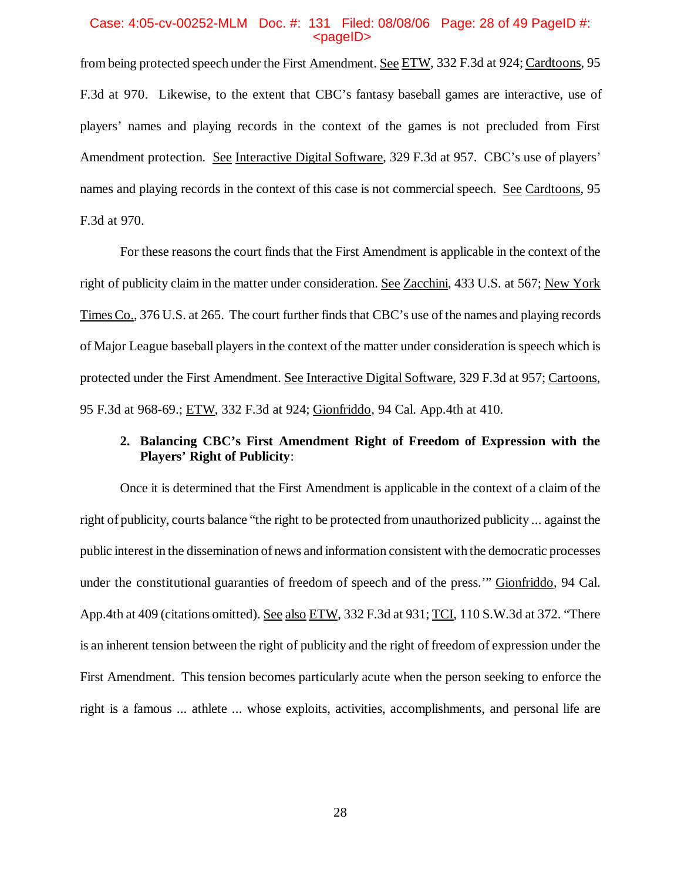from being protected speech under the First Amendment. See ETW, 332 F.3d at 924; Cardtoons, 95 F.3d at 970. Likewise, to the extent that CBC's fantasy baseball games are interactive, use of players' names and playing records in the context of the games is not precluded from First Amendment protection. See Interactive Digital Software, 329 F.3d at 957. CBC's use of players' names and playing records in the context of this case is not commercial speech. See Cardtoons, 95 F.3d at 970.

For these reasons the court finds that the First Amendment is applicable in the context of the right of publicity claim in the matter under consideration. See Zacchini, 433 U.S. at 567; New York Times Co., 376 U.S. at 265. The court further finds that CBC's use of the names and playing records of Major League baseball players in the context of the matter under consideration is speech which is protected under the First Amendment. See Interactive Digital Software, 329 F.3d at 957; Cartoons, 95 F.3d at 968-69.; ETW, 332 F.3d at 924; Gionfriddo, 94 Cal. App.4th at 410.

**2. Balancing CBC's First Amendment Right of Freedom of Expression with the Players' Right of Publicity**:

Once it is determined that the First Amendment is applicable in the context of a claim of the right of publicity, courts balance "the right to be protected from unauthorized publicity ... against the public interest in the dissemination of news and information consistent with the democratic processes under the constitutional guaranties of freedom of speech and of the press.'" Gionfriddo, 94 Cal. App.4th at 409 (citations omitted). See also ETW, 332 F.3d at 931; TCI, 110 S.W.3d at 372. "There is an inherent tension between the right of publicity and the right of freedom of expression under the First Amendment. This tension becomes particularly acute when the person seeking to enforce the right is a famous ... athlete ... whose exploits, activities, accomplishments, and personal life are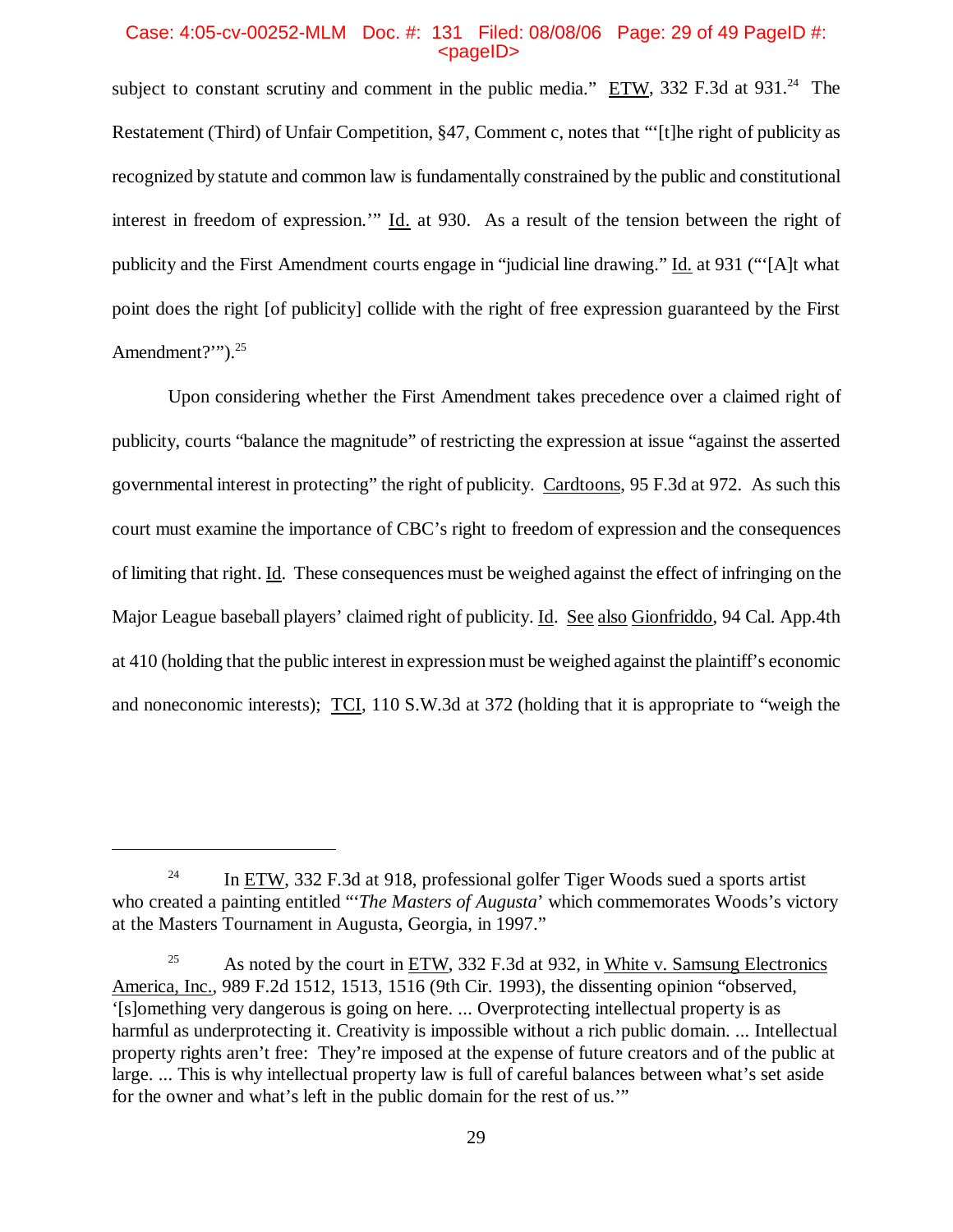subject to constant scrutiny and comment in the public media." ETW, 332 F.3d at 931.[24] The Restatement (Third) of Unfair Competition, §47, Comment c, notes that "'[t]he right of publicity as recognized by statute and common law is fundamentally constrained by the public and constitutional interest in freedom of expression.'" Id. at 930. As a result of the tension between the right of publicity and the First Amendment courts engage in "judicial line drawing." Id. at 931 ("'[A]t what point does the right [of publicity] collide with the right of free expression guaranteed by the First Amendment?'").[25]

Upon considering whether the First Amendment takes precedence over a claimed right of publicity, courts "balance the magnitude" of restricting the expression at issue "against the asserted governmental interest in protecting" the right of publicity. Cardtoons, 95 F.3d at 972. As such this court must examine the importance of CBC's right to freedom of expression and the consequences of limiting that right. Id. These consequences must be weighed against the effect of infringing on the Major League baseball players' claimed right of publicity. Id. See also Gionfriddo, 94 Cal. App.4th at 410 (holding that the public interest in expression must be weighed against the plaintiff's economic and noneconomic interests); TCI, 110 S.W.3d at 372 (holding that it is appropriate to "weigh the

---

[24] In ETW, 332 F.3d at 918, professional golfer Tiger Woods sued a sports artist who created a painting entitled "'*The Masters of Augusta*' which commemorates Woods's victory at the Masters Tournament in Augusta, Georgia, in 1997."

[25] As noted by the court in ETW, 332 F.3d at 932, in White v. Samsung Electronics America, Inc., 989 F.2d 1512, 1513, 1516 (9th Cir. 1993), the dissenting opinion "observed, '[s]omething very dangerous is going on here. ... Overprotecting intellectual property is as harmful as underprotecting it. Creativity is impossible without a rich public domain. ... Intellectual property rights aren't free: They're imposed at the expense of future creators and of the public at large. ... This is why intellectual property law is full of careful balances between what's set aside for the owner and what's left in the public domain for the rest of us.'"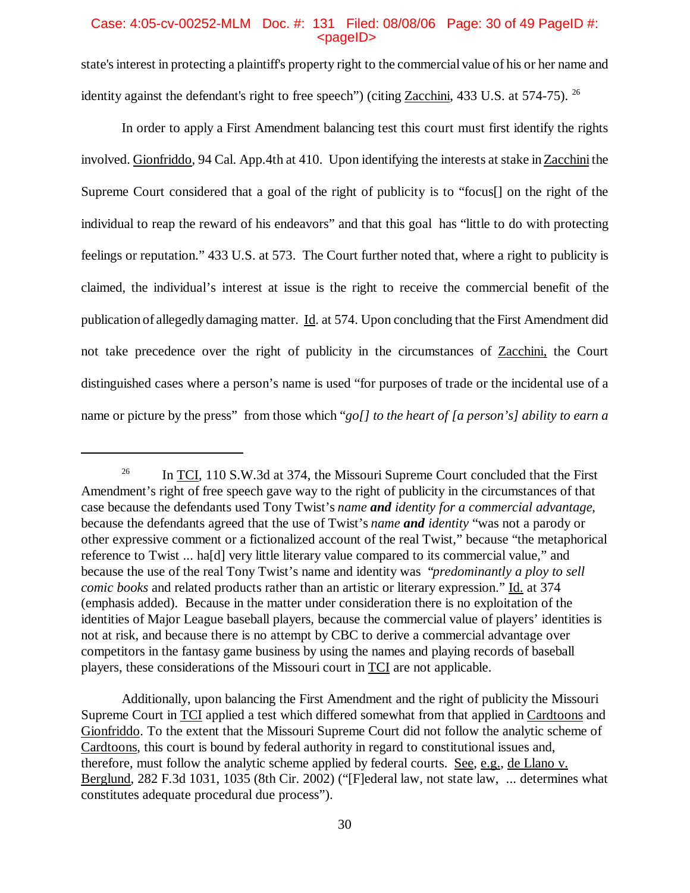state's interest in protecting a plaintiff's property right to the commercial value of his or her name and identity against the defendant's right to free speech") (citing Zacchini, 433 U.S. at 574-75). [26]

In order to apply a First Amendment balancing test this court must first identify the rights involved. Gionfriddo, 94 Cal. App.4th at 410. Upon identifying the interests at stake in Zacchini the Supreme Court considered that a goal of the right of publicity is to "focus[] on the right of the individual to reap the reward of his endeavors" and that this goal has "little to do with protecting feelings or reputation." 433 U.S. at 573. The Court further noted that, where a right to publicity is claimed, the individual's interest at issue is the right to receive the commercial benefit of the publication of allegedly damaging matter. Id. at 574. Upon concluding that the First Amendment did not take precedence over the right of publicity in the circumstances of Zacchini, the Court distinguished cases where a person's name is used "for purposes of trade or the incidental use of a name or picture by the press" from those which "*go[] to the heart of [a person's] ability to earn a*

---

[26] In TCI, 110 S.W.3d at 374, the Missouri Supreme Court concluded that the First Amendment's right of free speech gave way to the right of publicity in the circumstances of that case because the defendants used Tony Twist's *name **and** identity for a commercial advantage*, because the defendants agreed that the use of Twist's *name **and** identity* "was not a parody or other expressive comment or a fictionalized account of the real Twist," because "the metaphorical reference to Twist ... ha[d] very little literary value compared to its commercial value," and because the use of the real Tony Twist's name and identity was "*predominantly a ploy to sell comic books* and related products rather than an artistic or literary expression." Id. at 374 (emphasis added). Because in the matter under consideration there is no exploitation of the identities of Major League baseball players, because the commercial value of players' identities is not at risk, and because there is no attempt by CBC to derive a commercial advantage over competitors in the fantasy game business by using the names and playing records of baseball players, these considerations of the Missouri court in TCI are not applicable.

Additionally, upon balancing the First Amendment and the right of publicity the Missouri Supreme Court in TCI applied a test which differed somewhat from that applied in Cardtoons and Gionfriddo. To the extent that the Missouri Supreme Court did not follow the analytic scheme of Cardtoons, this court is bound by federal authority in regard to constitutional issues and, therefore, must follow the analytic scheme applied by federal courts. See, e.g., de Llano v. Berglund, 282 F.3d 1031, 1035 (8th Cir. 2002) ("[F]ederal law, not state law, ... determines what constitutes adequate procedural due process").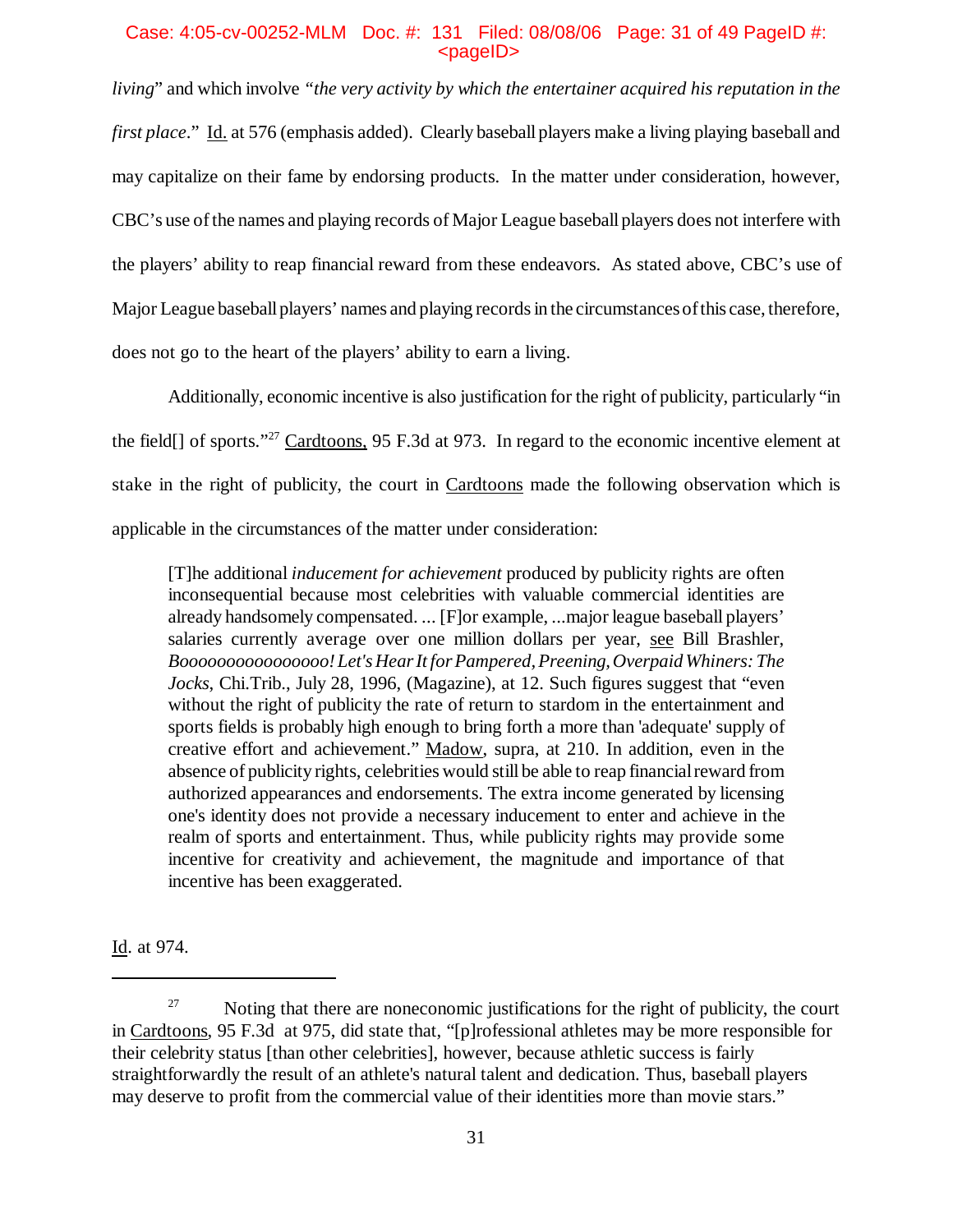*living*" and which involve "*the very activity by which the entertainer acquired his reputation in the first place*." Id. at 576 (emphasis added). Clearly baseball players make a living playing baseball and may capitalize on their fame by endorsing products. In the matter under consideration, however, CBC's use of the names and playing records of Major League baseball players does not interfere with the players' ability to reap financial reward from these endeavors. As stated above, CBC's use of Major League baseball players' names and playing records in the circumstances of this case, therefore, does not go to the heart of the players' ability to earn a living.

Additionally, economic incentive is also justification for the right of publicity, particularly "in the field[] of sports."[27] Cardtoons, 95 F.3d at 973. In regard to the economic incentive element at stake in the right of publicity, the court in Cardtoons made the following observation which is applicable in the circumstances of the matter under consideration:

> [T]he additional *inducement for achievement* produced by publicity rights are often inconsequential because most celebrities with valuable commercial identities are already handsomely compensated. ... [F]or example, ...major league baseball players' salaries currently average over one million dollars per year, see Bill Brashler, *Boooooooooooooooo! Let's Hear It for Pampered, Preening, Overpaid Whiners: The Jocks*, Chi.Trib., July 28, 1996, (Magazine), at 12. Such figures suggest that "even without the right of publicity the rate of return to stardom in the entertainment and sports fields is probably high enough to bring forth a more than 'adequate' supply of creative effort and achievement." Madow, supra, at 210. In addition, even in the absence of publicity rights, celebrities would still be able to reap financial reward from authorized appearances and endorsements. The extra income generated by licensing one's identity does not provide a necessary inducement to enter and achieve in the realm of sports and entertainment. Thus, while publicity rights may provide some incentive for creativity and achievement, the magnitude and importance of that incentive has been exaggerated.

Id. at 974.

---

[27] Noting that there are noneconomic justifications for the right of publicity, the court in Cardtoons, 95 F.3d at 975, did state that, "[p]rofessional athletes may be more responsible for their celebrity status [than other celebrities], however, because athletic success is fairly straightforwardly the result of an athlete's natural talent and dedication. Thus, baseball players may deserve to profit from the commercial value of their identities more than movie stars."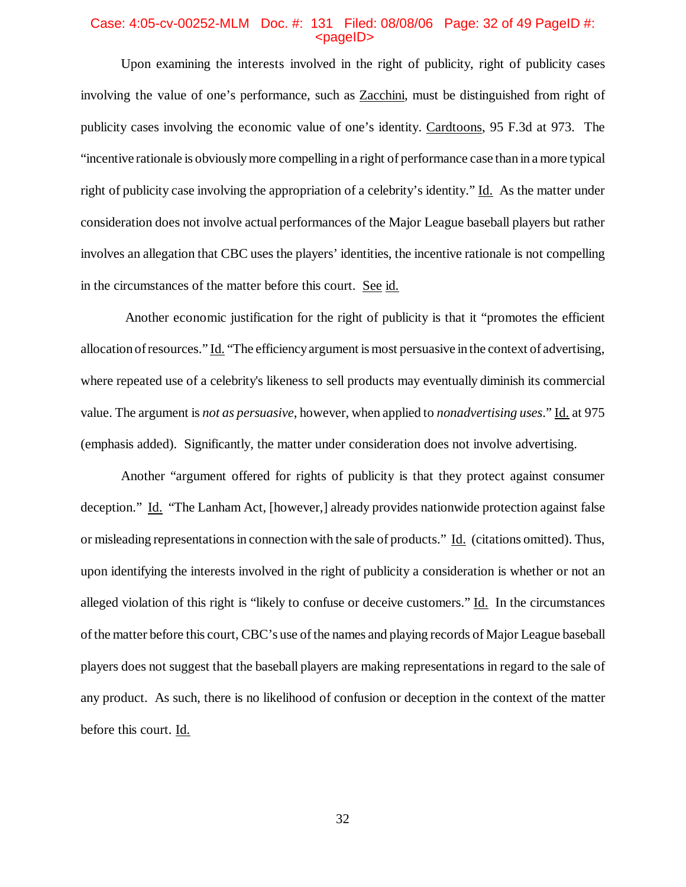Upon examining the interests involved in the right of publicity, right of publicity cases involving the value of one's performance, such as Zacchini, must be distinguished from right of publicity cases involving the economic value of one's identity. Cardtoons, 95 F.3d at 973. The "incentive rationale is obviously more compelling in a right of performance case than in a more typical right of publicity case involving the appropriation of a celebrity's identity." Id. As the matter under consideration does not involve actual performances of the Major League baseball players but rather involves an allegation that CBC uses the players' identities, the incentive rationale is not compelling in the circumstances of the matter before this court. See id.

Another economic justification for the right of publicity is that it "promotes the efficient allocation of resources." Id. "The efficiency argument is most persuasive in the context of advertising, where repeated use of a celebrity's likeness to sell products may eventually diminish its commercial value. The argument is *not as persuasive*, however, when applied to *nonadvertising uses*." Id. at 975 (emphasis added). Significantly, the matter under consideration does not involve advertising.

Another "argument offered for rights of publicity is that they protect against consumer deception." Id. "The Lanham Act, [however,] already provides nationwide protection against false or misleading representations in connection with the sale of products." Id. (citations omitted). Thus, upon identifying the interests involved in the right of publicity a consideration is whether or not an alleged violation of this right is "likely to confuse or deceive customers." Id. In the circumstances of the matter before this court, CBC's use of the names and playing records of Major League baseball players does not suggest that the baseball players are making representations in regard to the sale of any product. As such, there is no likelihood of confusion or deception in the context of the matter before this court. Id.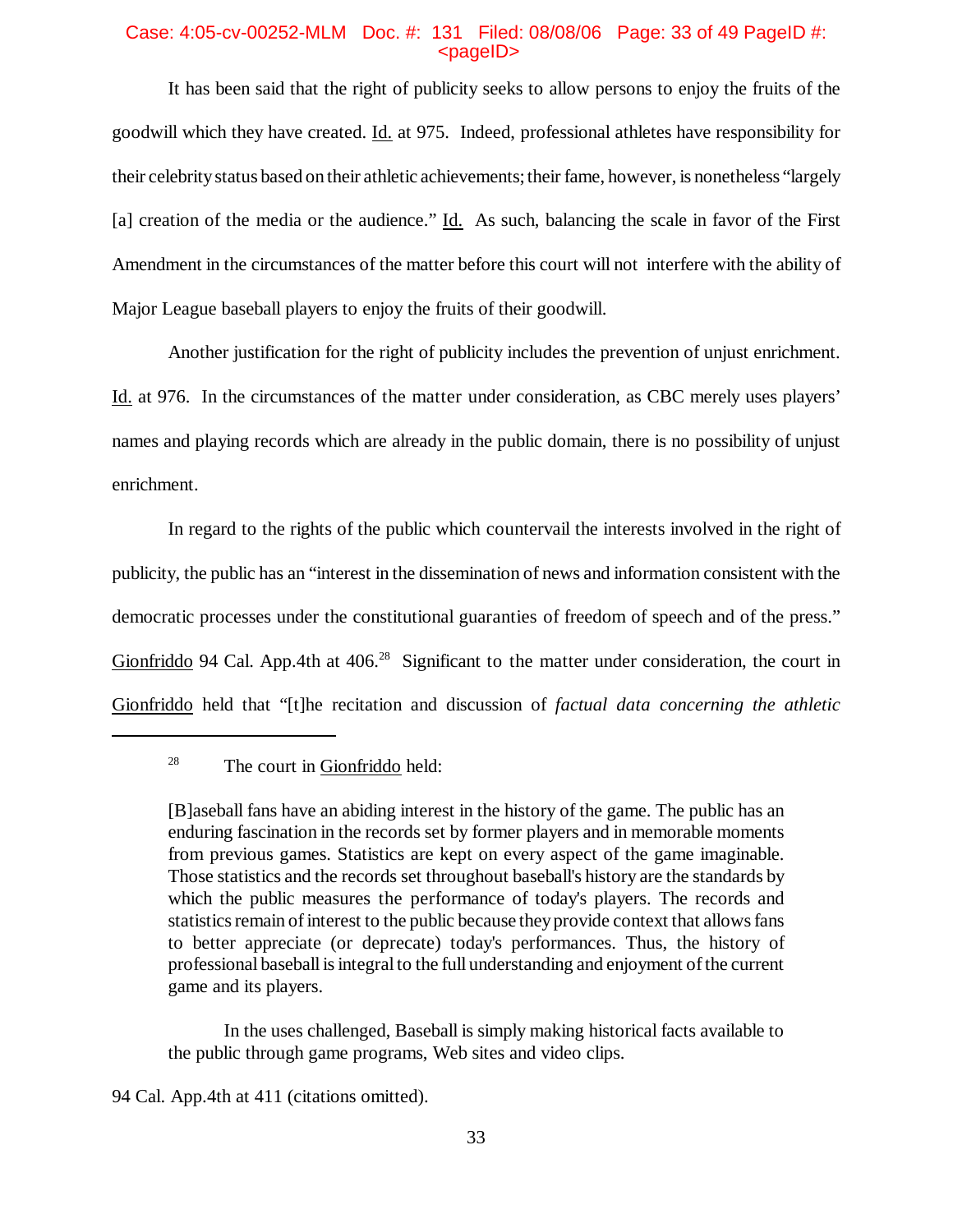It has been said that the right of publicity seeks to allow persons to enjoy the fruits of the goodwill which they have created. Id. at 975. Indeed, professional athletes have responsibility for their celebrity status based on their athletic achievements; their fame, however, is nonetheless "largely [a] creation of the media or the audience." Id. As such, balancing the scale in favor of the First Amendment in the circumstances of the matter before this court will not interfere with the ability of Major League baseball players to enjoy the fruits of their goodwill.

Another justification for the right of publicity includes the prevention of unjust enrichment. Id. at 976. In the circumstances of the matter under consideration, as CBC merely uses players' names and playing records which are already in the public domain, there is no possibility of unjust enrichment.

In regard to the rights of the public which countervail the interests involved in the right of publicity, the public has an "interest in the dissemination of news and information consistent with the democratic processes under the constitutional guaranties of freedom of speech and of the press." Gionfriddo 94 Cal. App.4th at 406.[28] Significant to the matter under consideration, the court in Gionfriddo held that "[t]he recitation and discussion of *factual data concerning the athletic*

---

[28] The court in Gionfriddo held:

> [B]aseball fans have an abiding interest in the history of the game. The public has an enduring fascination in the records set by former players and in memorable moments from previous games. Statistics are kept on every aspect of the game imaginable. Those statistics and the records set throughout baseball's history are the standards by which the public measures the performance of today's players. The records and statistics remain of interest to the public because they provide context that allows fans to better appreciate (or deprecate) today's performances. Thus, the history of professional baseball is integral to the full understanding and enjoyment of the current game and its players.
>
> In the uses challenged, Baseball is simply making historical facts available to the public through game programs, Web sites and video clips.

94 Cal. App.4th at 411 (citations omitted).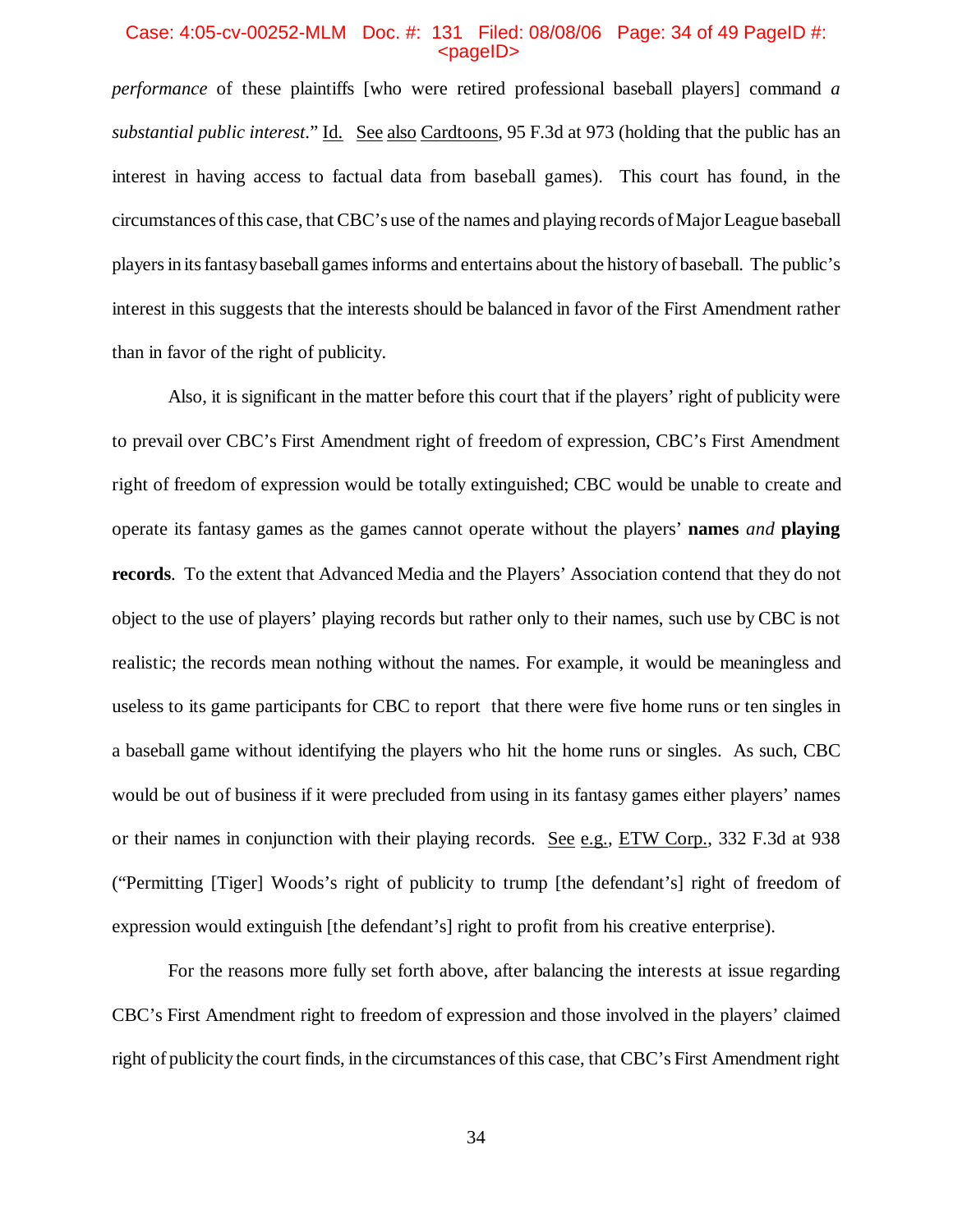*performance* of these plaintiffs [who were retired professional baseball players] command *a substantial public interest*." Id. See also Cardtoons, 95 F.3d at 973 (holding that the public has an interest in having access to factual data from baseball games). This court has found, in the circumstances of this case, that CBC's use of the names and playing records of Major League baseball players in its fantasy baseball games informs and entertains about the history of baseball. The public's interest in this suggests that the interests should be balanced in favor of the First Amendment rather than in favor of the right of publicity.

Also, it is significant in the matter before this court that if the players' right of publicity were to prevail over CBC's First Amendment right of freedom of expression, CBC's First Amendment right of freedom of expression would be totally extinguished; CBC would be unable to create and operate its fantasy games as the games cannot operate without the players' **names** *and* **playing records**. To the extent that Advanced Media and the Players' Association contend that they do not object to the use of players' playing records but rather only to their names, such use by CBC is not realistic; the records mean nothing without the names. For example, it would be meaningless and useless to its game participants for CBC to report that there were five home runs or ten singles in a baseball game without identifying the players who hit the home runs or singles. As such, CBC would be out of business if it were precluded from using in its fantasy games either players' names or their names in conjunction with their playing records. See e.g., ETW Corp., 332 F.3d at 938 ("Permitting [Tiger] Woods's right of publicity to trump [the defendant's] right of freedom of expression would extinguish [the defendant's] right to profit from his creative enterprise).

For the reasons more fully set forth above, after balancing the interests at issue regarding CBC's First Amendment right to freedom of expression and those involved in the players' claimed right of publicity the court finds, in the circumstances of this case, that CBC's First Amendment right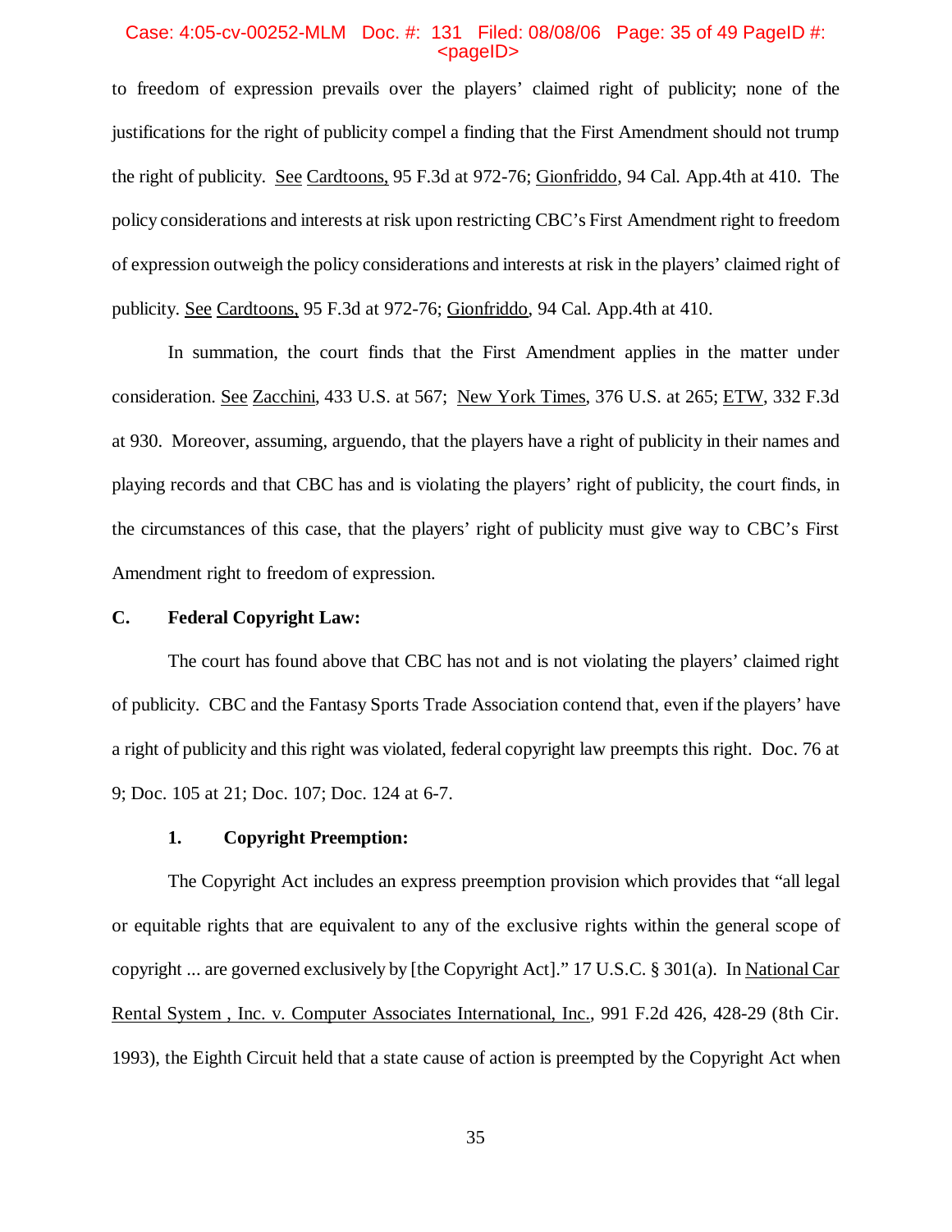to freedom of expression prevails over the players' claimed right of publicity; none of the justifications for the right of publicity compel a finding that the First Amendment should not trump the right of publicity. See Cardtoons, 95 F.3d at 972-76; Gionfriddo, 94 Cal. App.4th at 410. The policy considerations and interests at risk upon restricting CBC's First Amendment right to freedom of expression outweigh the policy considerations and interests at risk in the players' claimed right of publicity. See Cardtoons, 95 F.3d at 972-76; Gionfriddo, 94 Cal. App.4th at 410.

In summation, the court finds that the First Amendment applies in the matter under consideration. See Zacchini, 433 U.S. at 567; New York Times, 376 U.S. at 265; ETW, 332 F.3d at 930. Moreover, assuming, arguendo, that the players have a right of publicity in their names and playing records and that CBC has and is violating the players' right of publicity, the court finds, in the circumstances of this case, that the players' right of publicity must give way to CBC's First Amendment right to freedom of expression.

**C. Federal Copyright Law:**

The court has found above that CBC has not and is not violating the players' claimed right of publicity. CBC and the Fantasy Sports Trade Association contend that, even if the players' have a right of publicity and this right was violated, federal copyright law preempts this right. Doc. 76 at 9; Doc. 105 at 21; Doc. 107; Doc. 124 at 6-7.

**1. Copyright Preemption:**

The Copyright Act includes an express preemption provision which provides that "all legal or equitable rights that are equivalent to any of the exclusive rights within the general scope of copyright ... are governed exclusively by [the Copyright Act]." 17 U.S.C. § 301(a). In National Car Rental System , Inc. v. Computer Associates International, Inc., 991 F.2d 426, 428-29 (8th Cir. 1993), the Eighth Circuit held that a state cause of action is preempted by the Copyright Act when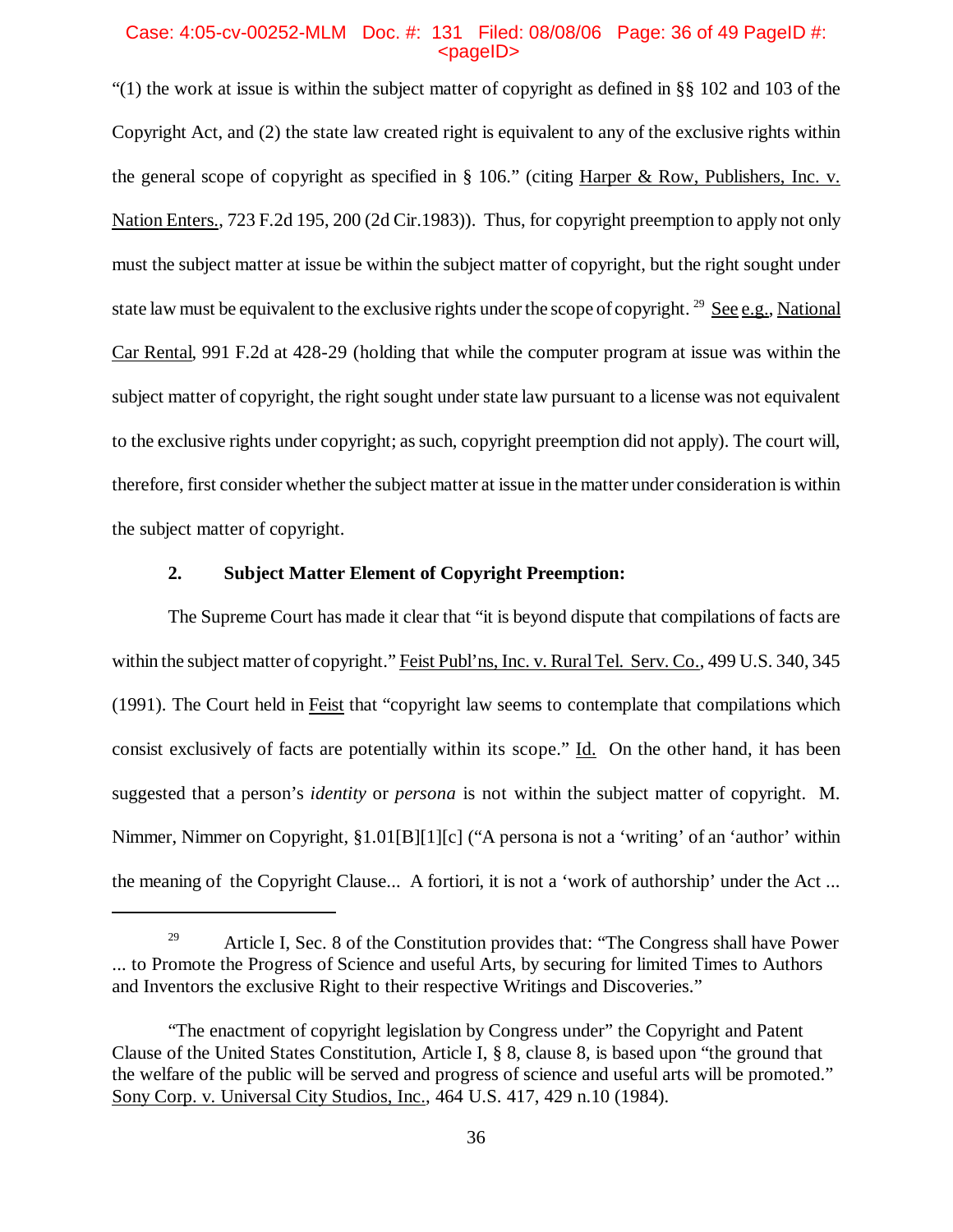"(1) the work at issue is within the subject matter of copyright as defined in §§ 102 and 103 of the Copyright Act, and (2) the state law created right is equivalent to any of the exclusive rights within the general scope of copyright as specified in § 106." (citing Harper & Row, Publishers, Inc. v. Nation Enters., 723 F.2d 195, 200 (2d Cir.1983)). Thus, for copyright preemption to apply not only must the subject matter at issue be within the subject matter of copyright, but the right sought under state law must be equivalent to the exclusive rights under the scope of copyright.[29] See e.g., National Car Rental, 991 F.2d at 428-29 (holding that while the computer program at issue was within the subject matter of copyright, the right sought under state law pursuant to a license was not equivalent to the exclusive rights under copyright; as such, copyright preemption did not apply). The court will, therefore, first consider whether the subject matter at issue in the matter under consideration is within the subject matter of copyright.

**2. Subject Matter Element of Copyright Preemption:**

The Supreme Court has made it clear that "it is beyond dispute that compilations of facts are within the subject matter of copyright." Feist Publ'ns, Inc. v. Rural Tel. Serv. Co., 499 U.S. 340, 345 (1991). The Court held in Feist that "copyright law seems to contemplate that compilations which consist exclusively of facts are potentially within its scope." Id. On the other hand, it has been suggested that a person's *identity* or *persona* is not within the subject matter of copyright. M. Nimmer, Nimmer on Copyright, §1.01[B][1][c] ("A persona is not a 'writing' of an 'author' within the meaning of the Copyright Clause... A fortiori, it is not a 'work of authorship' under the Act ...

---

[29] Article I, Sec. 8 of the Constitution provides that: "The Congress shall have Power ... to Promote the Progress of Science and useful Arts, by securing for limited Times to Authors and Inventors the exclusive Right to their respective Writings and Discoveries."

"The enactment of copyright legislation by Congress under" the Copyright and Patent Clause of the United States Constitution, Article I, § 8, clause 8, is based upon "the ground that the welfare of the public will be served and progress of science and useful arts will be promoted." Sony Corp. v. Universal City Studios, Inc., 464 U.S. 417, 429 n.10 (1984).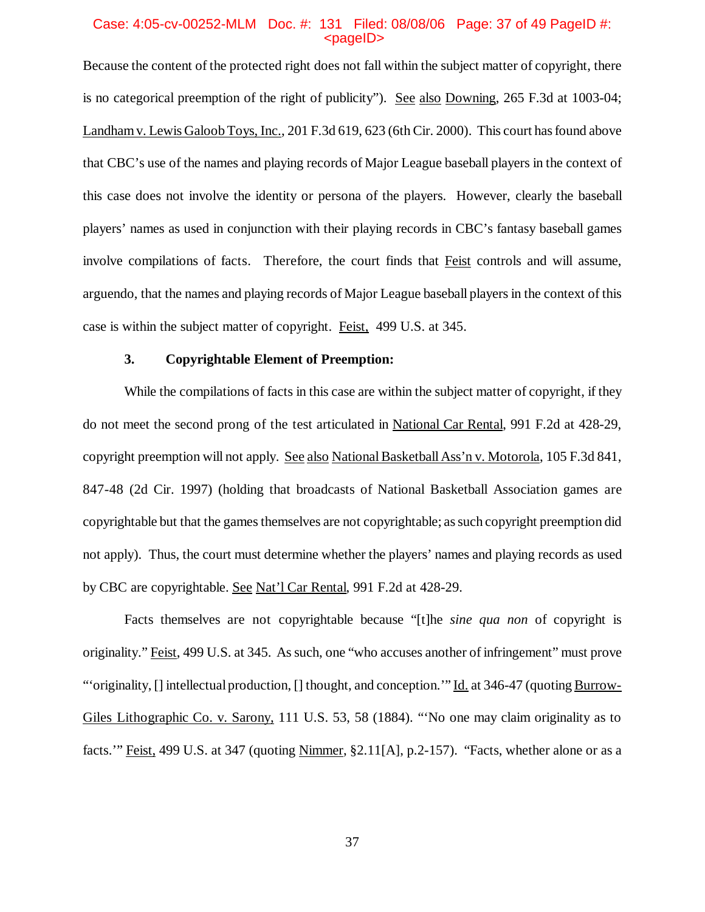Because the content of the protected right does not fall within the subject matter of copyright, there is no categorical preemption of the right of publicity"). See also Downing, 265 F.3d at 1003-04; Landham v. Lewis Galoob Toys, Inc., 201 F.3d 619, 623 (6th Cir. 2000). This court has found above that CBC's use of the names and playing records of Major League baseball players in the context of this case does not involve the identity or persona of the players. However, clearly the baseball players' names as used in conjunction with their playing records in CBC's fantasy baseball games involve compilations of facts. Therefore, the court finds that Feist controls and will assume, arguendo, that the names and playing records of Major League baseball players in the context of this case is within the subject matter of copyright. Feist, 499 U.S. at 345.

**3. Copyrightable Element of Preemption:**

While the compilations of facts in this case are within the subject matter of copyright, if they do not meet the second prong of the test articulated in National Car Rental, 991 F.2d at 428-29, copyright preemption will not apply. See also National Basketball Ass'n v. Motorola, 105 F.3d 841, 847-48 (2d Cir. 1997) (holding that broadcasts of National Basketball Association games are copyrightable but that the games themselves are not copyrightable; as such copyright preemption did not apply). Thus, the court must determine whether the players' names and playing records as used by CBC are copyrightable. See Nat'l Car Rental, 991 F.2d at 428-29.

Facts themselves are not copyrightable because "[t]he *sine qua non* of copyright is originality." Feist, 499 U.S. at 345. As such, one "who accuses another of infringement" must prove "'originality, [] intellectual production, [] thought, and conception.'" Id. at 346-47 (quoting Burrow-Giles Lithographic Co. v. Sarony, 111 U.S. 53, 58 (1884). "'No one may claim originality as to facts.'" Feist, 499 U.S. at 347 (quoting Nimmer, §2.11[A], p.2-157). "Facts, whether alone or as a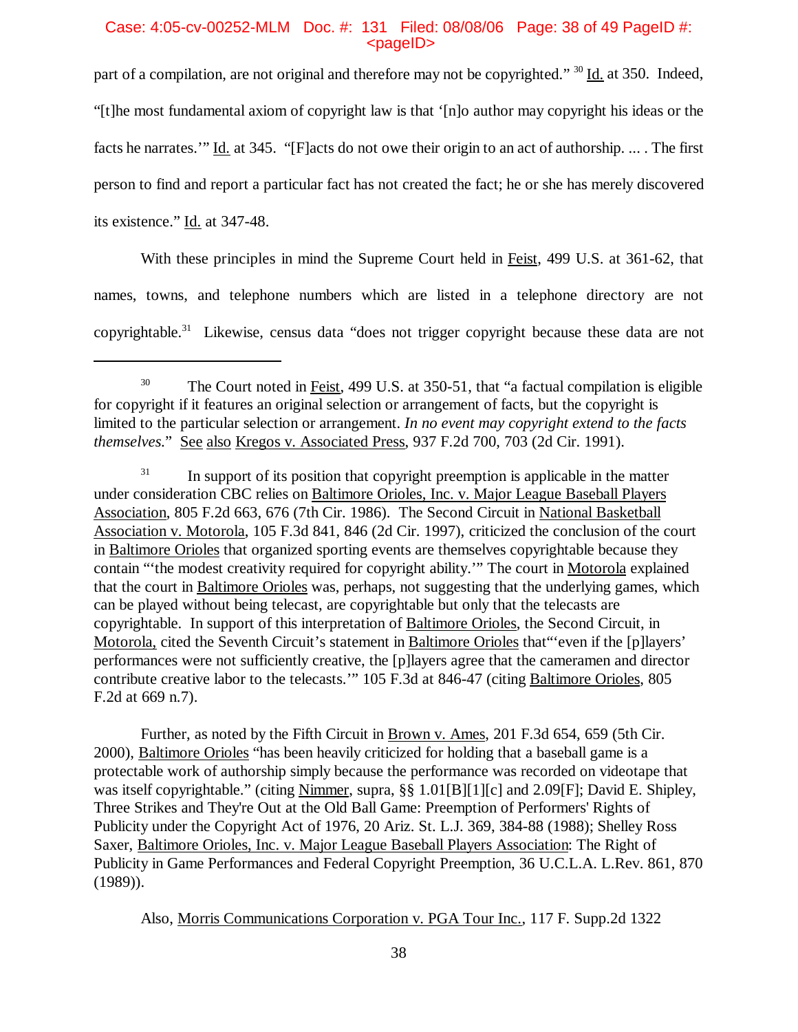part of a compilation, are not original and therefore may not be copyrighted." [30] Id. at 350. Indeed, "[t]he most fundamental axiom of copyright law is that '[n]o author may copyright his ideas or the facts he narrates.'" Id. at 345. "[F]acts do not owe their origin to an act of authorship. ... . The first person to find and report a particular fact has not created the fact; he or she has merely discovered its existence." Id. at 347-48.

With these principles in mind the Supreme Court held in Feist, 499 U.S. at 361-62, that names, towns, and telephone numbers which are listed in a telephone directory are not copyrightable.[31] Likewise, census data "does not trigger copyright because these data are not

---

[30] The Court noted in Feist, 499 U.S. at 350-51, that "a factual compilation is eligible for copyright if it features an original selection or arrangement of facts, but the copyright is limited to the particular selection or arrangement. *In no event may copyright extend to the facts themselves.*" See also Kregos v. Associated Press, 937 F.2d 700, 703 (2d Cir. 1991).

[31] In support of its position that copyright preemption is applicable in the matter under consideration CBC relies on Baltimore Orioles, Inc. v. Major League Baseball Players Association, 805 F.2d 663, 676 (7th Cir. 1986). The Second Circuit in National Basketball Association v. Motorola, 105 F.3d 841, 846 (2d Cir. 1997), criticized the conclusion of the court in Baltimore Orioles that organized sporting events are themselves copyrightable because they contain "'the modest creativity required for copyright ability.'" The court in Motorola explained that the court in Baltimore Orioles was, perhaps, not suggesting that the underlying games, which can be played without being telecast, are copyrightable but only that the telecasts are copyrightable. In support of this interpretation of Baltimore Orioles, the Second Circuit, in Motorola, cited the Seventh Circuit's statement in Baltimore Orioles that"'even if the [p]layers' performances were not sufficiently creative, the [p]layers agree that the cameramen and director contribute creative labor to the telecasts.'" 105 F.3d at 846-47 (citing Baltimore Orioles, 805 F.2d at 669 n.7).

Further, as noted by the Fifth Circuit in Brown v. Ames, 201 F.3d 654, 659 (5th Cir. 2000), Baltimore Orioles "has been heavily criticized for holding that a baseball game is a protectable work of authorship simply because the performance was recorded on videotape that was itself copyrightable." (citing Nimmer, supra, §§ 1.01[B][1][c] and 2.09[F]; David E. Shipley, Three Strikes and They're Out at the Old Ball Game: Preemption of Performers' Rights of Publicity under the Copyright Act of 1976, 20 Ariz. St. L.J. 369, 384-88 (1988); Shelley Ross Saxer, Baltimore Orioles, Inc. v. Major League Baseball Players Association: The Right of Publicity in Game Performances and Federal Copyright Preemption, 36 U.C.L.A. L.Rev. 861, 870 (1989)).

Also, Morris Communications Corporation v. PGA Tour Inc., 117 F. Supp.2d 1322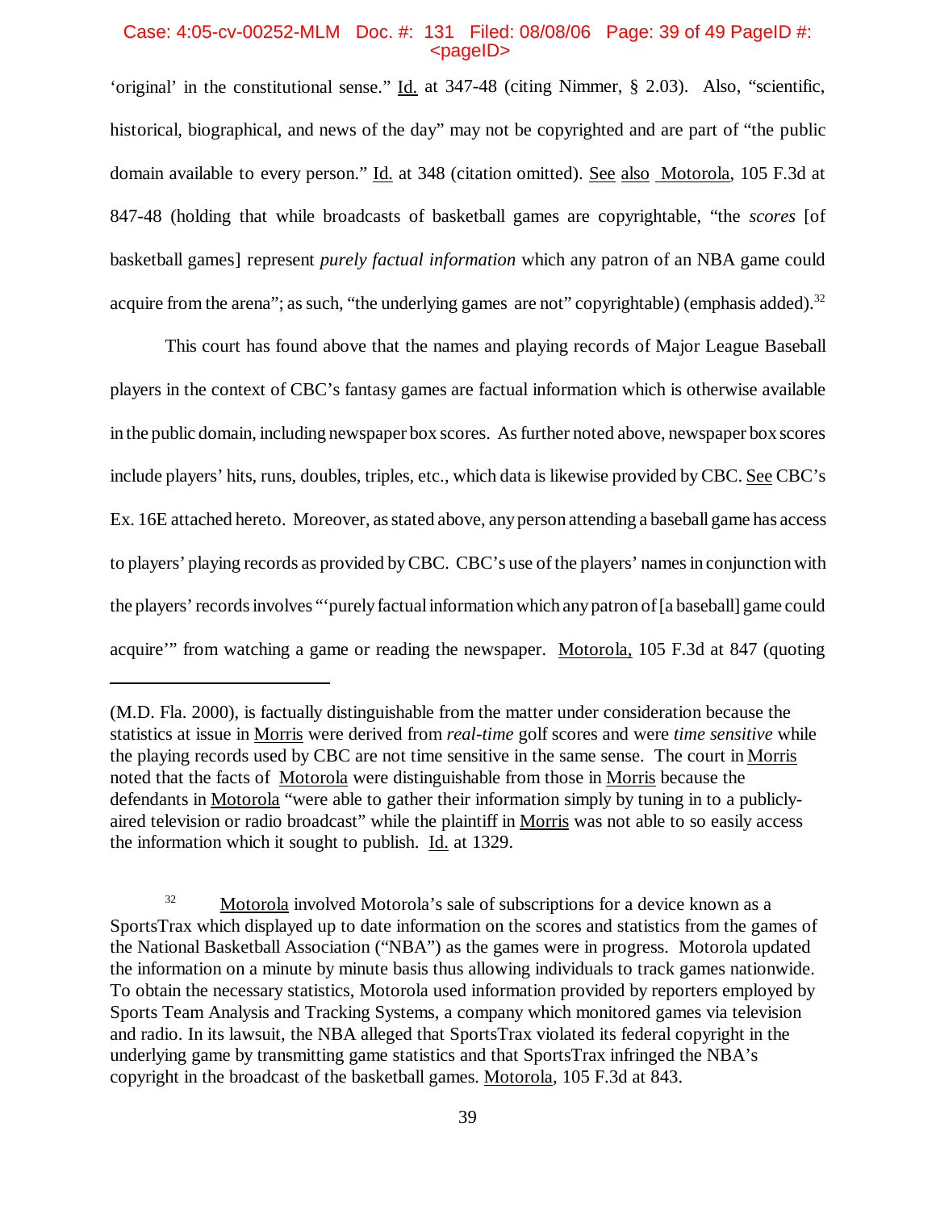'original' in the constitutional sense." Id. at 347-48 (citing Nimmer, § 2.03). Also, "scientific, historical, biographical, and news of the day" may not be copyrighted and are part of "the public domain available to every person." Id. at 348 (citation omitted). See also Motorola, 105 F.3d at 847-48 (holding that while broadcasts of basketball games are copyrightable, "the *scores* [of basketball games] represent *purely factual information* which any patron of an NBA game could acquire from the arena"; as such, "the underlying games are not" copyrightable) (emphasis added).[32]

This court has found above that the names and playing records of Major League Baseball players in the context of CBC's fantasy games are factual information which is otherwise available in the public domain, including newspaper box scores. As further noted above, newspaper box scores include players' hits, runs, doubles, triples, etc., which data is likewise provided by CBC. See CBC's Ex. 16E attached hereto. Moreover, as stated above, any person attending a baseball game has access to players' playing records as provided by CBC. CBC's use of the players' names in conjunction with the players' records involves "'purely factual information which any patron of [a baseball] game could acquire'" from watching a game or reading the newspaper. Motorola, 105 F.3d at 847 (quoting

---

(M.D. Fla. 2000), is factually distinguishable from the matter under consideration because the statistics at issue in Morris were derived from *real-time* golf scores and were *time sensitive* while the playing records used by CBC are not time sensitive in the same sense. The court in Morris noted that the facts of Motorola were distinguishable from those in Morris because the defendants in Motorola "were able to gather their information simply by tuning in to a publicly-aired television or radio broadcast" while the plaintiff in Morris was not able to so easily access the information which it sought to publish. Id. at 1329.

[32] Motorola involved Motorola's sale of subscriptions for a device known as a SportsTrax which displayed up to date information on the scores and statistics from the games of the National Basketball Association ("NBA") as the games were in progress. Motorola updated the information on a minute by minute basis thus allowing individuals to track games nationwide. To obtain the necessary statistics, Motorola used information provided by reporters employed by Sports Team Analysis and Tracking Systems, a company which monitored games via television and radio. In its lawsuit, the NBA alleged that SportsTrax violated its federal copyright in the underlying game by transmitting game statistics and that SportsTrax infringed the NBA's copyright in the broadcast of the basketball games. Motorola, 105 F.3d at 843.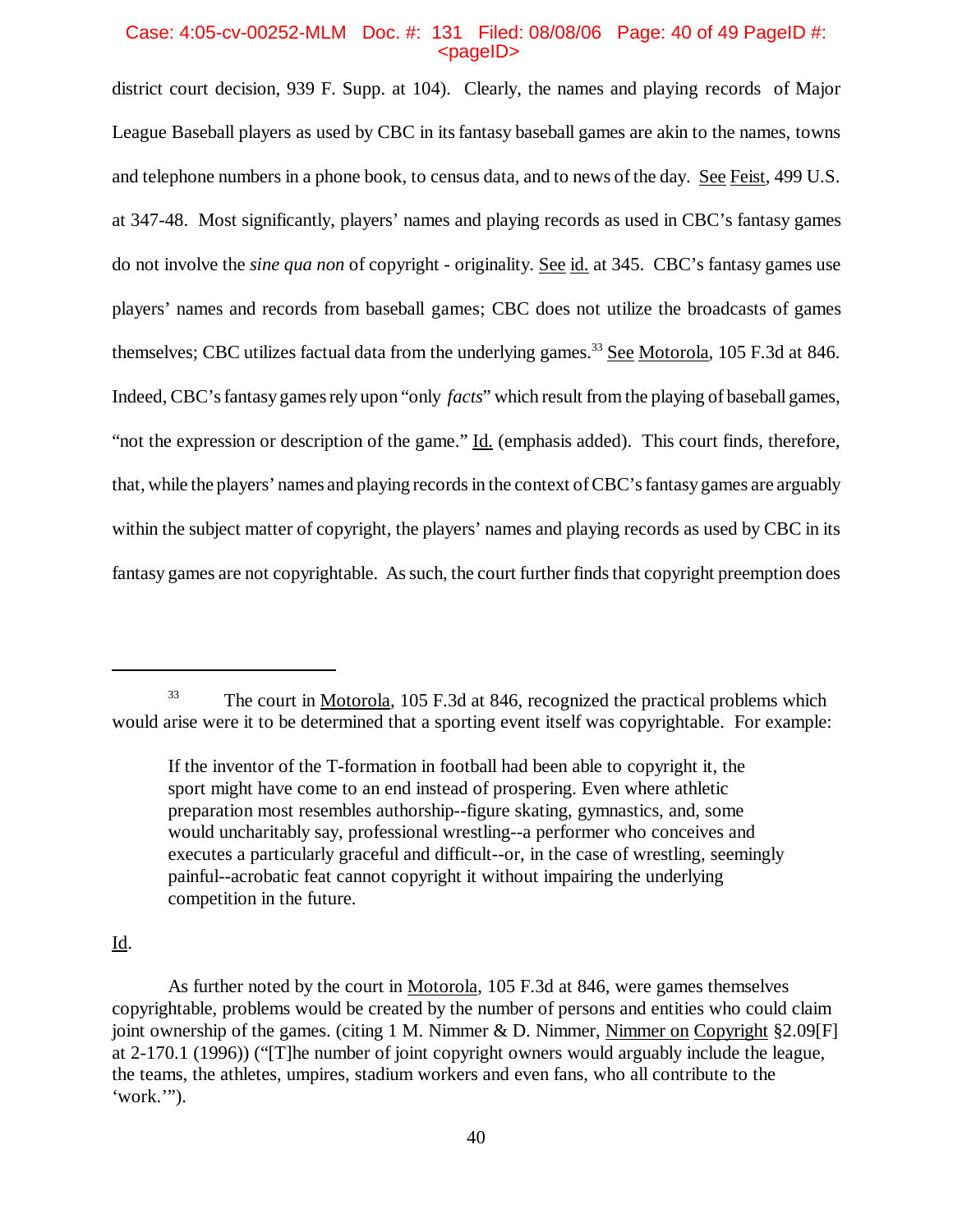district court decision, 939 F. Supp. at 104). Clearly, the names and playing records of Major League Baseball players as used by CBC in its fantasy baseball games are akin to the names, towns and telephone numbers in a phone book, to census data, and to news of the day. See Feist, 499 U.S. at 347-48. Most significantly, players' names and playing records as used in CBC's fantasy games do not involve the *sine qua non* of copyright - originality. See id. at 345. CBC's fantasy games use players' names and records from baseball games; CBC does not utilize the broadcasts of games themselves; CBC utilizes factual data from the underlying games.[33] See Motorola, 105 F.3d at 846. Indeed, CBC's fantasy games rely upon "only *facts*" which result from the playing of baseball games, "not the expression or description of the game." Id. (emphasis added). This court finds, therefore, that, while the players' names and playing records in the context of CBC's fantasy games are arguably within the subject matter of copyright, the players' names and playing records as used by CBC in its fantasy games are not copyrightable. As such, the court further finds that copyright preemption does

---

[33] The court in Motorola, 105 F.3d at 846, recognized the practical problems which would arise were it to be determined that a sporting event itself was copyrightable. For example:

> If the inventor of the T-formation in football had been able to copyright it, the sport might have come to an end instead of prospering. Even where athletic preparation most resembles authorship--figure skating, gymnastics, and, some would uncharitably say, professional wrestling--a performer who conceives and executes a particularly graceful and difficult--or, in the case of wrestling, seemingly painful--acrobatic feat cannot copyright it without impairing the underlying competition in the future.

Id.

As further noted by the court in Motorola, 105 F.3d at 846, were games themselves copyrightable, problems would be created by the number of persons and entities who could claim joint ownership of the games. (citing 1 M. Nimmer & D. Nimmer, Nimmer on Copyright §2.09[F] at 2-170.1 (1996)) ("[T]he number of joint copyright owners would arguably include the league, the teams, the athletes, umpires, stadium workers and even fans, who all contribute to the 'work.'").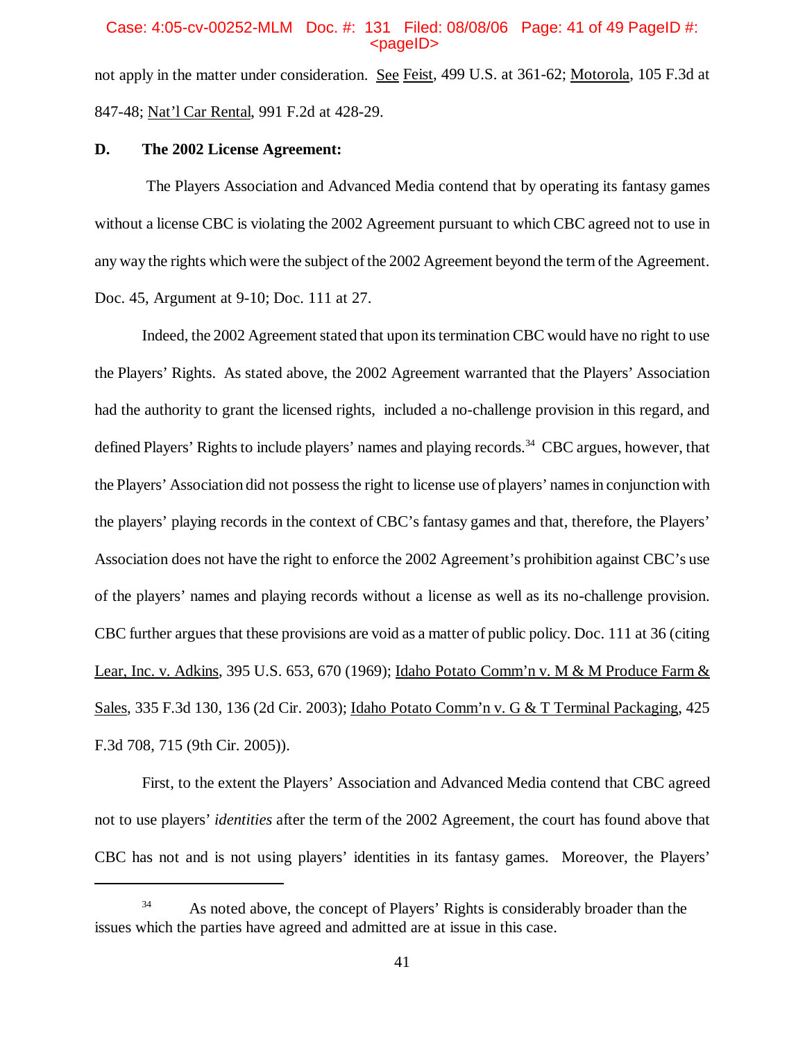not apply in the matter under consideration. See Feist, 499 U.S. at 361-62; Motorola, 105 F.3d at 847-48; Nat'l Car Rental, 991 F.2d at 428-29.

**D. The 2002 License Agreement:**

The Players Association and Advanced Media contend that by operating its fantasy games without a license CBC is violating the 2002 Agreement pursuant to which CBC agreed not to use in any way the rights which were the subject of the 2002 Agreement beyond the term of the Agreement. Doc. 45, Argument at 9-10; Doc. 111 at 27.

Indeed, the 2002 Agreement stated that upon its termination CBC would have no right to use the Players' Rights. As stated above, the 2002 Agreement warranted that the Players' Association had the authority to grant the licensed rights, included a no-challenge provision in this regard, and defined Players' Rights to include players' names and playing records.[34] CBC argues, however, that the Players' Association did not possess the right to license use of players' names in conjunction with the players' playing records in the context of CBC's fantasy games and that, therefore, the Players' Association does not have the right to enforce the 2002 Agreement's prohibition against CBC's use of the players' names and playing records without a license as well as its no-challenge provision. CBC further argues that these provisions are void as a matter of public policy. Doc. 111 at 36 (citing Lear, Inc. v. Adkins, 395 U.S. 653, 670 (1969); Idaho Potato Comm'n v. M & M Produce Farm & Sales, 335 F.3d 130, 136 (2d Cir. 2003); Idaho Potato Comm'n v. G & T Terminal Packaging, 425 F.3d 708, 715 (9th Cir. 2005)).

First, to the extent the Players' Association and Advanced Media contend that CBC agreed not to use players' *identities* after the term of the 2002 Agreement, the court has found above that CBC has not and is not using players' identities in its fantasy games. Moreover, the Players'

[34] As noted above, the concept of Players' Rights is considerably broader than the issues which the parties have agreed and admitted are at issue in this case.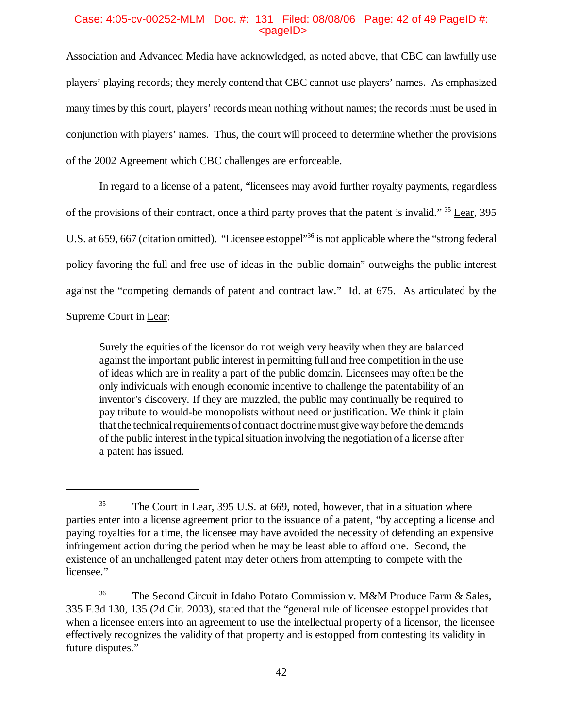Association and Advanced Media have acknowledged, as noted above, that CBC can lawfully use players' playing records; they merely contend that CBC cannot use players' names. As emphasized many times by this court, players' records mean nothing without names; the records must be used in conjunction with players' names. Thus, the court will proceed to determine whether the provisions of the 2002 Agreement which CBC challenges are enforceable.

In regard to a license of a patent, "licensees may avoid further royalty payments, regardless of the provisions of their contract, once a third party proves that the patent is invalid." [35] Lear, 395 U.S. at 659, 667 (citation omitted). "Licensee estoppel"[36] is not applicable where the "strong federal policy favoring the full and free use of ideas in the public domain" outweighs the public interest against the "competing demands of patent and contract law." Id. at 675. As articulated by the Supreme Court in Lear:

> Surely the equities of the licensor do not weigh very heavily when they are balanced against the important public interest in permitting full and free competition in the use of ideas which are in reality a part of the public domain. Licensees may often be the only individuals with enough economic incentive to challenge the patentability of an inventor's discovery. If they are muzzled, the public may continually be required to pay tribute to would-be monopolists without need or justification. We think it plain that the technical requirements of contract doctrine must give way before the demands of the public interest in the typical situation involving the negotiation of a license after a patent has issued.

---

[35] The Court in Lear, 395 U.S. at 669, noted, however, that in a situation where parties enter into a license agreement prior to the issuance of a patent, "by accepting a license and paying royalties for a time, the licensee may have avoided the necessity of defending an expensive infringement action during the period when he may be least able to afford one. Second, the existence of an unchallenged patent may deter others from attempting to compete with the licensee."

[36] The Second Circuit in Idaho Potato Commission v. M&M Produce Farm & Sales, 335 F.3d 130, 135 (2d Cir. 2003), stated that the "general rule of licensee estoppel provides that when a licensee enters into an agreement to use the intellectual property of a licensor, the licensee effectively recognizes the validity of that property and is estopped from contesting its validity in future disputes."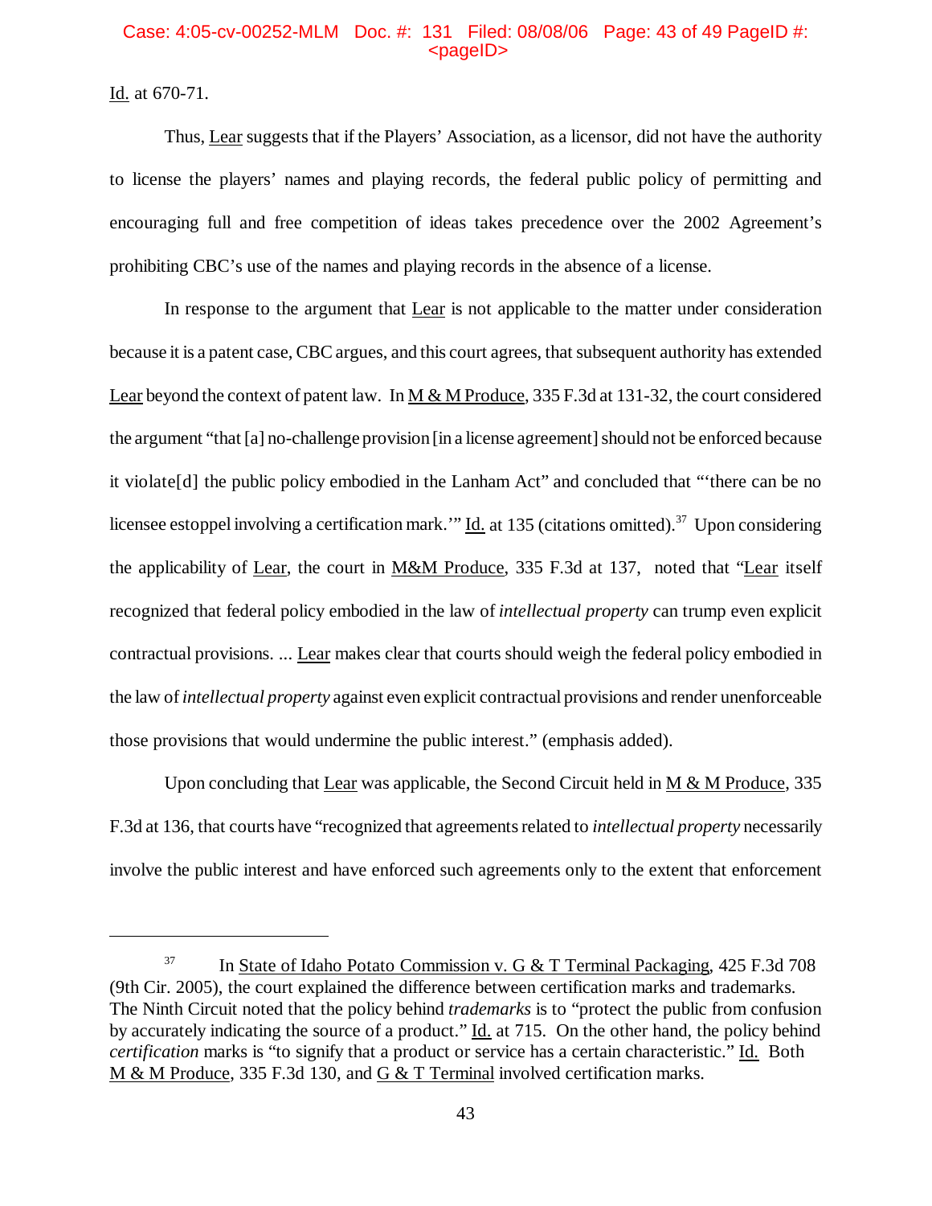Id. at 670-71.

Thus, Lear suggests that if the Players' Association, as a licensor, did not have the authority to license the players' names and playing records, the federal public policy of permitting and encouraging full and free competition of ideas takes precedence over the 2002 Agreement's prohibiting CBC's use of the names and playing records in the absence of a license.

In response to the argument that Lear is not applicable to the matter under consideration because it is a patent case, CBC argues, and this court agrees, that subsequent authority has extended Lear beyond the context of patent law. In M & M Produce, 335 F.3d at 131-32, the court considered the argument "that [a] no-challenge provision [in a license agreement] should not be enforced because it violate[d] the public policy embodied in the Lanham Act" and concluded that "'there can be no licensee estoppel involving a certification mark.'" Id. at 135 (citations omitted).[37] Upon considering the applicability of Lear, the court in M&M Produce, 335 F.3d at 137, noted that "Lear itself recognized that federal policy embodied in the law of *intellectual property* can trump even explicit contractual provisions. ... Lear makes clear that courts should weigh the federal policy embodied in the law of *intellectual property* against even explicit contractual provisions and render unenforceable those provisions that would undermine the public interest." (emphasis added).

Upon concluding that Lear was applicable, the Second Circuit held in M & M Produce, 335 F.3d at 136, that courts have "recognized that agreements related to *intellectual property* necessarily involve the public interest and have enforced such agreements only to the extent that enforcement

---

[37] In State of Idaho Potato Commission v. G & T Terminal Packaging, 425 F.3d 708 (9th Cir. 2005), the court explained the difference between certification marks and trademarks. The Ninth Circuit noted that the policy behind *trademarks* is to "protect the public from confusion by accurately indicating the source of a product." Id. at 715. On the other hand, the policy behind *certification* marks is "to signify that a product or service has a certain characteristic." Id. Both M & M Produce, 335 F.3d 130, and G & T Terminal involved certification marks.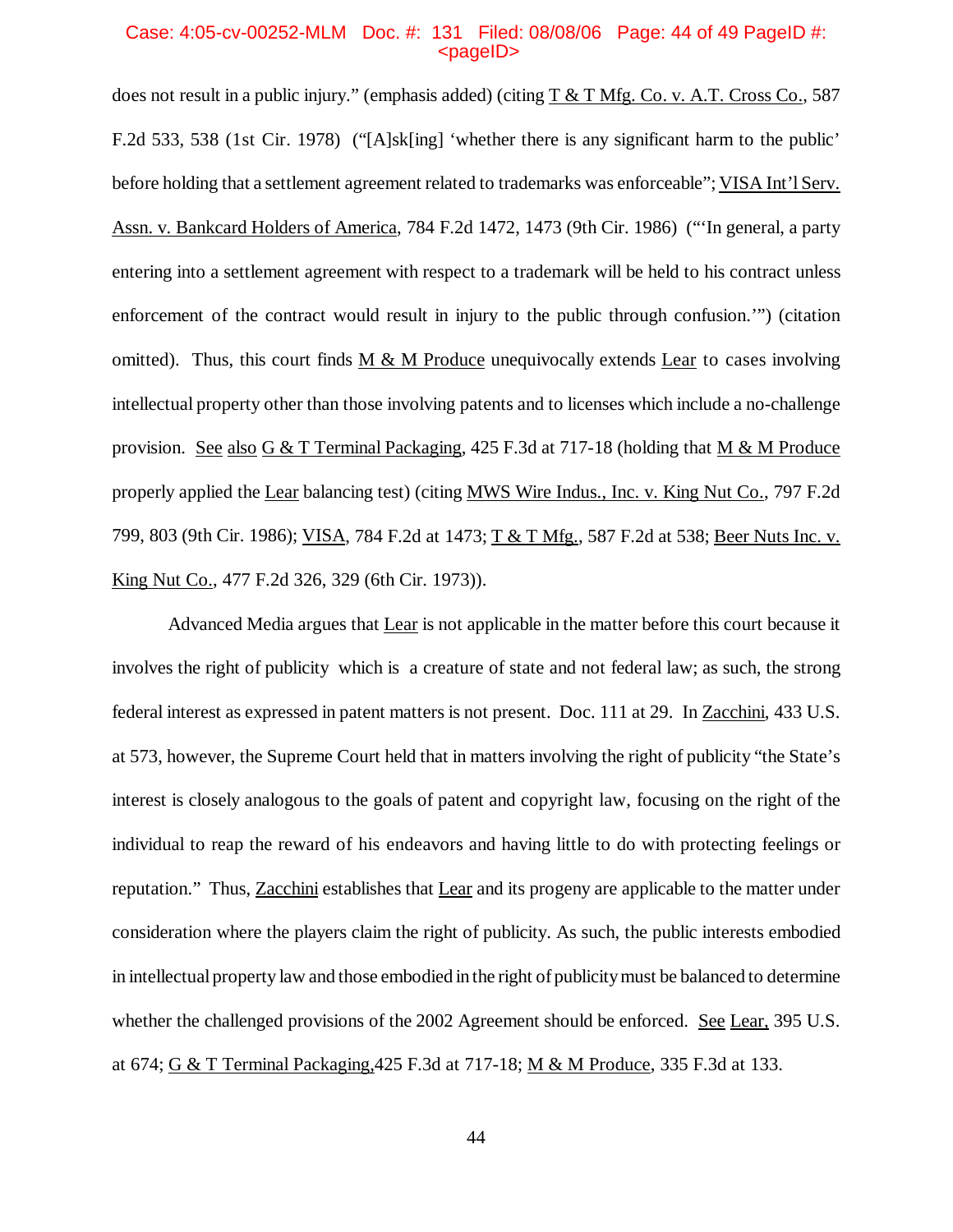does not result in a public injury." (emphasis added) (citing T & T Mfg. Co. v. A.T. Cross Co., 587 F.2d 533, 538 (1st Cir. 1978) ("[A]sk[ing] 'whether there is any significant harm to the public' before holding that a settlement agreement related to trademarks was enforceable"; VISA Int'l Serv. Assn. v. Bankcard Holders of America, 784 F.2d 1472, 1473 (9th Cir. 1986) ("'In general, a party entering into a settlement agreement with respect to a trademark will be held to his contract unless enforcement of the contract would result in injury to the public through confusion.'") (citation omitted). Thus, this court finds M & M Produce unequivocally extends Lear to cases involving intellectual property other than those involving patents and to licenses which include a no-challenge provision. See also G & T Terminal Packaging, 425 F.3d at 717-18 (holding that M & M Produce properly applied the Lear balancing test) (citing MWS Wire Indus., Inc. v. King Nut Co., 797 F.2d 799, 803 (9th Cir. 1986); VISA, 784 F.2d at 1473; T & T Mfg., 587 F.2d at 538; Beer Nuts Inc. v. King Nut Co., 477 F.2d 326, 329 (6th Cir. 1973)).

Advanced Media argues that Lear is not applicable in the matter before this court because it involves the right of publicity which is a creature of state and not federal law; as such, the strong federal interest as expressed in patent matters is not present. Doc. 111 at 29. In Zacchini, 433 U.S. at 573, however, the Supreme Court held that in matters involving the right of publicity "the State's interest is closely analogous to the goals of patent and copyright law, focusing on the right of the individual to reap the reward of his endeavors and having little to do with protecting feelings or reputation." Thus, Zacchini establishes that Lear and its progeny are applicable to the matter under consideration where the players claim the right of publicity. As such, the public interests embodied in intellectual property law and those embodied in the right of publicity must be balanced to determine whether the challenged provisions of the 2002 Agreement should be enforced. See Lear, 395 U.S. at 674; G & T Terminal Packaging, 425 F.3d at 717-18; M & M Produce, 335 F.3d at 133.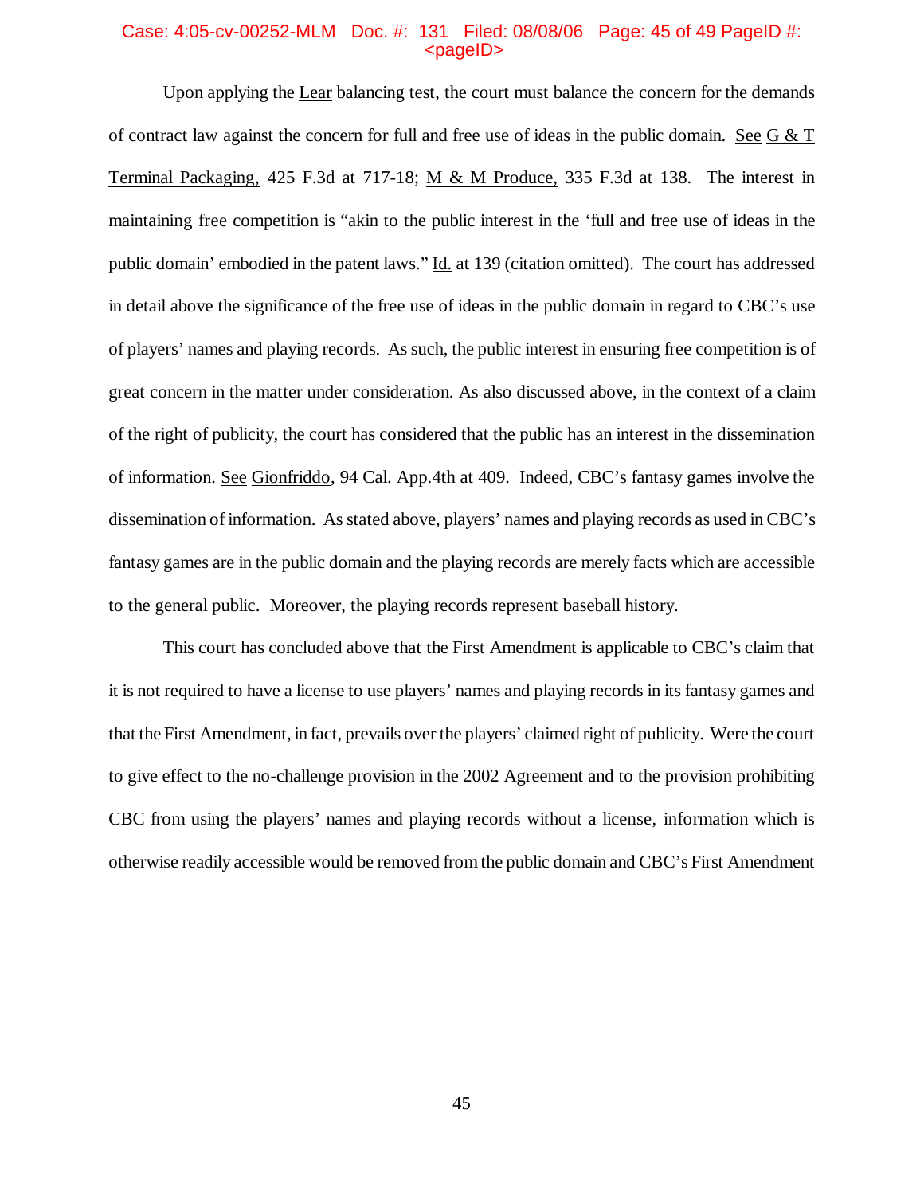Upon applying the Lear balancing test, the court must balance the concern for the demands of contract law against the concern for full and free use of ideas in the public domain. See G & T Terminal Packaging, 425 F.3d at 717-18; M & M Produce, 335 F.3d at 138. The interest in maintaining free competition is "akin to the public interest in the 'full and free use of ideas in the public domain' embodied in the patent laws." Id. at 139 (citation omitted). The court has addressed in detail above the significance of the free use of ideas in the public domain in regard to CBC's use of players' names and playing records. As such, the public interest in ensuring free competition is of great concern in the matter under consideration. As also discussed above, in the context of a claim of the right of publicity, the court has considered that the public has an interest in the dissemination of information. See Gionfriddo, 94 Cal. App.4th at 409. Indeed, CBC's fantasy games involve the dissemination of information. As stated above, players' names and playing records as used in CBC's fantasy games are in the public domain and the playing records are merely facts which are accessible to the general public. Moreover, the playing records represent baseball history.

This court has concluded above that the First Amendment is applicable to CBC's claim that it is not required to have a license to use players' names and playing records in its fantasy games and that the First Amendment, in fact, prevails over the players' claimed right of publicity. Were the court to give effect to the no-challenge provision in the 2002 Agreement and to the provision prohibiting CBC from using the players' names and playing records without a license, information which is otherwise readily accessible would be removed from the public domain and CBC's First Amendment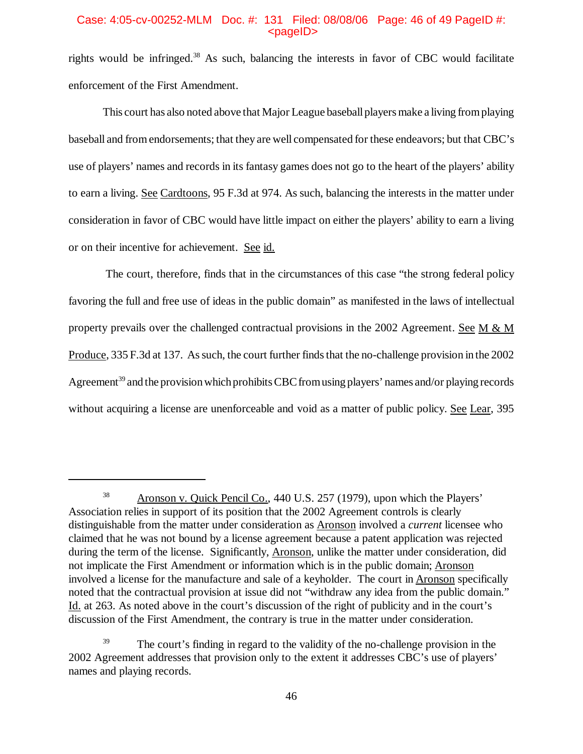rights would be infringed.[38] As such, balancing the interests in favor of CBC would facilitate enforcement of the First Amendment.

This court has also noted above that Major League baseball players make a living from playing baseball and from endorsements; that they are well compensated for these endeavors; but that CBC's use of players' names and records in its fantasy games does not go to the heart of the players' ability to earn a living. See Cardtoons, 95 F.3d at 974. As such, balancing the interests in the matter under consideration in favor of CBC would have little impact on either the players' ability to earn a living or on their incentive for achievement. See id.

The court, therefore, finds that in the circumstances of this case "the strong federal policy favoring the full and free use of ideas in the public domain" as manifested in the laws of intellectual property prevails over the challenged contractual provisions in the 2002 Agreement. See M & M Produce, 335 F.3d at 137. As such, the court further finds that the no-challenge provision in the 2002 Agreement[39] and the provision which prohibits CBC from using players' names and/or playing records without acquiring a license are unenforceable and void as a matter of public policy. See Lear, 395

---

[38] Aronson v. Quick Pencil Co., 440 U.S. 257 (1979), upon which the Players' Association relies in support of its position that the 2002 Agreement controls is clearly distinguishable from the matter under consideration as Aronson involved a *current* licensee who claimed that he was not bound by a license agreement because a patent application was rejected during the term of the license. Significantly, Aronson, unlike the matter under consideration, did not implicate the First Amendment or information which is in the public domain; Aronson involved a license for the manufacture and sale of a keyholder. The court in Aronson specifically noted that the contractual provision at issue did not "withdraw any idea from the public domain." Id. at 263. As noted above in the court's discussion of the right of publicity and in the court's discussion of the First Amendment, the contrary is true in the matter under consideration.

[39] The court's finding in regard to the validity of the no-challenge provision in the 2002 Agreement addresses that provision only to the extent it addresses CBC's use of players' names and playing records.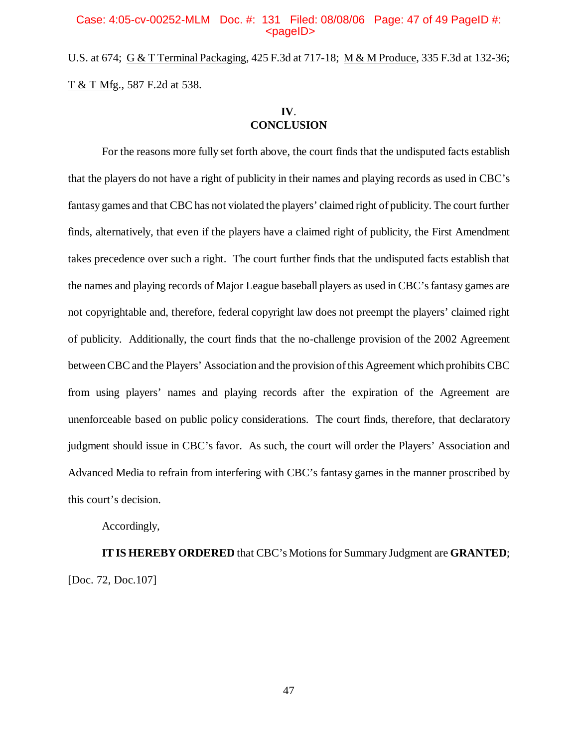U.S. at 674; G & T Terminal Packaging, 425 F.3d at 717-18; M & M Produce, 335 F.3d at 132-36; T & T Mfg., 587 F.2d at 538.

## IV. CONCLUSION

For the reasons more fully set forth above, the court finds that the undisputed facts establish that the players do not have a right of publicity in their names and playing records as used in CBC's fantasy games and that CBC has not violated the players' claimed right of publicity. The court further finds, alternatively, that even if the players have a claimed right of publicity, the First Amendment takes precedence over such a right. The court further finds that the undisputed facts establish that the names and playing records of Major League baseball players as used in CBC's fantasy games are not copyrightable and, therefore, federal copyright law does not preempt the players' claimed right of publicity. Additionally, the court finds that the no-challenge provision of the 2002 Agreement between CBC and the Players' Association and the provision of this Agreement which prohibits CBC from using players' names and playing records after the expiration of the Agreement are unenforceable based on public policy considerations. The court finds, therefore, that declaratory judgment should issue in CBC's favor. As such, the court will order the Players' Association and Advanced Media to refrain from interfering with CBC's fantasy games in the manner proscribed by this court's decision.

Accordingly,

**IT IS HEREBY ORDERED** that CBC's Motions for Summary Judgment are **GRANTED**; [Doc. 72, Doc.107]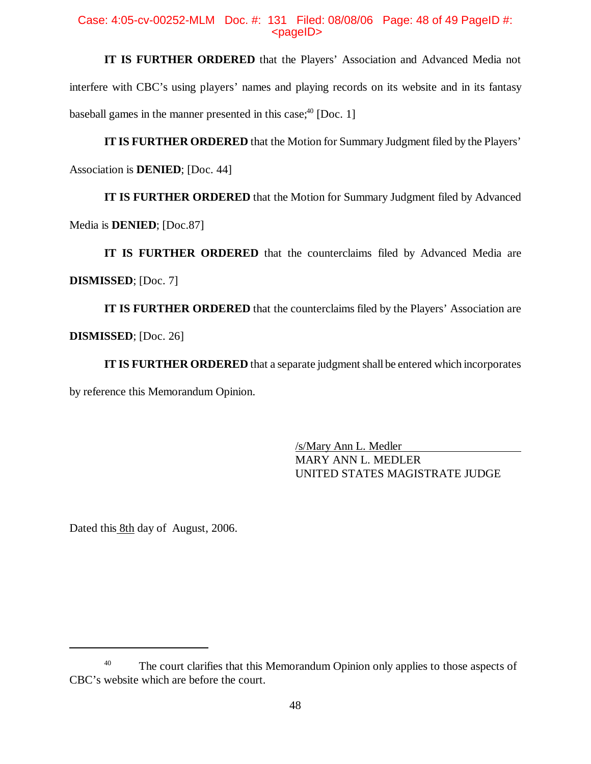**IT IS FURTHER ORDERED** that the Players' Association and Advanced Media not interfere with CBC's using players' names and playing records on its website and in its fantasy baseball games in the manner presented in this case;[40] [Doc. 1]

**IT IS FURTHER ORDERED** that the Motion for Summary Judgment filed by the Players' Association is **DENIED**; [Doc. 44]

**IT IS FURTHER ORDERED** that the Motion for Summary Judgment filed by Advanced Media is **DENIED**; [Doc.87]

**IT IS FURTHER ORDERED** that the counterclaims filed by Advanced Media are **DISMISSED**; [Doc. 7]

**IT IS FURTHER ORDERED** that the counterclaims filed by the Players' Association are **DISMISSED**; [Doc. 26]

**IT IS FURTHER ORDERED** that a separate judgment shall be entered which incorporates by reference this Memorandum Opinion.

/s/Mary Ann L. Medler
MARY ANN L. MEDLER
UNITED STATES MAGISTRATE JUDGE

Dated this 8th day of August, 2006.

---

[40] The court clarifies that this Memorandum Opinion only applies to those aspects of CBC's website which are before the court.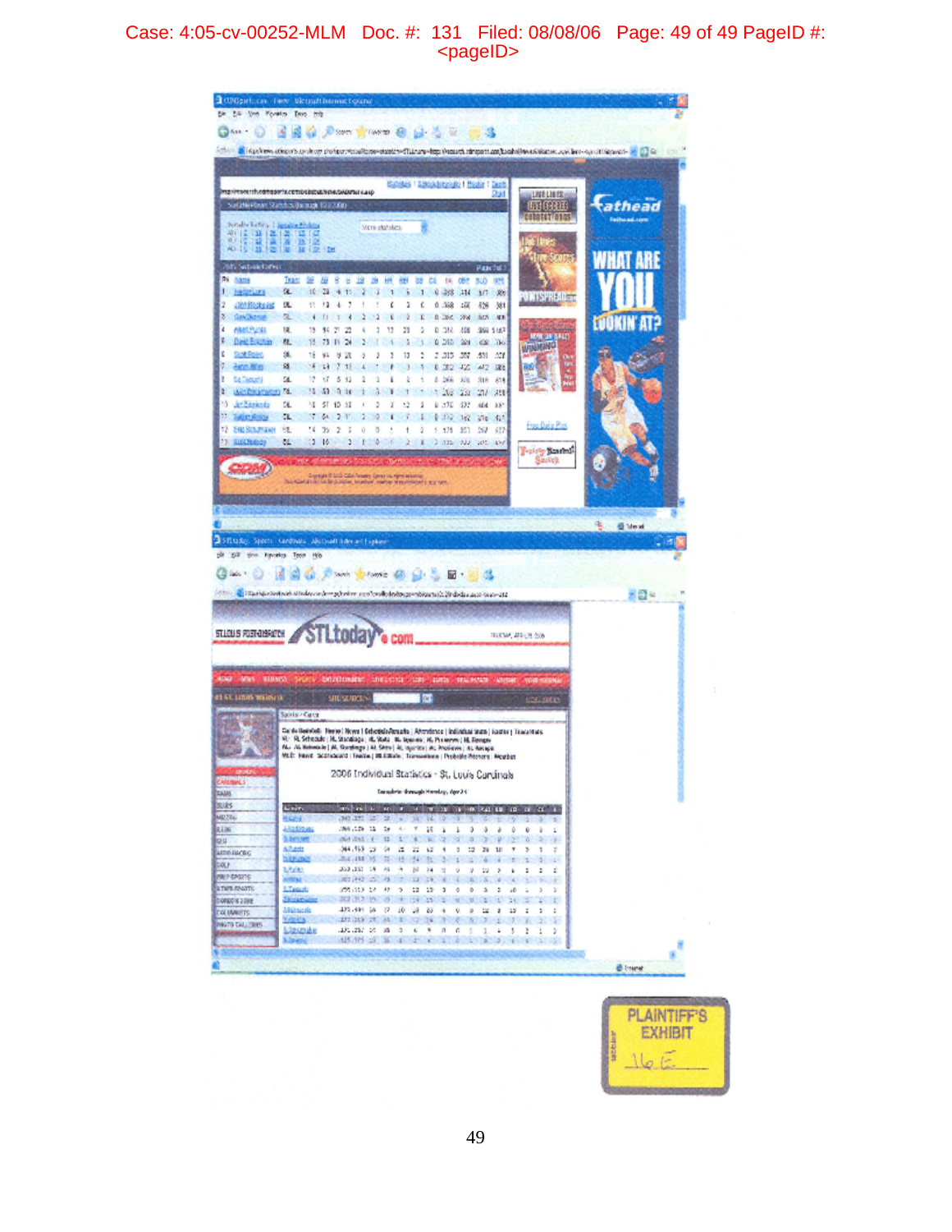PLAINTIFF'S EXHIBIT

16E